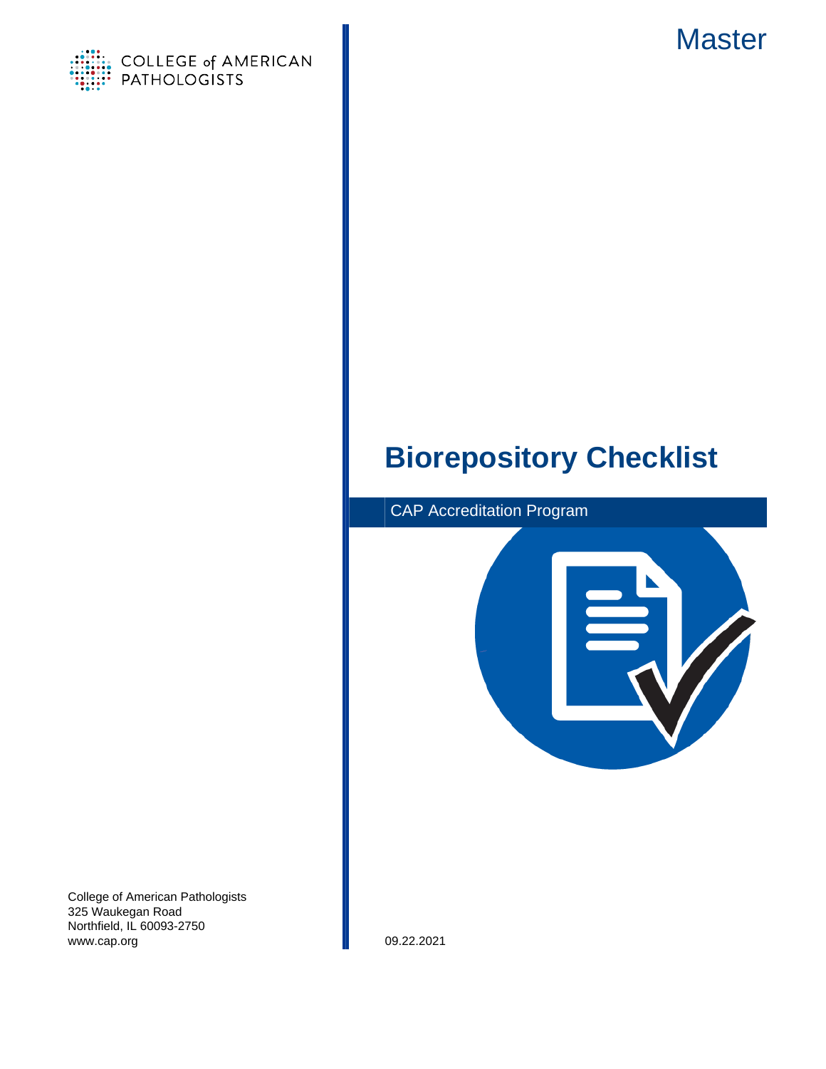COLLEGE of AMERICAN PATHOLOGISTS

Master

# Biorepository Checklist

CAP Accreditation Program

College of American Pathologists
325 Waukegan Road
Northfield, IL 60093-2750
www.cap.org

09.22.2021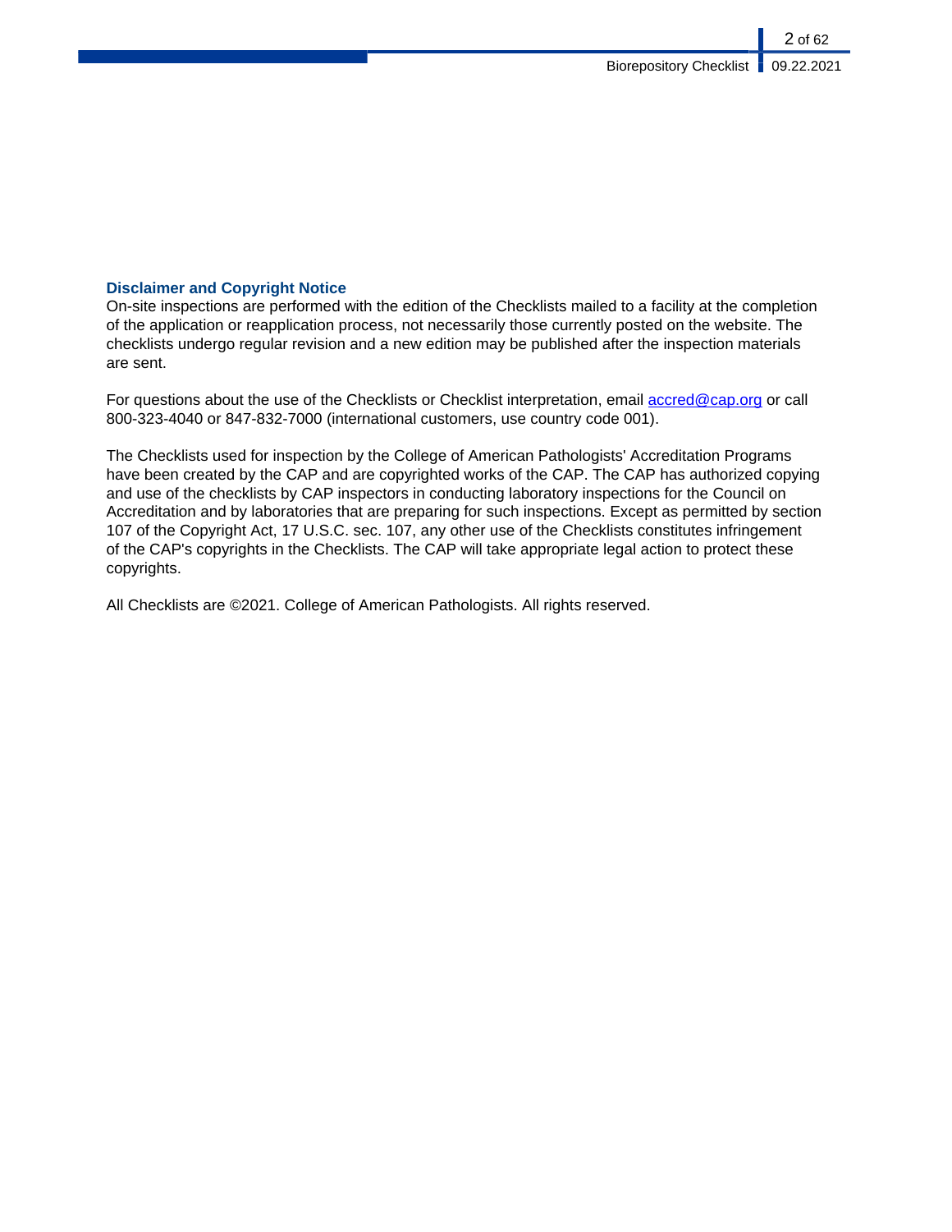## Disclaimer and Copyright Notice

On-site inspections are performed with the edition of the Checklists mailed to a facility at the completion of the application or reapplication process, not necessarily those currently posted on the website. The checklists undergo regular revision and a new edition may be published after the inspection materials are sent.

For questions about the use of the Checklists or Checklist interpretation, email accred@cap.org or call 800-323-4040 or 847-832-7000 (international customers, use country code 001).

The Checklists used for inspection by the College of American Pathologists' Accreditation Programs have been created by the CAP and are copyrighted works of the CAP. The CAP has authorized copying and use of the checklists by CAP inspectors in conducting laboratory inspections for the Council on Accreditation and by laboratories that are preparing for such inspections. Except as permitted by section 107 of the Copyright Act, 17 U.S.C. sec. 107, any other use of the Checklists constitutes infringement of the CAP's copyrights in the Checklists. The CAP will take appropriate legal action to protect these copyrights.

All Checklists are ©2021. College of American Pathologists. All rights reserved.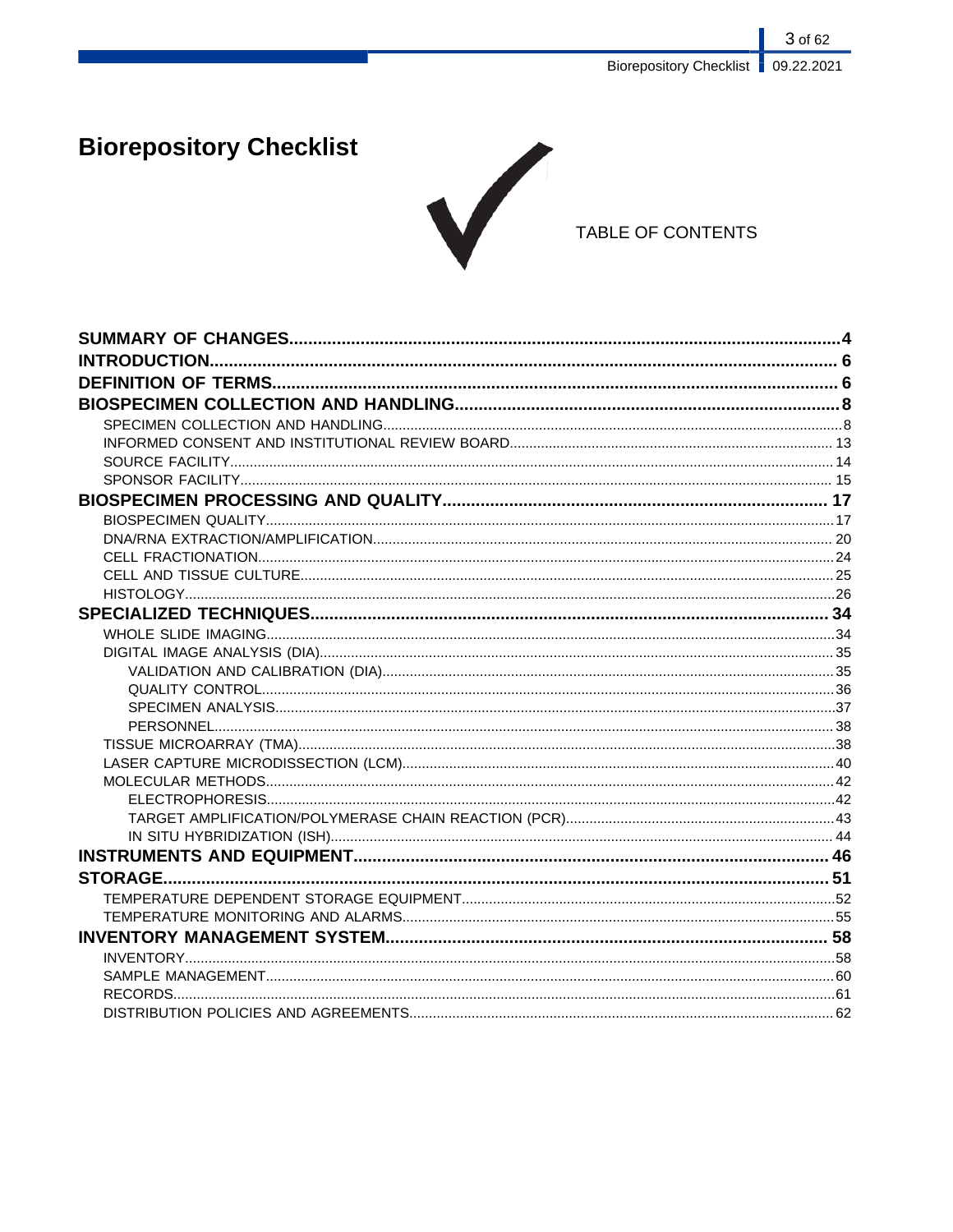# Biorepository Checklist

TABLE OF CONTENTS

**SUMMARY OF CHANGES**....................................................................................................4
**INTRODUCTION**.............................................................................................................. 6
**DEFINITION OF TERMS**.................................................................................................. 6
**BIOSPECIMEN COLLECTION AND HANDLING**..............................................................8
- SPECIMEN COLLECTION AND HANDLING.......................................................................8
- INFORMED CONSENT AND INSTITUTIONAL REVIEW BOARD...................................... 13
- SOURCE FACILITY.............................................................................................................14
- SPONSOR FACILITY.......................................................................................................... 15

**BIOSPECIMEN PROCESSING AND QUALITY**................................................................ 17
- BIOSPECIMEN QUALITY.....................................................................................................17
- DNA/RNA EXTRACTION/AMPLIFICATION........................................................................ 20
- CELL FRACTIONATION.......................................................................................................24
- CELL AND TISSUE CULTURE.............................................................................................25
- HISTOLOGY.........................................................................................................................26

**SPECIALIZED TECHNIQUES**............................................................................................ 34
- WHOLE SLIDE IMAGING......................................................................................................34
- DIGITAL IMAGE ANALYSIS (DIA)........................................................................................ 35
  - VALIDATION AND CALIBRATION (DIA)............................................................................ 35
  - QUALITY CONTROL.......................................................................................................... 36
  - SPECIMEN ANALYSIS........................................................................................................37
  - PERSONNEL....................................................................................................................... 38
- TISSUE MICROARRAY (TMA)...............................................................................................38
- LASER CAPTURE MICRODISSECTION (LCM).....................................................................40
- MOLECULAR METHODS........................................................................................................42
  - ELECTROPHORESIS...........................................................................................................42
  - TARGET AMPLIFICATION/POLYMERASE CHAIN REACTION (PCR)................................. 43
  - IN SITU HYBRIDIZATION (ISH)............................................................................................ 44

**INSTRUMENTS AND EQUIPMENT**........................................................................................ 46
**STORAGE**.................................................................................................................................. 51
- TEMPERATURE DEPENDENT STORAGE EQUIPMENT.......................................................52
- TEMPERATURE MONITORING AND ALARMS......................................................................55

**INVENTORY MANAGEMENT SYSTEM**.................................................................................. 58
- INVENTORY............................................................................................................................58
- SAMPLE MANAGEMENT........................................................................................................60
- RECORDS...............................................................................................................................61
- DISTRIBUTION POLICIES AND AGREEMENTS.................................................................... 62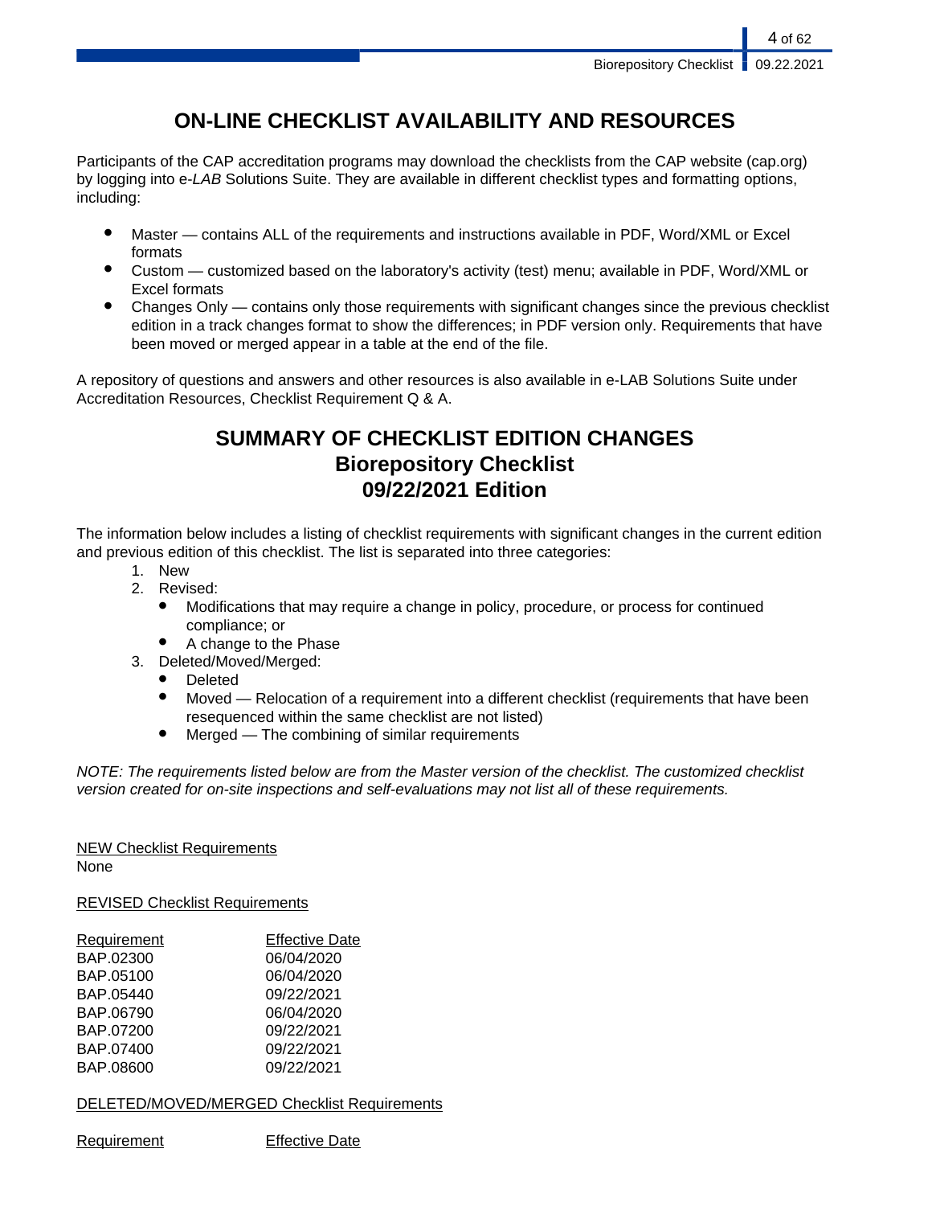# ON-LINE CHECKLIST AVAILABILITY AND RESOURCES

Participants of the CAP accreditation programs may download the checklists from the CAP website (cap.org) by logging into e-*LAB* Solutions Suite. They are available in different checklist types and formatting options, including:

- Master — contains ALL of the requirements and instructions available in PDF, Word/XML or Excel formats
- Custom — customized based on the laboratory's activity (test) menu; available in PDF, Word/XML or Excel formats
- Changes Only — contains only those requirements with significant changes since the previous checklist edition in a track changes format to show the differences; in PDF version only. Requirements that have been moved or merged appear in a table at the end of the file.

A repository of questions and answers and other resources is also available in e-LAB Solutions Suite under Accreditation Resources, Checklist Requirement Q & A.

# SUMMARY OF CHECKLIST EDITION CHANGES
# Biorepository Checklist
# 09/22/2021 Edition

The information below includes a listing of checklist requirements with significant changes in the current edition and previous edition of this checklist. The list is separated into three categories:

1. New
2. Revised:
   - Modifications that may require a change in policy, procedure, or process for continued compliance; or
   - A change to the Phase
3. Deleted/Moved/Merged:
   - Deleted
   - Moved — Relocation of a requirement into a different checklist (requirements that have been resequenced within the same checklist are not listed)
   - Merged — The combining of similar requirements

*NOTE: The requirements listed below are from the Master version of the checklist. The customized checklist version created for on-site inspections and self-evaluations may not list all of these requirements.*

NEW Checklist Requirements

None

REVISED Checklist Requirements

| Requirement | Effective Date |
|---|---|
| BAP.02300 | 06/04/2020 |
| BAP.05100 | 06/04/2020 |
| BAP.05440 | 09/22/2021 |
| BAP.06790 | 06/04/2020 |
| BAP.07200 | 09/22/2021 |
| BAP.07400 | 09/22/2021 |
| BAP.08600 | 09/22/2021 |

DELETED/MOVED/MERGED Checklist Requirements

| Requirement | Effective Date |
|---|---|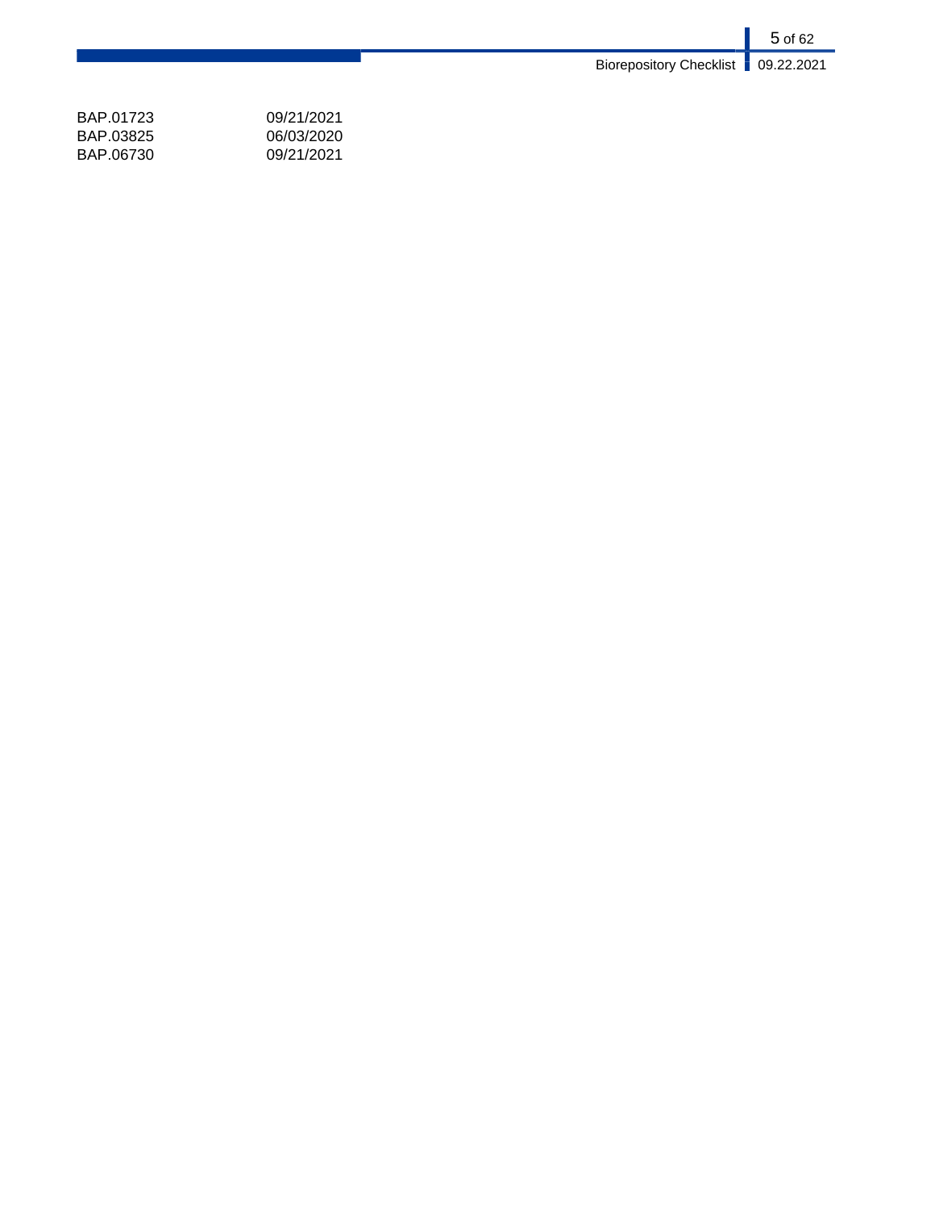| | |
|---|---|
| BAP.01723 | 09/21/2021 |
| BAP.03825 | 06/03/2020 |
| BAP.06730 | 09/21/2021 |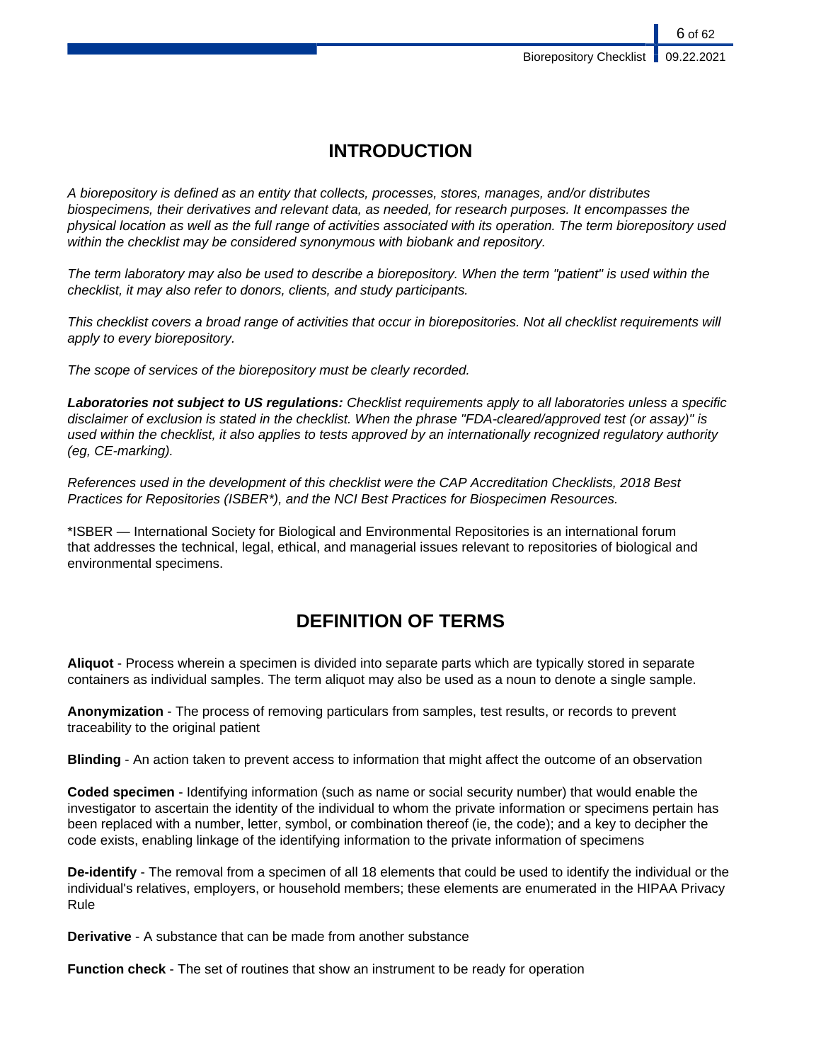# INTRODUCTION

*A biorepository is defined as an entity that collects, processes, stores, manages, and/or distributes biospecimens, their derivatives and relevant data, as needed, for research purposes. It encompasses the physical location as well as the full range of activities associated with its operation. The term biorepository used within the checklist may be considered synonymous with biobank and repository.*

*The term laboratory may also be used to describe a biorepository. When the term "patient" is used within the checklist, it may also refer to donors, clients, and study participants.*

*This checklist covers a broad range of activities that occur in biorepositories. Not all checklist requirements will apply to every biorepository.*

*The scope of services of the biorepository must be clearly recorded.*

***Laboratories not subject to US regulations:** Checklist requirements apply to all laboratories unless a specific disclaimer of exclusion is stated in the checklist. When the phrase "FDA-cleared/approved test (or assay)" is used within the checklist, it also applies to tests approved by an internationally recognized regulatory authority (eg, CE-marking).*

*References used in the development of this checklist were the CAP Accreditation Checklists, 2018 Best Practices for Repositories (ISBER*), and the NCI Best Practices for Biospecimen Resources.*

*ISBER — International Society for Biological and Environmental Repositories is an international forum that addresses the technical, legal, ethical, and managerial issues relevant to repositories of biological and environmental specimens.

# DEFINITION OF TERMS

**Aliquot** - Process wherein a specimen is divided into separate parts which are typically stored in separate containers as individual samples. The term aliquot may also be used as a noun to denote a single sample.

**Anonymization** - The process of removing particulars from samples, test results, or records to prevent traceability to the original patient

**Blinding** - An action taken to prevent access to information that might affect the outcome of an observation

**Coded specimen** - Identifying information (such as name or social security number) that would enable the investigator to ascertain the identity of the individual to whom the private information or specimens pertain has been replaced with a number, letter, symbol, or combination thereof (ie, the code); and a key to decipher the code exists, enabling linkage of the identifying information to the private information of specimens

**De-identify** - The removal from a specimen of all 18 elements that could be used to identify the individual or the individual's relatives, employers, or household members; these elements are enumerated in the HIPAA Privacy Rule

**Derivative** - A substance that can be made from another substance

**Function check** - The set of routines that show an instrument to be ready for operation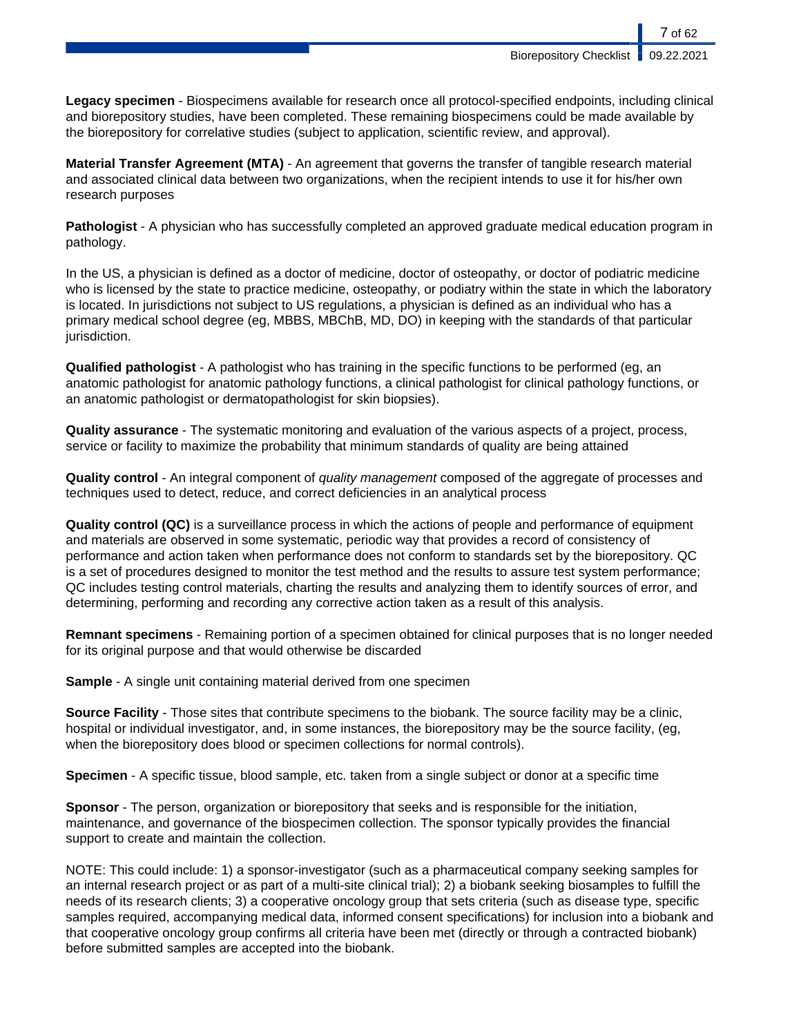**Legacy specimen** - Biospecimens available for research once all protocol-specified endpoints, including clinical and biorepository studies, have been completed. These remaining biospecimens could be made available by the biorepository for correlative studies (subject to application, scientific review, and approval).

**Material Transfer Agreement (MTA)** - An agreement that governs the transfer of tangible research material and associated clinical data between two organizations, when the recipient intends to use it for his/her own research purposes

**Pathologist** - A physician who has successfully completed an approved graduate medical education program in pathology.

In the US, a physician is defined as a doctor of medicine, doctor of osteopathy, or doctor of podiatric medicine who is licensed by the state to practice medicine, osteopathy, or podiatry within the state in which the laboratory is located. In jurisdictions not subject to US regulations, a physician is defined as an individual who has a primary medical school degree (eg, MBBS, MBChB, MD, DO) in keeping with the standards of that particular jurisdiction.

**Qualified pathologist** - A pathologist who has training in the specific functions to be performed (eg, an anatomic pathologist for anatomic pathology functions, a clinical pathologist for clinical pathology functions, or an anatomic pathologist or dermatopathologist for skin biopsies).

**Quality assurance** - The systematic monitoring and evaluation of the various aspects of a project, process, service or facility to maximize the probability that minimum standards of quality are being attained

**Quality control** - An integral component of *quality management* composed of the aggregate of processes and techniques used to detect, reduce, and correct deficiencies in an analytical process

**Quality control (QC)** is a surveillance process in which the actions of people and performance of equipment and materials are observed in some systematic, periodic way that provides a record of consistency of performance and action taken when performance does not conform to standards set by the biorepository. QC is a set of procedures designed to monitor the test method and the results to assure test system performance; QC includes testing control materials, charting the results and analyzing them to identify sources of error, and determining, performing and recording any corrective action taken as a result of this analysis.

**Remnant specimens** - Remaining portion of a specimen obtained for clinical purposes that is no longer needed for its original purpose and that would otherwise be discarded

**Sample** - A single unit containing material derived from one specimen

**Source Facility** - Those sites that contribute specimens to the biobank. The source facility may be a clinic, hospital or individual investigator, and, in some instances, the biorepository may be the source facility, (eg, when the biorepository does blood or specimen collections for normal controls).

**Specimen** - A specific tissue, blood sample, etc. taken from a single subject or donor at a specific time

**Sponsor** - The person, organization or biorepository that seeks and is responsible for the initiation, maintenance, and governance of the biospecimen collection. The sponsor typically provides the financial support to create and maintain the collection.

NOTE: This could include: 1) a sponsor-investigator (such as a pharmaceutical company seeking samples for an internal research project or as part of a multi-site clinical trial); 2) a biobank seeking biosamples to fulfill the needs of its research clients; 3) a cooperative oncology group that sets criteria (such as disease type, specific samples required, accompanying medical data, informed consent specifications) for inclusion into a biobank and that cooperative oncology group confirms all criteria have been met (directly or through a contracted biobank) before submitted samples are accepted into the biobank.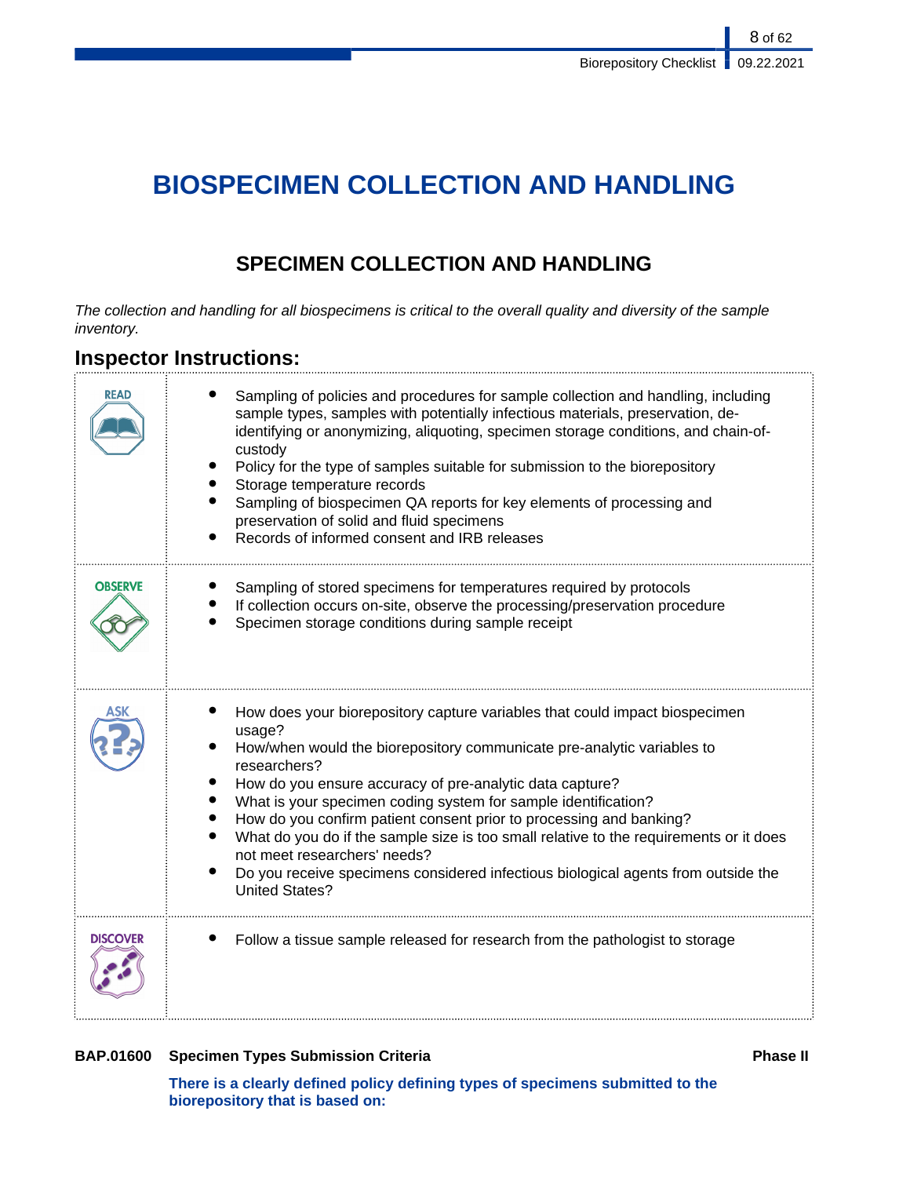# BIOSPECIMEN COLLECTION AND HANDLING

## SPECIMEN COLLECTION AND HANDLING

*The collection and handling for all biospecimens is critical to the overall quality and diversity of the sample inventory.*

### Inspector Instructions:

| | |
|---|---|
| READ | • Sampling of policies and procedures for sample collection and handling, including sample types, samples with potentially infectious materials, preservation, de-identifying or anonymizing, aliquoting, specimen storage conditions, and chain-of-custody<br>• Policy for the type of samples suitable for submission to the biorepository<br>• Storage temperature records<br>• Sampling of biospecimen QA reports for key elements of processing and preservation of solid and fluid specimens<br>• Records of informed consent and IRB releases |
| OBSERVE | • Sampling of stored specimens for temperatures required by protocols<br>• If collection occurs on-site, observe the processing/preservation procedure<br>• Specimen storage conditions during sample receipt |
| ASK | • How does your biorepository capture variables that could impact biospecimen usage?<br>• How/when would the biorepository communicate pre-analytic variables to researchers?<br>• How do you ensure accuracy of pre-analytic data capture?<br>• What is your specimen coding system for sample identification?<br>• How do you confirm patient consent prior to processing and banking?<br>• What do you do if the sample size is too small relative to the requirements or it does not meet researchers' needs?<br>• Do you receive specimens considered infectious biological agents from outside the United States? |
| DISCOVER | • Follow a tissue sample released for research from the pathologist to storage |

**BAP.01600 Specimen Types Submission Criteria** **Phase II**

**There is a clearly defined policy defining types of specimens submitted to the biorepository that is based on:**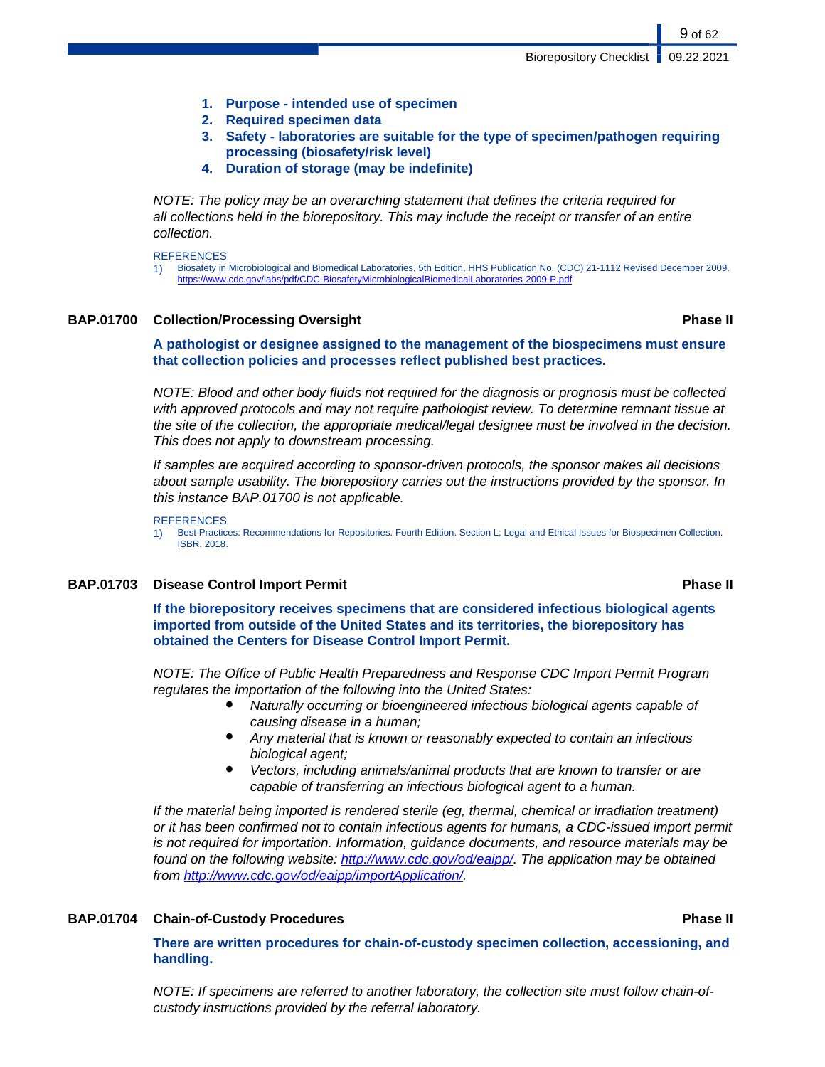1. **Purpose - intended use of specimen**
2. **Required specimen data**
3. **Safety - laboratories are suitable for the type of specimen/pathogen requiring processing (biosafety/risk level)**
4. **Duration of storage (may be indefinite)**

*NOTE: The policy may be an overarching statement that defines the criteria required for all collections held in the biorepository. This may include the receipt or transfer of an entire collection.*

REFERENCES

1) Biosafety in Microbiological and Biomedical Laboratories, 5th Edition, HHS Publication No. (CDC) 21-1112 Revised December 2009. https://www.cdc.gov/labs/pdf/CDC-BiosafetyMicrobiologicalBiomedicalLaboratories-2009-P.pdf

### BAP.01700 Collection/Processing Oversight — Phase II

**A pathologist or designee assigned to the management of the biospecimens must ensure that collection policies and processes reflect published best practices.**

*NOTE: Blood and other body fluids not required for the diagnosis or prognosis must be collected with approved protocols and may not require pathologist review. To determine remnant tissue at the site of the collection, the appropriate medical/legal designee must be involved in the decision. This does not apply to downstream processing.*

*If samples are acquired according to sponsor-driven protocols, the sponsor makes all decisions about sample usability. The biorepository carries out the instructions provided by the sponsor. In this instance BAP.01700 is not applicable.*

REFERENCES

1) Best Practices: Recommendations for Repositories. Fourth Edition. Section L: Legal and Ethical Issues for Biospecimen Collection. ISBR. 2018.

### BAP.01703 Disease Control Import Permit — Phase II

**If the biorepository receives specimens that are considered infectious biological agents imported from outside of the United States and its territories, the biorepository has obtained the Centers for Disease Control Import Permit.**

*NOTE: The Office of Public Health Preparedness and Response CDC Import Permit Program regulates the importation of the following into the United States:*

- *Naturally occurring or bioengineered infectious biological agents capable of causing disease in a human;*
- *Any material that is known or reasonably expected to contain an infectious biological agent;*
- *Vectors, including animals/animal products that are known to transfer or are capable of transferring an infectious biological agent to a human.*

*If the material being imported is rendered sterile (eg, thermal, chemical or irradiation treatment) or it has been confirmed not to contain infectious agents for humans, a CDC-issued import permit is not required for importation. Information, guidance documents, and resource materials may be found on the following website: http://www.cdc.gov/od/eaipp/. The application may be obtained from http://www.cdc.gov/od/eaipp/importApplication/.*

### BAP.01704 Chain-of-Custody Procedures — Phase II

**There are written procedures for chain-of-custody specimen collection, accessioning, and handling.**

*NOTE: If specimens are referred to another laboratory, the collection site must follow chain-of-custody instructions provided by the referral laboratory.*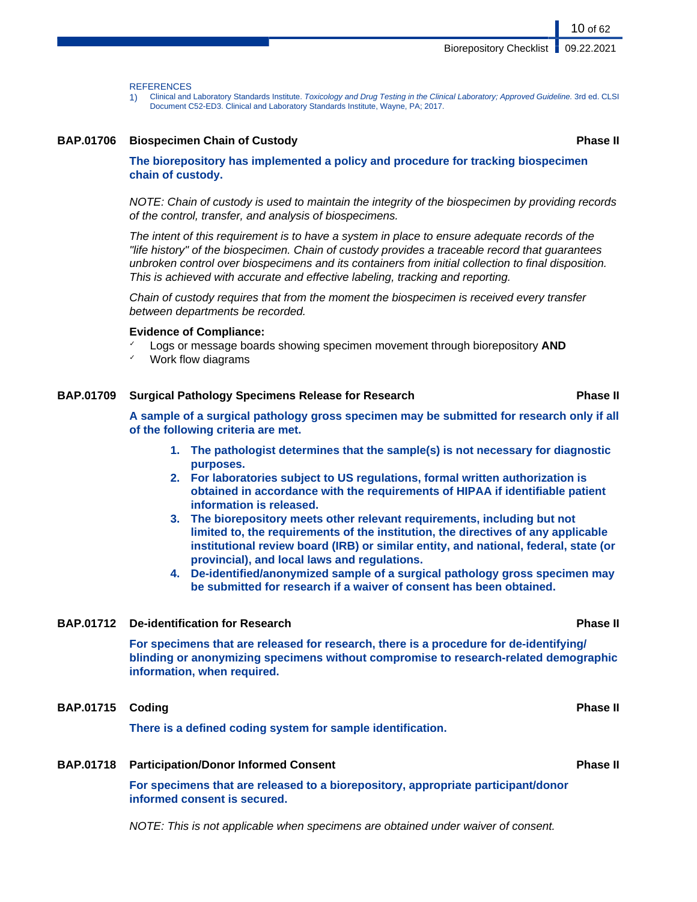REFERENCES

1) Clinical and Laboratory Standards Institute. *Toxicology and Drug Testing in the Clinical Laboratory; Approved Guideline.* 3rd ed. CLSI Document C52-ED3. Clinical and Laboratory Standards Institute, Wayne, PA; 2017.

### BAP.01706 Biospecimen Chain of Custody — Phase II

**The biorepository has implemented a policy and procedure for tracking biospecimen chain of custody.**

*NOTE: Chain of custody is used to maintain the integrity of the biospecimen by providing records of the control, transfer, and analysis of biospecimens.*

*The intent of this requirement is to have a system in place to ensure adequate records of the "life history" of the biospecimen. Chain of custody provides a traceable record that guarantees unbroken control over biospecimens and its containers from initial collection to final disposition. This is achieved with accurate and effective labeling, tracking and reporting.*

*Chain of custody requires that from the moment the biospecimen is received every transfer between departments be recorded.*

**Evidence of Compliance:**

- ✓ Logs or message boards showing specimen movement through biorepository **AND**
- ✓ Work flow diagrams

### BAP.01709 Surgical Pathology Specimens Release for Research — Phase II

**A sample of a surgical pathology gross specimen may be submitted for research only if all of the following criteria are met.**

1. **The pathologist determines that the sample(s) is not necessary for diagnostic purposes.**
2. **For laboratories subject to US regulations, formal written authorization is obtained in accordance with the requirements of HIPAA if identifiable patient information is released.**
3. **The biorepository meets other relevant requirements, including but not limited to, the requirements of the institution, the directives of any applicable institutional review board (IRB) or similar entity, and national, federal, state (or provincial), and local laws and regulations.**
4. **De-identified/anonymized sample of a surgical pathology gross specimen may be submitted for research if a waiver of consent has been obtained.**

### BAP.01712 De-identification for Research — Phase II

**For specimens that are released for research, there is a procedure for de-identifying/ blinding or anonymizing specimens without compromise to research-related demographic information, when required.**

### BAP.01715 Coding — Phase II

**There is a defined coding system for sample identification.**

### BAP.01718 Participation/Donor Informed Consent — Phase II

**For specimens that are released to a biorepository, appropriate participant/donor informed consent is secured.**

*NOTE: This is not applicable when specimens are obtained under waiver of consent.*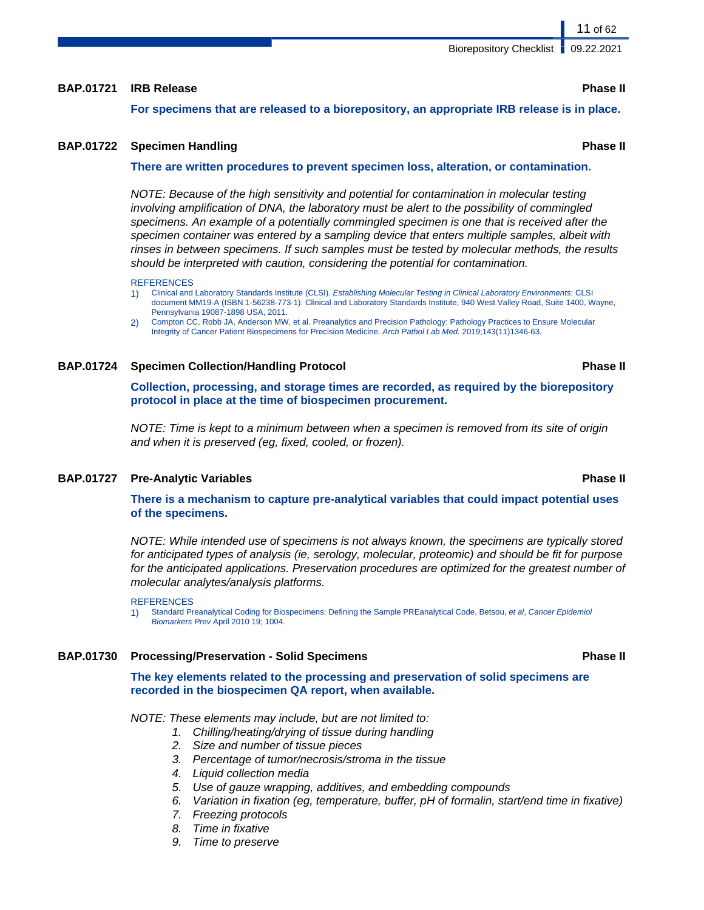### BAP.01721 IRB Release — Phase II

**For specimens that are released to a biorepository, an appropriate IRB release is in place.**

### BAP.01722 Specimen Handling — Phase II

**There are written procedures to prevent specimen loss, alteration, or contamination.**

*NOTE: Because of the high sensitivity and potential for contamination in molecular testing involving amplification of DNA, the laboratory must be alert to the possibility of commingled specimens. An example of a potentially commingled specimen is one that is received after the specimen container was entered by a sampling device that enters multiple samples, albeit with rinses in between specimens. If such samples must be tested by molecular methods, the results should be interpreted with caution, considering the potential for contamination.*

REFERENCES

1) Clinical and Laboratory Standards Institute (CLSI). *Establishing Molecular Testing in Clinical Laboratory Environments*: CLSI document MM19-A (ISBN 1-56238-773-1). Clinical and Laboratory Standards Institute, 940 West Valley Road, Suite 1400, Wayne, Pennsylvania 19087-1898 USA, 2011.
2) Compton CC, Robb JA, Anderson MW, et al. Preanalytics and Precision Pathology: Pathology Practices to Ensure Molecular Integrity of Cancer Patient Biospecimens for Precision Medicine. *Arch Pathol Lab Med.* 2019;143(11)1346-63.

### BAP.01724 Specimen Collection/Handling Protocol — Phase II

**Collection, processing, and storage times are recorded, as required by the biorepository protocol in place at the time of biospecimen procurement.**

*NOTE: Time is kept to a minimum between when a specimen is removed from its site of origin and when it is preserved (eg, fixed, cooled, or frozen).*

### BAP.01727 Pre-Analytic Variables — Phase II

**There is a mechanism to capture pre-analytical variables that could impact potential uses of the specimens.**

*NOTE: While intended use of specimens is not always known, the specimens are typically stored for anticipated types of analysis (ie, serology, molecular, proteomic) and should be fit for purpose for the anticipated applications. Preservation procedures are optimized for the greatest number of molecular analytes/analysis platforms.*

REFERENCES

1) Standard Preanalytical Coding for Biospecimens: Defining the Sample PREanalytical Code, Betsou, *et al*, *Cancer Epidemiol Biomarkers Prev* April 2010 19; 1004.

### BAP.01730 Processing/Preservation - Solid Specimens — Phase II

**The key elements related to the processing and preservation of solid specimens are recorded in the biospecimen QA report, when available.**

*NOTE: These elements may include, but are not limited to:*

1. *Chilling/heating/drying of tissue during handling*
2. *Size and number of tissue pieces*
3. *Percentage of tumor/necrosis/stroma in the tissue*
4. *Liquid collection media*
5. *Use of gauze wrapping, additives, and embedding compounds*
6. *Variation in fixation (eg, temperature, buffer, pH of formalin, start/end time in fixative)*
7. *Freezing protocols*
8. *Time in fixative*
9. *Time to preserve*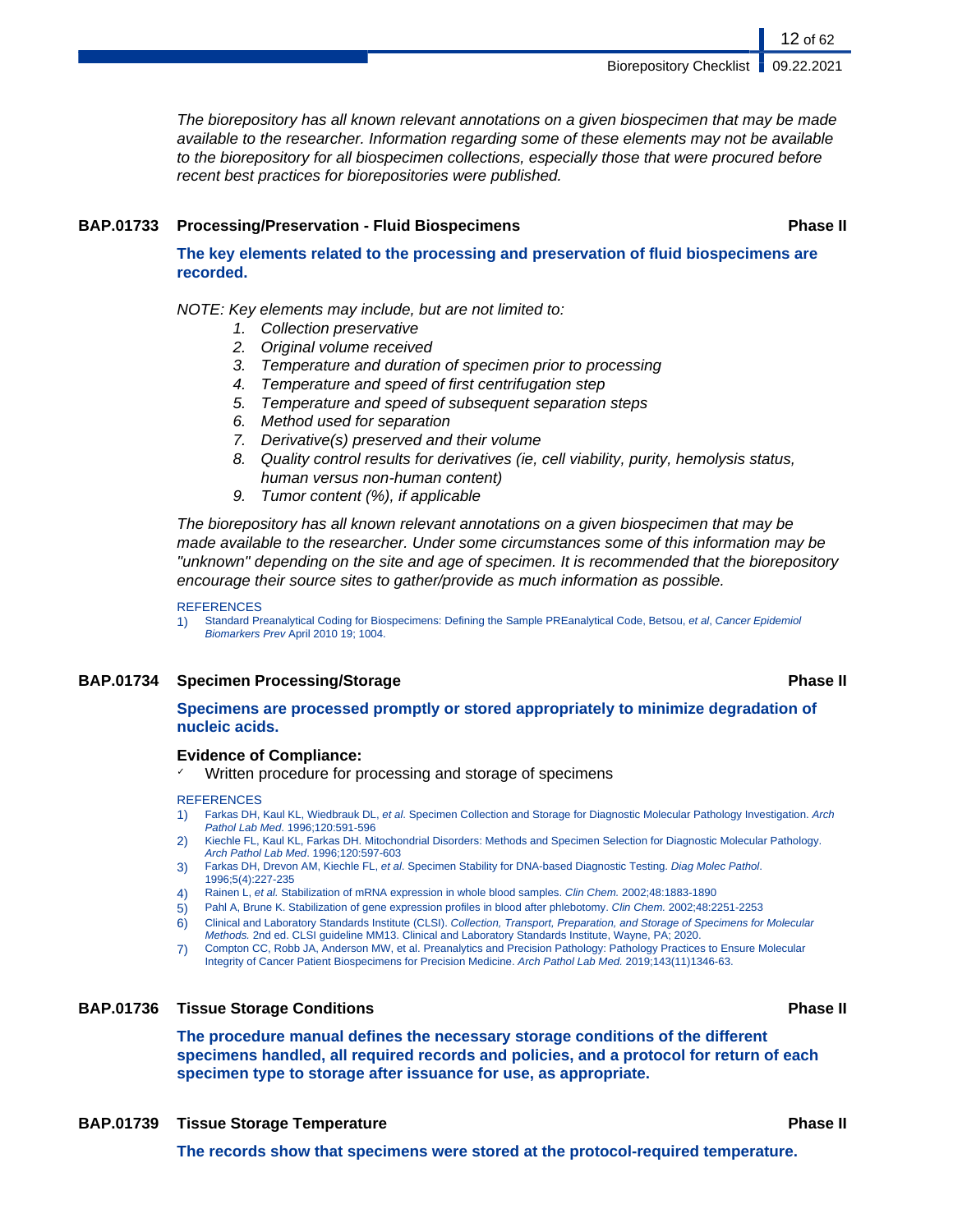*The biorepository has all known relevant annotations on a given biospecimen that may be made available to the researcher. Information regarding some of these elements may not be available to the biorepository for all biospecimen collections, especially those that were procured before recent best practices for biorepositories were published.*

### BAP.01733 Processing/Preservation - Fluid Biospecimens — Phase II

**The key elements related to the processing and preservation of fluid biospecimens are recorded.**

*NOTE: Key elements may include, but are not limited to:*

1. *Collection preservative*
2. *Original volume received*
3. *Temperature and duration of specimen prior to processing*
4. *Temperature and speed of first centrifugation step*
5. *Temperature and speed of subsequent separation steps*
6. *Method used for separation*
7. *Derivative(s) preserved and their volume*
8. *Quality control results for derivatives (ie, cell viability, purity, hemolysis status, human versus non-human content)*
9. *Tumor content (%), if applicable*

*The biorepository has all known relevant annotations on a given biospecimen that may be made available to the researcher. Under some circumstances some of this information may be "unknown" depending on the site and age of specimen. It is recommended that the biorepository encourage their source sites to gather/provide as much information as possible.*

REFERENCES

1) Standard Preanalytical Coding for Biospecimens: Defining the Sample PREanalytical Code, Betsou, *et al*, *Cancer Epidemiol Biomarkers Prev* April 2010 19; 1004.

### BAP.01734 Specimen Processing/Storage — Phase II

**Specimens are processed promptly or stored appropriately to minimize degradation of nucleic acids.**

**Evidence of Compliance:**

- ✓ Written procedure for processing and storage of specimens

REFERENCES

1) Farkas DH, Kaul KL, Wiedbrauk DL, *et al.* Specimen Collection and Storage for Diagnostic Molecular Pathology Investigation. *Arch Pathol Lab Med*. 1996;120:591-596
2) Kiechle FL, Kaul KL, Farkas DH. Mitochondrial Disorders: Methods and Specimen Selection for Diagnostic Molecular Pathology. *Arch Pathol Lab Med*. 1996;120:597-603
3) Farkas DH, Drevon AM, Kiechle FL, *et al.* Specimen Stability for DNA-based Diagnostic Testing. *Diag Molec Pathol*. 1996;5(4):227-235
4) Rainen L, *et al.* Stabilization of mRNA expression in whole blood samples. *Clin Chem.* 2002;48:1883-1890
5) Pahl A, Brune K. Stabilization of gene expression profiles in blood after phlebotomy. *Clin Chem.* 2002;48:2251-2253
6) Clinical and Laboratory Standards Institute (CLSI). *Collection, Transport, Preparation, and Storage of Specimens for Molecular Methods.* 2nd ed. CLSI guideline MM13. Clinical and Laboratory Standards Institute, Wayne, PA; 2020.
7) Compton CC, Robb JA, Anderson MW, et al. Preanalytics and Precision Pathology: Pathology Practices to Ensure Molecular Integrity of Cancer Patient Biospecimens for Precision Medicine. *Arch Pathol Lab Med.* 2019;143(11)1346-63.

### BAP.01736 Tissue Storage Conditions — Phase II

**The procedure manual defines the necessary storage conditions of the different specimens handled, all required records and policies, and a protocol for return of each specimen type to storage after issuance for use, as appropriate.**

### BAP.01739 Tissue Storage Temperature — Phase II

**The records show that specimens were stored at the protocol-required temperature.**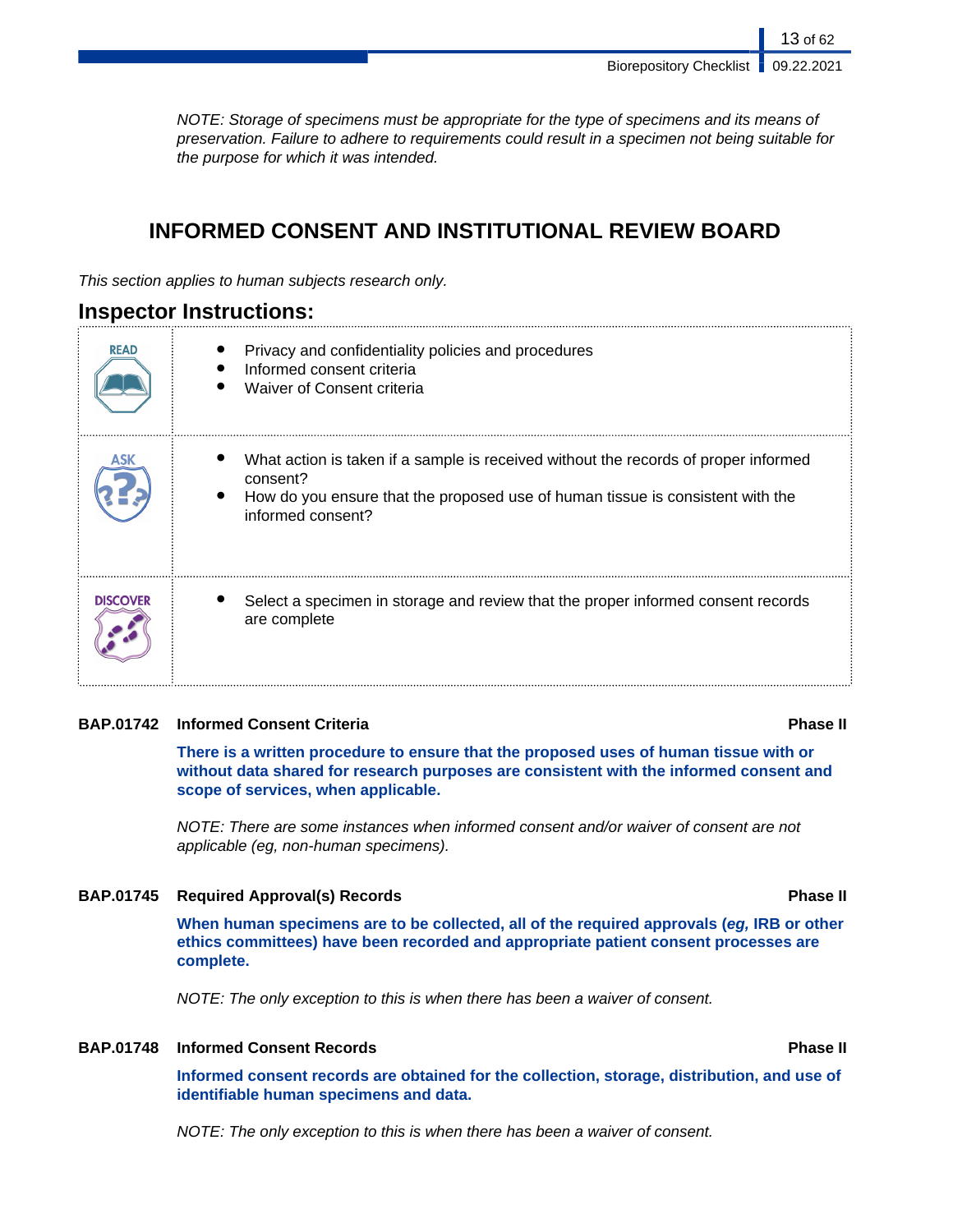*NOTE: Storage of specimens must be appropriate for the type of specimens and its means of preservation. Failure to adhere to requirements could result in a specimen not being suitable for the purpose for which it was intended.*

## INFORMED CONSENT AND INSTITUTIONAL REVIEW BOARD

*This section applies to human subjects research only.*

### Inspector Instructions:

| | |
|---|---|
| READ | • Privacy and confidentiality policies and procedures<br>• Informed consent criteria<br>• Waiver of Consent criteria |
| ASK | • What action is taken if a sample is received without the records of proper informed consent?<br>• How do you ensure that the proposed use of human tissue is consistent with the informed consent? |
| DISCOVER | • Select a specimen in storage and review that the proper informed consent records are complete |

**BAP.01742 Informed Consent Criteria** **Phase II**

**There is a written procedure to ensure that the proposed uses of human tissue with or without data shared for research purposes are consistent with the informed consent and scope of services, when applicable.**

*NOTE: There are some instances when informed consent and/or waiver of consent are not applicable (eg, non-human specimens).*

**BAP.01745 Required Approval(s) Records** **Phase II**

**When human specimens are to be collected, all of the required approvals (*eg,* IRB or other ethics committees) have been recorded and appropriate patient consent processes are complete.**

*NOTE: The only exception to this is when there has been a waiver of consent.*

**BAP.01748 Informed Consent Records** **Phase II**

**Informed consent records are obtained for the collection, storage, distribution, and use of identifiable human specimens and data.**

*NOTE: The only exception to this is when there has been a waiver of consent.*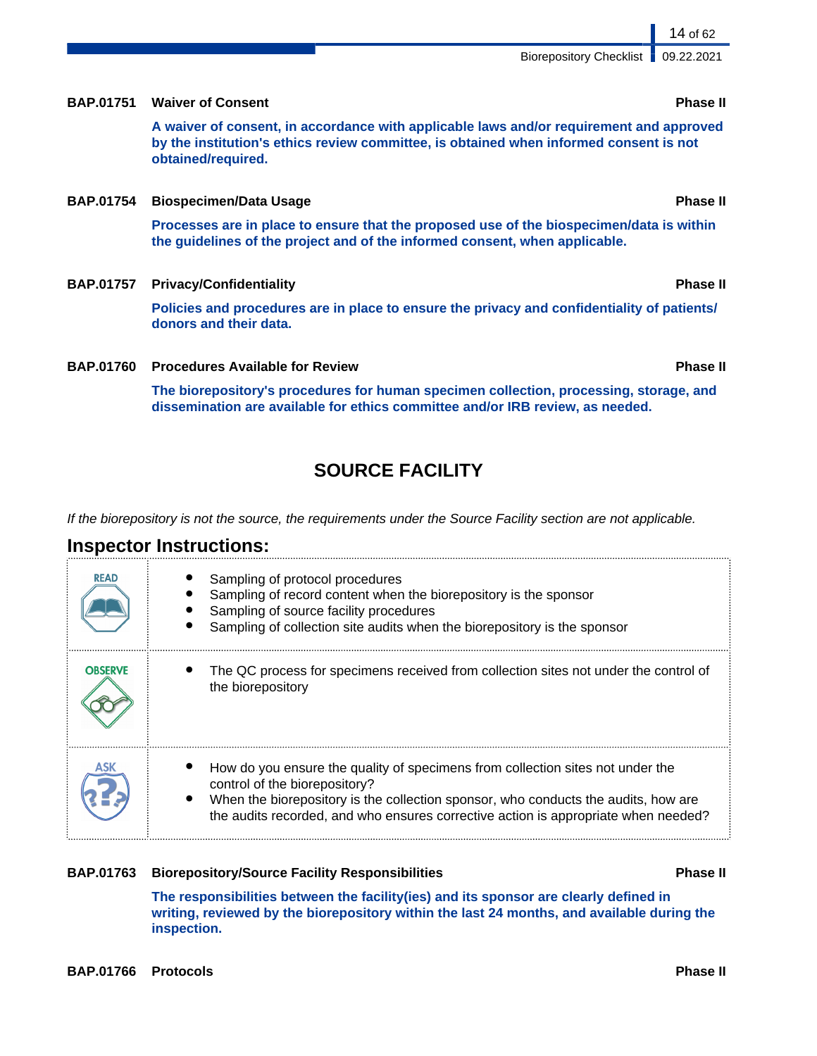**BAP.01751 Waiver of Consent** **Phase II**

**A waiver of consent, in accordance with applicable laws and/or requirement and approved by the institution's ethics review committee, is obtained when informed consent is not obtained/required.**

**BAP.01754 Biospecimen/Data Usage** **Phase II**

**Processes are in place to ensure that the proposed use of the biospecimen/data is within the guidelines of the project and of the informed consent, when applicable.**

**BAP.01757 Privacy/Confidentiality** **Phase II**

**Policies and procedures are in place to ensure the privacy and confidentiality of patients/donors and their data.**

**BAP.01760 Procedures Available for Review** **Phase II**

**The biorepository's procedures for human specimen collection, processing, storage, and dissemination are available for ethics committee and/or IRB review, as needed.**

## SOURCE FACILITY

*If the biorepository is not the source, the requirements under the Source Facility section are not applicable.*

### Inspector Instructions:

| | |
|---|---|
| READ | • Sampling of protocol procedures<br>• Sampling of record content when the biorepository is the sponsor<br>• Sampling of source facility procedures<br>• Sampling of collection site audits when the biorepository is the sponsor |
| OBSERVE | • The QC process for specimens received from collection sites not under the control of the biorepository |
| ASK | • How do you ensure the quality of specimens from collection sites not under the control of the biorepository?<br>• When the biorepository is the collection sponsor, who conducts the audits, how are the audits recorded, and who ensures corrective action is appropriate when needed? |

**BAP.01763 Biorepository/Source Facility Responsibilities** **Phase II**

**The responsibilities between the facility(ies) and its sponsor are clearly defined in writing, reviewed by the biorepository within the last 24 months, and available during the inspection.**

**BAP.01766 Protocols** **Phase II**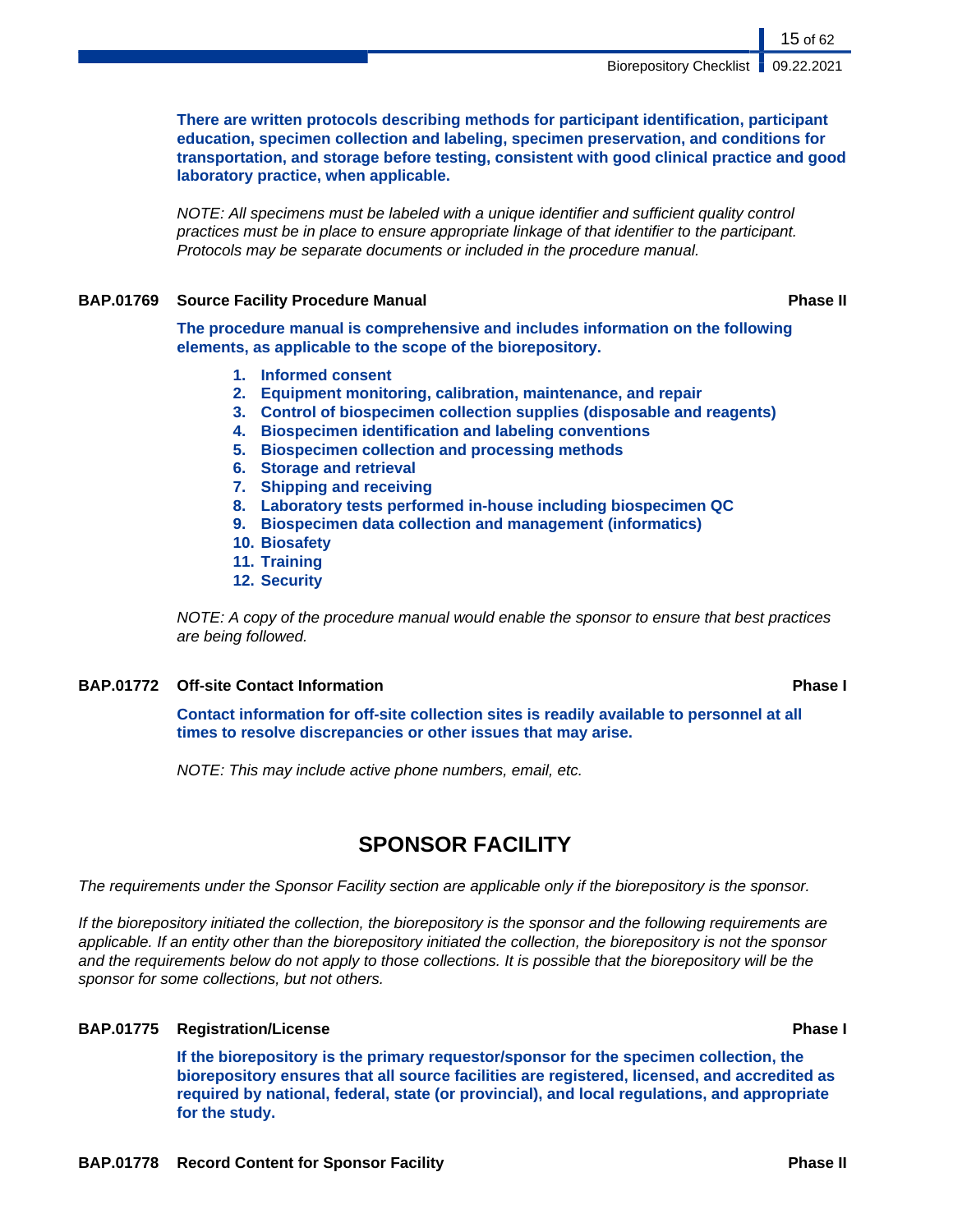**There are written protocols describing methods for participant identification, participant education, specimen collection and labeling, specimen preservation, and conditions for transportation, and storage before testing, consistent with good clinical practice and good laboratory practice, when applicable.**

*NOTE: All specimens must be labeled with a unique identifier and sufficient quality control practices must be in place to ensure appropriate linkage of that identifier to the participant. Protocols may be separate documents or included in the procedure manual.*

**BAP.01769 Source Facility Procedure Manual** **Phase II**

**The procedure manual is comprehensive and includes information on the following elements, as applicable to the scope of the biorepository.**

1. **Informed consent**
2. **Equipment monitoring, calibration, maintenance, and repair**
3. **Control of biospecimen collection supplies (disposable and reagents)**
4. **Biospecimen identification and labeling conventions**
5. **Biospecimen collection and processing methods**
6. **Storage and retrieval**
7. **Shipping and receiving**
8. **Laboratory tests performed in-house including biospecimen QC**
9. **Biospecimen data collection and management (informatics)**
10. **Biosafety**
11. **Training**
12. **Security**

*NOTE: A copy of the procedure manual would enable the sponsor to ensure that best practices are being followed.*

**BAP.01772 Off-site Contact Information** **Phase I**

**Contact information for off-site collection sites is readily available to personnel at all times to resolve discrepancies or other issues that may arise.**

*NOTE: This may include active phone numbers, email, etc.*

## SPONSOR FACILITY

*The requirements under the Sponsor Facility section are applicable only if the biorepository is the sponsor.*

*If the biorepository initiated the collection, the biorepository is the sponsor and the following requirements are applicable. If an entity other than the biorepository initiated the collection, the biorepository is not the sponsor and the requirements below do not apply to those collections. It is possible that the biorepository will be the sponsor for some collections, but not others.*

**BAP.01775 Registration/License** **Phase I**

**If the biorepository is the primary requestor/sponsor for the specimen collection, the biorepository ensures that all source facilities are registered, licensed, and accredited as required by national, federal, state (or provincial), and local regulations, and appropriate for the study.**

**BAP.01778 Record Content for Sponsor Facility** **Phase II**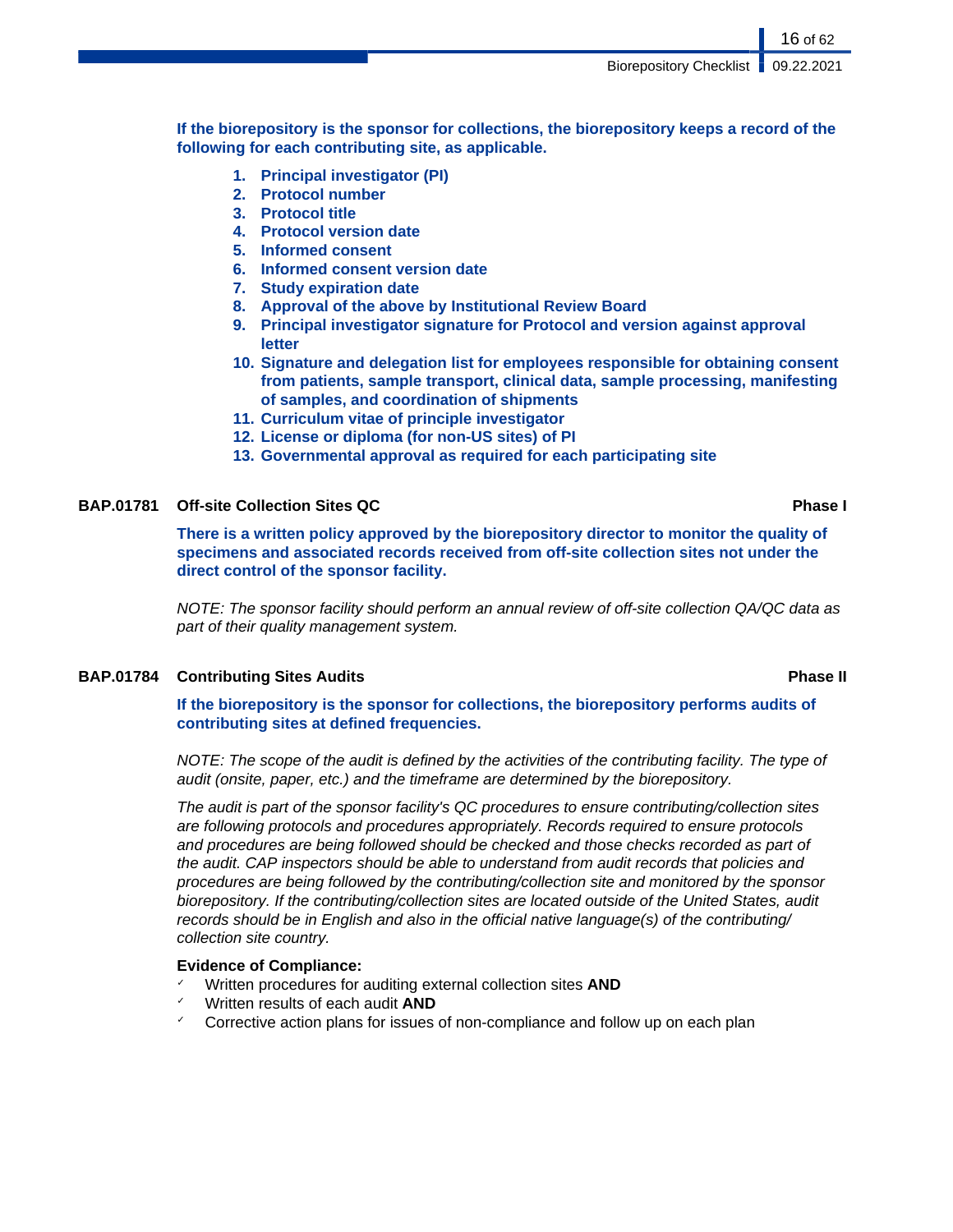**If the biorepository is the sponsor for collections, the biorepository keeps a record of the following for each contributing site, as applicable.**

1. **Principal investigator (PI)**
2. **Protocol number**
3. **Protocol title**
4. **Protocol version date**
5. **Informed consent**
6. **Informed consent version date**
7. **Study expiration date**
8. **Approval of the above by Institutional Review Board**
9. **Principal investigator signature for Protocol and version against approval letter**
10. **Signature and delegation list for employees responsible for obtaining consent from patients, sample transport, clinical data, sample processing, manifesting of samples, and coordination of shipments**
11. **Curriculum vitae of principle investigator**
12. **License or diploma (for non-US sites) of PI**
13. **Governmental approval as required for each participating site**

### BAP.01781 Off-site Collection Sites QC — Phase I

**There is a written policy approved by the biorepository director to monitor the quality of specimens and associated records received from off-site collection sites not under the direct control of the sponsor facility.**

*NOTE: The sponsor facility should perform an annual review of off-site collection QA/QC data as part of their quality management system.*

### BAP.01784 Contributing Sites Audits — Phase II

**If the biorepository is the sponsor for collections, the biorepository performs audits of contributing sites at defined frequencies.**

*NOTE: The scope of the audit is defined by the activities of the contributing facility. The type of audit (onsite, paper, etc.) and the timeframe are determined by the biorepository.*

*The audit is part of the sponsor facility's QC procedures to ensure contributing/collection sites are following protocols and procedures appropriately. Records required to ensure protocols and procedures are being followed should be checked and those checks recorded as part of the audit. CAP inspectors should be able to understand from audit records that policies and procedures are being followed by the contributing/collection site and monitored by the sponsor biorepository. If the contributing/collection sites are located outside of the United States, audit records should be in English and also in the official native language(s) of the contributing/collection site country.*

**Evidence of Compliance:**

- ✓ Written procedures for auditing external collection sites **AND**
- ✓ Written results of each audit **AND**
- ✓ Corrective action plans for issues of non-compliance and follow up on each plan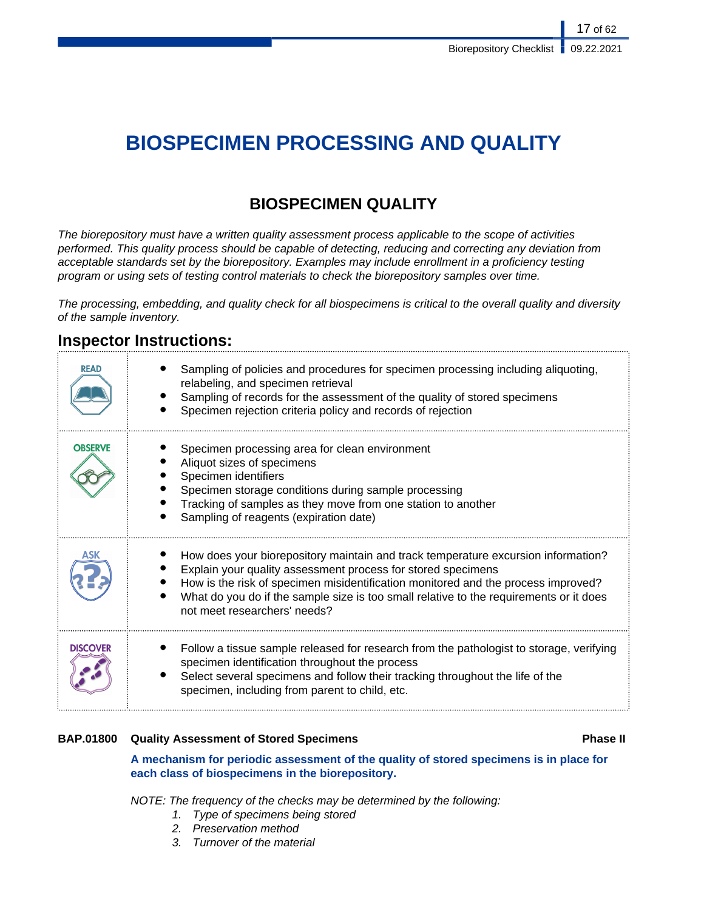# BIOSPECIMEN PROCESSING AND QUALITY

## BIOSPECIMEN QUALITY

*The biorepository must have a written quality assessment process applicable to the scope of activities performed. This quality process should be capable of detecting, reducing and correcting any deviation from acceptable standards set by the biorepository. Examples may include enrollment in a proficiency testing program or using sets of testing control materials to check the biorepository samples over time.*

*The processing, embedding, and quality check for all biospecimens is critical to the overall quality and diversity of the sample inventory.*

### Inspector Instructions:

| | |
|---|---|
| READ | • Sampling of policies and procedures for specimen processing including aliquoting, relabeling, and specimen retrieval<br>• Sampling of records for the assessment of the quality of stored specimens<br>• Specimen rejection criteria policy and records of rejection |
| OBSERVE | • Specimen processing area for clean environment<br>• Aliquot sizes of specimens<br>• Specimen identifiers<br>• Specimen storage conditions during sample processing<br>• Tracking of samples as they move from one station to another<br>• Sampling of reagents (expiration date) |
| ASK | • How does your biorepository maintain and track temperature excursion information?<br>• Explain your quality assessment process for stored specimens<br>• How is the risk of specimen misidentification monitored and the process improved?<br>• What do you do if the sample size is too small relative to the requirements or it does not meet researchers' needs? |
| DISCOVER | • Follow a tissue sample released for research from the pathologist to storage, verifying specimen identification throughout the process<br>• Select several specimens and follow their tracking throughout the life of the specimen, including from parent to child, etc. |

**BAP.01800 Quality Assessment of Stored Specimens** **Phase II**

**A mechanism for periodic assessment of the quality of stored specimens is in place for each class of biospecimens in the biorepository.**

*NOTE: The frequency of the checks may be determined by the following:*

1. *Type of specimens being stored*
2. *Preservation method*
3. *Turnover of the material*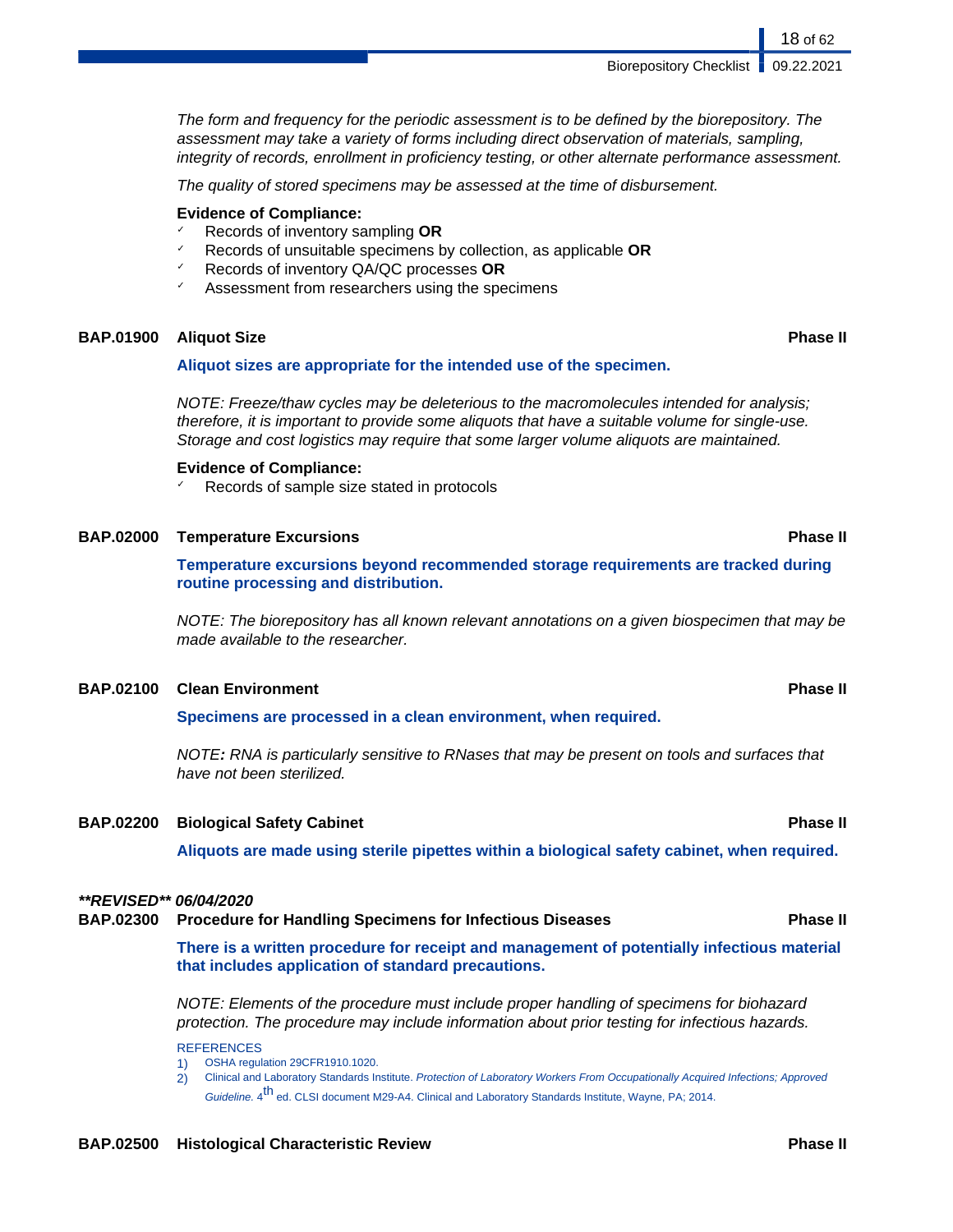*The form and frequency for the periodic assessment is to be defined by the biorepository. The assessment may take a variety of forms including direct observation of materials, sampling, integrity of records, enrollment in proficiency testing, or other alternate performance assessment.*

*The quality of stored specimens may be assessed at the time of disbursement.*

**Evidence of Compliance:**
- ✓ Records of inventory sampling **OR**
- ✓ Records of unsuitable specimens by collection, as applicable **OR**
- ✓ Records of inventory QA/QC processes **OR**
- ✓ Assessment from researchers using the specimens

### BAP.01900 Aliquot Size — Phase II

**Aliquot sizes are appropriate for the intended use of the specimen.**

*NOTE: Freeze/thaw cycles may be deleterious to the macromolecules intended for analysis; therefore, it is important to provide some aliquots that have a suitable volume for single-use. Storage and cost logistics may require that some larger volume aliquots are maintained.*

**Evidence of Compliance:**
- ✓ Records of sample size stated in protocols

### BAP.02000 Temperature Excursions — Phase II

**Temperature excursions beyond recommended storage requirements are tracked during routine processing and distribution.**

*NOTE: The biorepository has all known relevant annotations on a given biospecimen that may be made available to the researcher.*

### BAP.02100 Clean Environment — Phase II

**Specimens are processed in a clean environment, when required.**

*NOTE: RNA is particularly sensitive to RNases that may be present on tools and surfaces that have not been sterilized.*

### BAP.02200 Biological Safety Cabinet — Phase II

**Aliquots are made using sterile pipettes within a biological safety cabinet, when required.**

***\*\*REVISED\*\* 06/04/2020***

### BAP.02300 Procedure for Handling Specimens for Infectious Diseases — Phase II

**There is a written procedure for receipt and management of potentially infectious material that includes application of standard precautions.**

*NOTE: Elements of the procedure must include proper handling of specimens for biohazard protection. The procedure may include information about prior testing for infectious hazards.*

REFERENCES
1) OSHA regulation 29CFR1910.1020.
2) Clinical and Laboratory Standards Institute. *Protection of Laboratory Workers From Occupationally Acquired Infections; Approved Guideline.* 4th ed. CLSI document M29-A4. Clinical and Laboratory Standards Institute, Wayne, PA; 2014.

### BAP.02500 Histological Characteristic Review — Phase II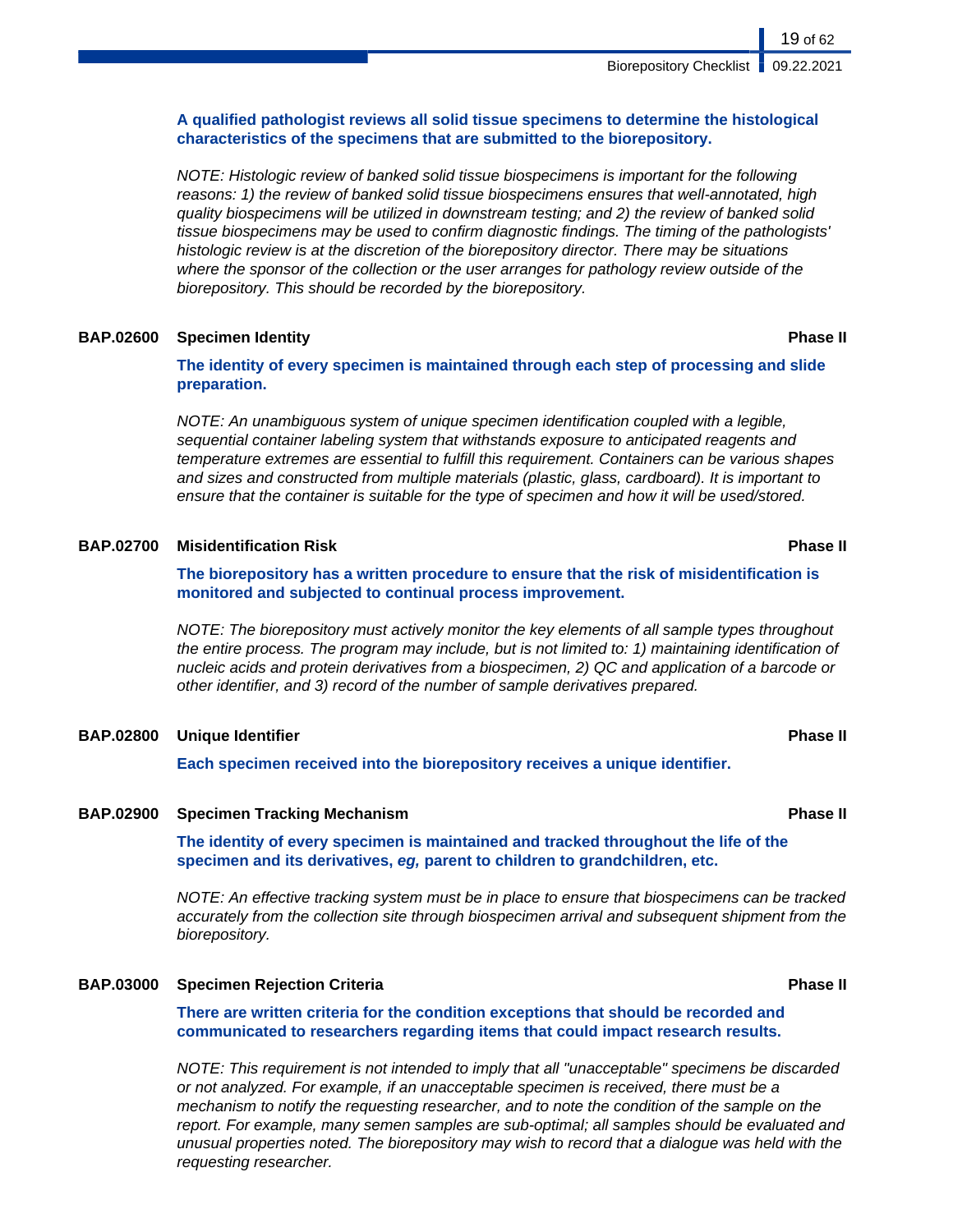**A qualified pathologist reviews all solid tissue specimens to determine the histological characteristics of the specimens that are submitted to the biorepository.**

*NOTE: Histologic review of banked solid tissue biospecimens is important for the following reasons: 1) the review of banked solid tissue biospecimens ensures that well-annotated, high quality biospecimens will be utilized in downstream testing; and 2) the review of banked solid tissue biospecimens may be used to confirm diagnostic findings. The timing of the pathologists' histologic review is at the discretion of the biorepository director. There may be situations where the sponsor of the collection or the user arranges for pathology review outside of the biorepository. This should be recorded by the biorepository.*

### BAP.02600 Specimen Identity — Phase II

**The identity of every specimen is maintained through each step of processing and slide preparation.**

*NOTE: An unambiguous system of unique specimen identification coupled with a legible, sequential container labeling system that withstands exposure to anticipated reagents and temperature extremes are essential to fulfill this requirement. Containers can be various shapes and sizes and constructed from multiple materials (plastic, glass, cardboard). It is important to ensure that the container is suitable for the type of specimen and how it will be used/stored.*

### BAP.02700 Misidentification Risk — Phase II

**The biorepository has a written procedure to ensure that the risk of misidentification is monitored and subjected to continual process improvement.**

*NOTE: The biorepository must actively monitor the key elements of all sample types throughout the entire process. The program may include, but is not limited to: 1) maintaining identification of nucleic acids and protein derivatives from a biospecimen, 2) QC and application of a barcode or other identifier, and 3) record of the number of sample derivatives prepared.*

### BAP.02800 Unique Identifier — Phase II

**Each specimen received into the biorepository receives a unique identifier.**

### BAP.02900 Specimen Tracking Mechanism — Phase II

**The identity of every specimen is maintained and tracked throughout the life of the specimen and its derivatives, *eg,* parent to children to grandchildren, etc.**

*NOTE: An effective tracking system must be in place to ensure that biospecimens can be tracked accurately from the collection site through biospecimen arrival and subsequent shipment from the biorepository.*

### BAP.03000 Specimen Rejection Criteria — Phase II

**There are written criteria for the condition exceptions that should be recorded and communicated to researchers regarding items that could impact research results.**

*NOTE: This requirement is not intended to imply that all "unacceptable" specimens be discarded or not analyzed. For example, if an unacceptable specimen is received, there must be a mechanism to notify the requesting researcher, and to note the condition of the sample on the report. For example, many semen samples are sub-optimal; all samples should be evaluated and unusual properties noted. The biorepository may wish to record that a dialogue was held with the requesting researcher.*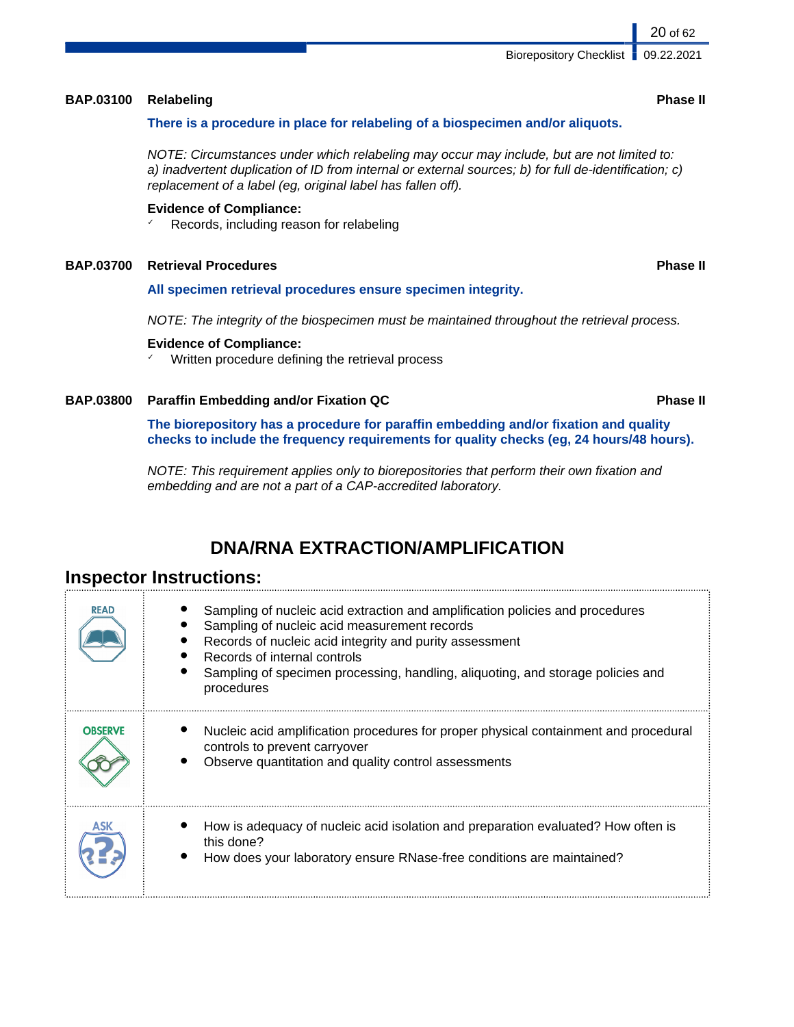**BAP.03100 Relabeling** **Phase II**

**There is a procedure in place for relabeling of a biospecimen and/or aliquots.**

*NOTE: Circumstances under which relabeling may occur may include, but are not limited to: a) inadvertent duplication of ID from internal or external sources; b) for full de-identification; c) replacement of a label (eg, original label has fallen off).*

**Evidence of Compliance:**

- Records, including reason for relabeling

**BAP.03700 Retrieval Procedures** **Phase II**

**All specimen retrieval procedures ensure specimen integrity.**

*NOTE: The integrity of the biospecimen must be maintained throughout the retrieval process.*

**Evidence of Compliance:**

- Written procedure defining the retrieval process

**BAP.03800 Paraffin Embedding and/or Fixation QC** **Phase II**

**The biorepository has a procedure for paraffin embedding and/or fixation and quality checks to include the frequency requirements for quality checks (eg, 24 hours/48 hours).**

*NOTE: This requirement applies only to biorepositories that perform their own fixation and embedding and are not a part of a CAP-accredited laboratory.*

## DNA/RNA EXTRACTION/AMPLIFICATION

### Inspector Instructions:

| | |
|---|---|
| READ | • Sampling of nucleic acid extraction and amplification policies and procedures<br>• Sampling of nucleic acid measurement records<br>• Records of nucleic acid integrity and purity assessment<br>• Records of internal controls<br>• Sampling of specimen processing, handling, aliquoting, and storage policies and procedures |
| OBSERVE | • Nucleic acid amplification procedures for proper physical containment and procedural controls to prevent carryover<br>• Observe quantitation and quality control assessments |
| ASK | • How is adequacy of nucleic acid isolation and preparation evaluated? How often is this done?<br>• How does your laboratory ensure RNase-free conditions are maintained? |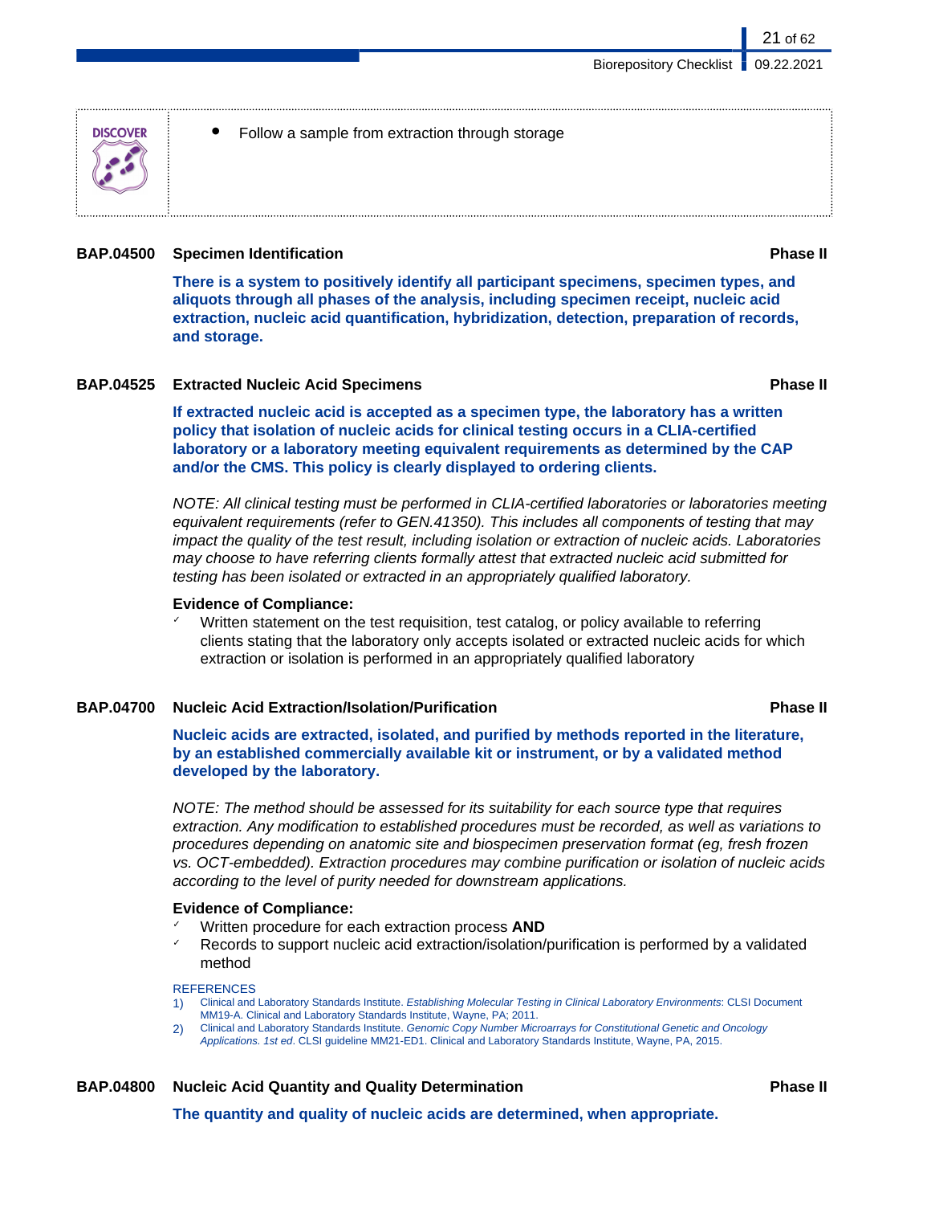**DISCOVER**

- Follow a sample from extraction through storage

### BAP.04500 Specimen Identification — Phase II

**There is a system to positively identify all participant specimens, specimen types, and aliquots through all phases of the analysis, including specimen receipt, nucleic acid extraction, nucleic acid quantification, hybridization, detection, preparation of records, and storage.**

### BAP.04525 Extracted Nucleic Acid Specimens — Phase II

**If extracted nucleic acid is accepted as a specimen type, the laboratory has a written policy that isolation of nucleic acids for clinical testing occurs in a CLIA-certified laboratory or a laboratory meeting equivalent requirements as determined by the CAP and/or the CMS. This policy is clearly displayed to ordering clients.**

*NOTE: All clinical testing must be performed in CLIA-certified laboratories or laboratories meeting equivalent requirements (refer to GEN.41350). This includes all components of testing that may impact the quality of the test result, including isolation or extraction of nucleic acids. Laboratories may choose to have referring clients formally attest that extracted nucleic acid submitted for testing has been isolated or extracted in an appropriately qualified laboratory.*

**Evidence of Compliance:**
- ✓ Written statement on the test requisition, test catalog, or policy available to referring clients stating that the laboratory only accepts isolated or extracted nucleic acids for which extraction or isolation is performed in an appropriately qualified laboratory

### BAP.04700 Nucleic Acid Extraction/Isolation/Purification — Phase II

**Nucleic acids are extracted, isolated, and purified by methods reported in the literature, by an established commercially available kit or instrument, or by a validated method developed by the laboratory.**

*NOTE: The method should be assessed for its suitability for each source type that requires extraction. Any modification to established procedures must be recorded, as well as variations to procedures depending on anatomic site and biospecimen preservation format (eg, fresh frozen vs. OCT-embedded). Extraction procedures may combine purification or isolation of nucleic acids according to the level of purity needed for downstream applications.*

**Evidence of Compliance:**
- ✓ Written procedure for each extraction process **AND**
- ✓ Records to support nucleic acid extraction/isolation/purification is performed by a validated method

REFERENCES
1) Clinical and Laboratory Standards Institute. *Establishing Molecular Testing in Clinical Laboratory Environments*: CLSI Document MM19-A. Clinical and Laboratory Standards Institute, Wayne, PA; 2011.
2) Clinical and Laboratory Standards Institute. *Genomic Copy Number Microarrays for Constitutional Genetic and Oncology Applications. 1st ed*. CLSI guideline MM21-ED1. Clinical and Laboratory Standards Institute, Wayne, PA, 2015.

### BAP.04800 Nucleic Acid Quantity and Quality Determination — Phase II

**The quantity and quality of nucleic acids are determined, when appropriate.**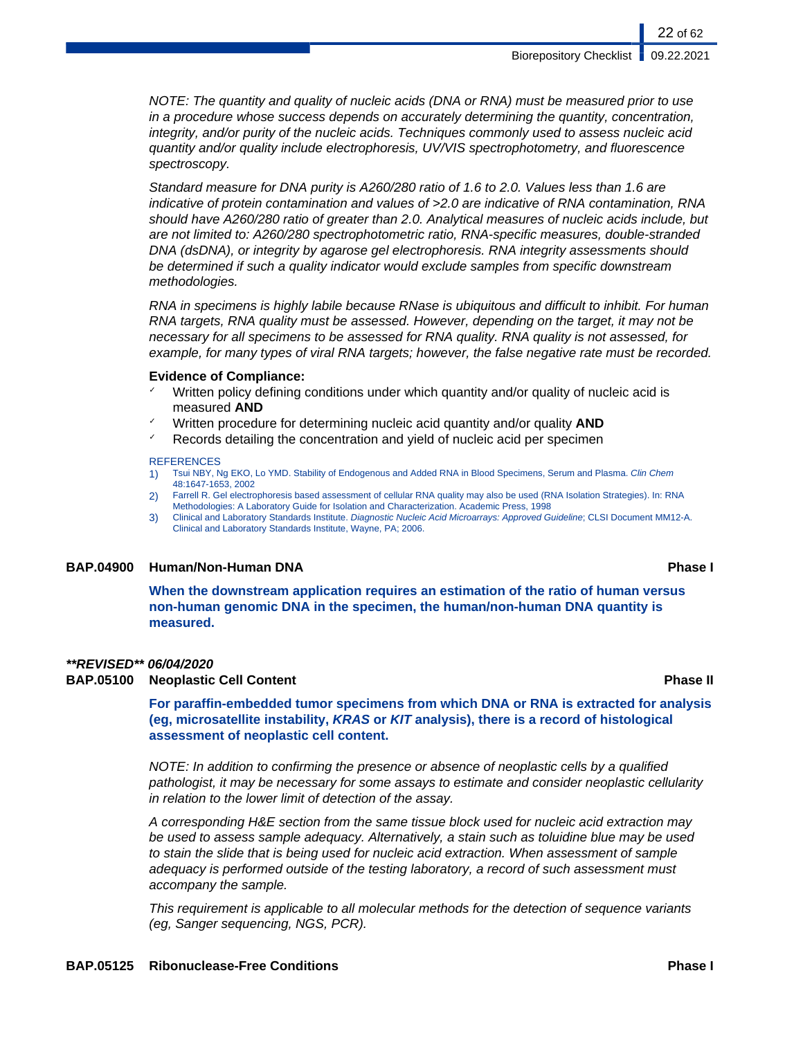*NOTE: The quantity and quality of nucleic acids (DNA or RNA) must be measured prior to use in a procedure whose success depends on accurately determining the quantity, concentration, integrity, and/or purity of the nucleic acids. Techniques commonly used to assess nucleic acid quantity and/or quality include electrophoresis, UV/VIS spectrophotometry, and fluorescence spectroscopy.*

*Standard measure for DNA purity is A260/280 ratio of 1.6 to 2.0. Values less than 1.6 are indicative of protein contamination and values of >2.0 are indicative of RNA contamination, RNA should have A260/280 ratio of greater than 2.0. Analytical measures of nucleic acids include, but are not limited to: A260/280 spectrophotometric ratio, RNA-specific measures, double-stranded DNA (dsDNA), or integrity by agarose gel electrophoresis. RNA integrity assessments should be determined if such a quality indicator would exclude samples from specific downstream methodologies.*

*RNA in specimens is highly labile because RNase is ubiquitous and difficult to inhibit. For human RNA targets, RNA quality must be assessed. However, depending on the target, it may not be necessary for all specimens to be assessed for RNA quality. RNA quality is not assessed, for example, for many types of viral RNA targets; however, the false negative rate must be recorded.*

**Evidence of Compliance:**

- Written policy defining conditions under which quantity and/or quality of nucleic acid is measured **AND**
- Written procedure for determining nucleic acid quantity and/or quality **AND**
- Records detailing the concentration and yield of nucleic acid per specimen

REFERENCES

1) Tsui NBY, Ng EKO, Lo YMD. Stability of Endogenous and Added RNA in Blood Specimens, Serum and Plasma. *Clin Chem* 48:1647-1653, 2002
2) Farrell R. Gel electrophoresis based assessment of cellular RNA quality may also be used (RNA Isolation Strategies). In: RNA Methodologies: A Laboratory Guide for Isolation and Characterization. Academic Press, 1998
3) Clinical and Laboratory Standards Institute. *Diagnostic Nucleic Acid Microarrays: Approved Guideline*; CLSI Document MM12-A. Clinical and Laboratory Standards Institute, Wayne, PA; 2006.

### BAP.04900 Human/Non-Human DNA — Phase I

**When the downstream application requires an estimation of the ratio of human versus non-human genomic DNA in the specimen, the human/non-human DNA quantity is measured.**

***\*\*REVISED\*\* 06/04/2020***

### BAP.05100 Neoplastic Cell Content — Phase II

**For paraffin-embedded tumor specimens from which DNA or RNA is extracted for analysis (eg, microsatellite instability, *KRAS* or *KIT* analysis), there is a record of histological assessment of neoplastic cell content.**

*NOTE: In addition to confirming the presence or absence of neoplastic cells by a qualified pathologist, it may be necessary for some assays to estimate and consider neoplastic cellularity in relation to the lower limit of detection of the assay.*

*A corresponding H&E section from the same tissue block used for nucleic acid extraction may be used to assess sample adequacy. Alternatively, a stain such as toluidine blue may be used to stain the slide that is being used for nucleic acid extraction. When assessment of sample adequacy is performed outside of the testing laboratory, a record of such assessment must accompany the sample.*

*This requirement is applicable to all molecular methods for the detection of sequence variants (eg, Sanger sequencing, NGS, PCR).*

### BAP.05125 Ribonuclease-Free Conditions — Phase I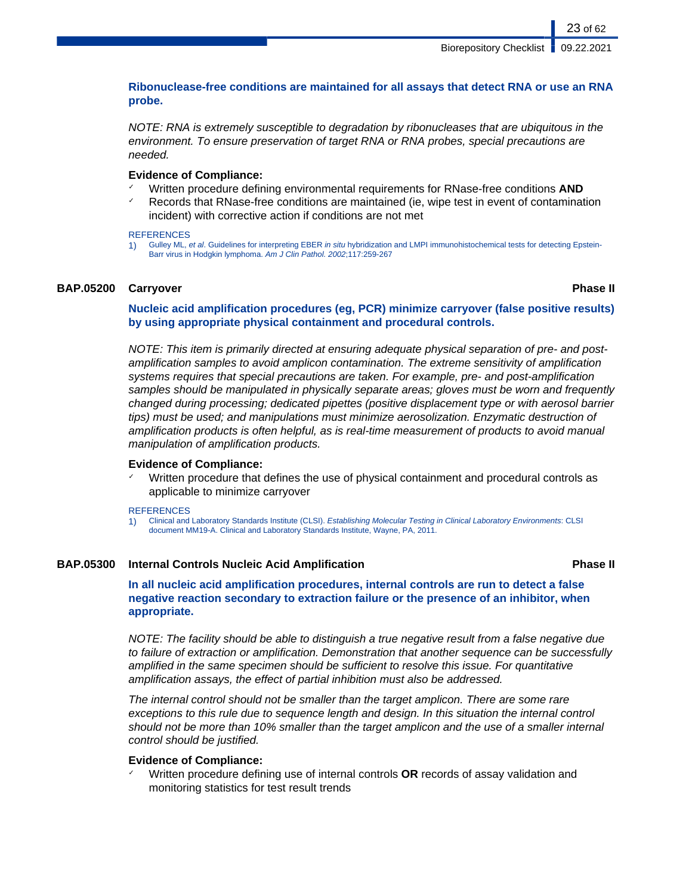**Ribonuclease-free conditions are maintained for all assays that detect RNA or use an RNA probe.**

*NOTE: RNA is extremely susceptible to degradation by ribonucleases that are ubiquitous in the environment. To ensure preservation of target RNA or RNA probes, special precautions are needed.*

**Evidence of Compliance:**

- Written procedure defining environmental requirements for RNase-free conditions **AND**
- Records that RNase-free conditions are maintained (ie, wipe test in event of contamination incident) with corrective action if conditions are not met

REFERENCES

1) Gulley ML, *et al*. Guidelines for interpreting EBER *in situ* hybridization and LMPI immunohistochemical tests for detecting Epstein-Barr virus in Hodgkin lymphoma. *Am J Clin Pathol. 2002*;117:259-267

### BAP.05200 Carryover — Phase II

**Nucleic acid amplification procedures (eg, PCR) minimize carryover (false positive results) by using appropriate physical containment and procedural controls.**

*NOTE: This item is primarily directed at ensuring adequate physical separation of pre- and post-amplification samples to avoid amplicon contamination. The extreme sensitivity of amplification systems requires that special precautions are taken. For example, pre- and post-amplification samples should be manipulated in physically separate areas; gloves must be worn and frequently changed during processing; dedicated pipettes (positive displacement type or with aerosol barrier tips) must be used; and manipulations must minimize aerosolization. Enzymatic destruction of amplification products is often helpful, as is real-time measurement of products to avoid manual manipulation of amplification products.*

**Evidence of Compliance:**

- Written procedure that defines the use of physical containment and procedural controls as applicable to minimize carryover

REFERENCES

1) Clinical and Laboratory Standards Institute (CLSI). *Establishing Molecular Testing in Clinical Laboratory Environments*: CLSI document MM19-A. Clinical and Laboratory Standards Institute, Wayne, PA, 2011.

### BAP.05300 Internal Controls Nucleic Acid Amplification — Phase II

**In all nucleic acid amplification procedures, internal controls are run to detect a false negative reaction secondary to extraction failure or the presence of an inhibitor, when appropriate.**

*NOTE: The facility should be able to distinguish a true negative result from a false negative due to failure of extraction or amplification. Demonstration that another sequence can be successfully amplified in the same specimen should be sufficient to resolve this issue. For quantitative amplification assays, the effect of partial inhibition must also be addressed.*

*The internal control should not be smaller than the target amplicon. There are some rare exceptions to this rule due to sequence length and design. In this situation the internal control should not be more than 10% smaller than the target amplicon and the use of a smaller internal control should be justified.*

**Evidence of Compliance:**

- Written procedure defining use of internal controls **OR** records of assay validation and monitoring statistics for test result trends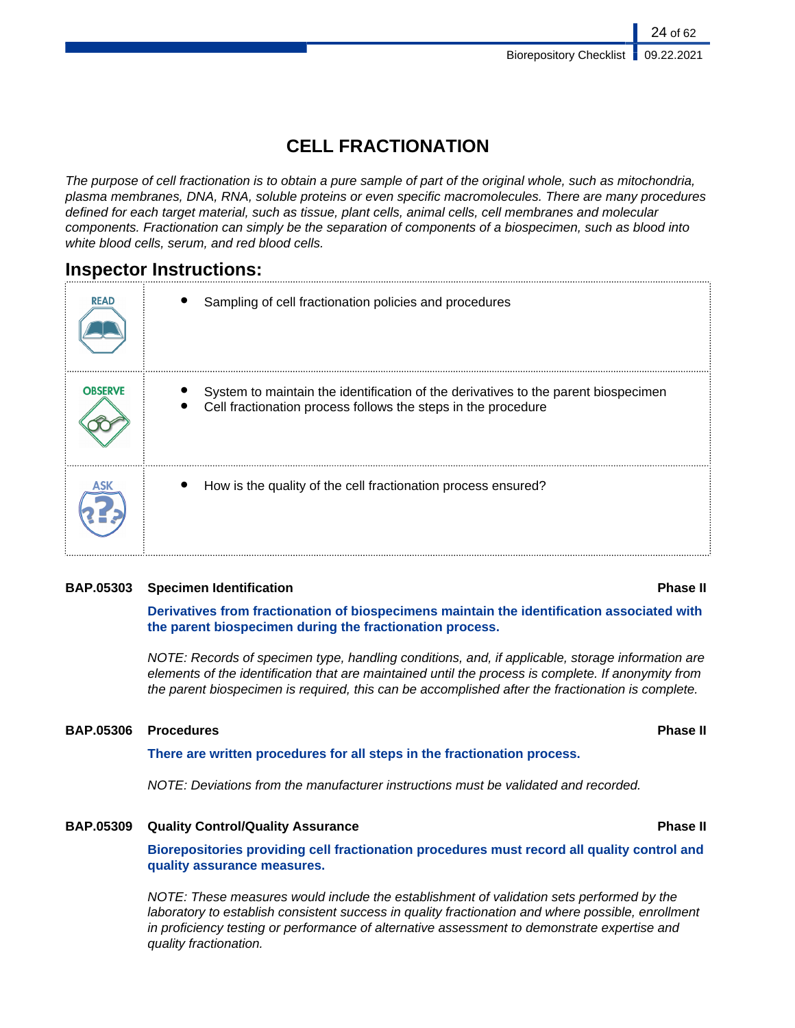# CELL FRACTIONATION

*The purpose of cell fractionation is to obtain a pure sample of part of the original whole, such as mitochondria, plasma membranes, DNA, RNA, soluble proteins or even specific macromolecules. There are many procedures defined for each target material, such as tissue, plant cells, animal cells, cell membranes and molecular components. Fractionation can simply be the separation of components of a biospecimen, such as blood into white blood cells, serum, and red blood cells.*

## Inspector Instructions:

| | |
|---|---|
| READ | • Sampling of cell fractionation policies and procedures |
| OBSERVE | • System to maintain the identification of the derivatives to the parent biospecimen<br>• Cell fractionation process follows the steps in the procedure |
| ASK | • How is the quality of the cell fractionation process ensured? |

**BAP.05303 Specimen Identification** **Phase II**

**Derivatives from fractionation of biospecimens maintain the identification associated with the parent biospecimen during the fractionation process.**

*NOTE: Records of specimen type, handling conditions, and, if applicable, storage information are elements of the identification that are maintained until the process is complete. If anonymity from the parent biospecimen is required, this can be accomplished after the fractionation is complete.*

**BAP.05306 Procedures** **Phase II**

**There are written procedures for all steps in the fractionation process.**

*NOTE: Deviations from the manufacturer instructions must be validated and recorded.*

**BAP.05309 Quality Control/Quality Assurance** **Phase II**

**Biorepositories providing cell fractionation procedures must record all quality control and quality assurance measures.**

*NOTE: These measures would include the establishment of validation sets performed by the laboratory to establish consistent success in quality fractionation and where possible, enrollment in proficiency testing or performance of alternative assessment to demonstrate expertise and quality fractionation.*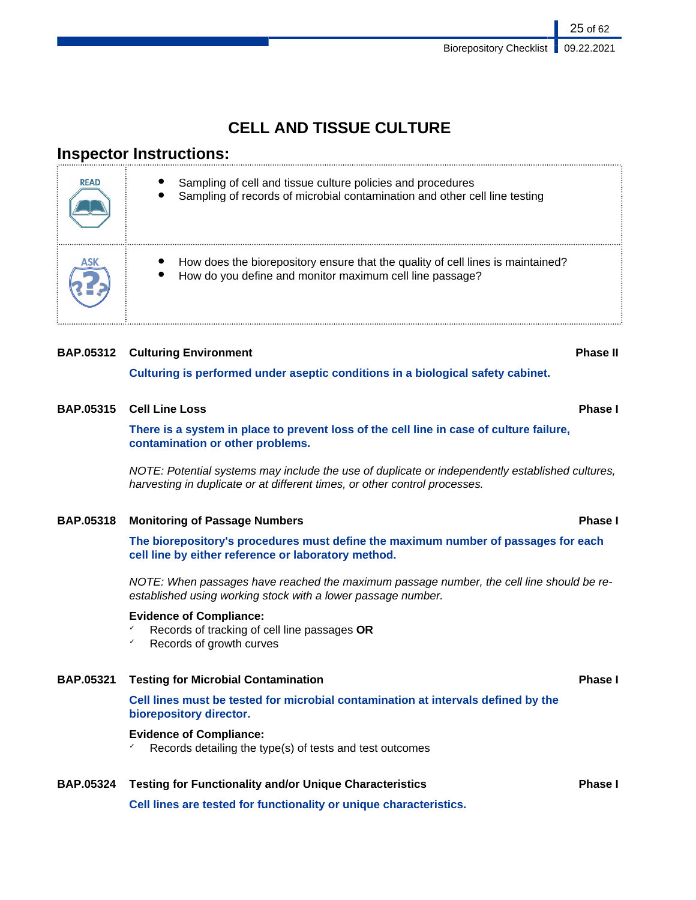# CELL AND TISSUE CULTURE

## Inspector Instructions:

| | |
|---|---|
| READ | • Sampling of cell and tissue culture policies and procedures<br>• Sampling of records of microbial contamination and other cell line testing |
| ASK | • How does the biorepository ensure that the quality of cell lines is maintained?<br>• How do you define and monitor maximum cell line passage? |

**BAP.05312 Culturing Environment** **Phase II**

**Culturing is performed under aseptic conditions in a biological safety cabinet.**

**BAP.05315 Cell Line Loss** **Phase I**

**There is a system in place to prevent loss of the cell line in case of culture failure, contamination or other problems.**

*NOTE: Potential systems may include the use of duplicate or independently established cultures, harvesting in duplicate or at different times, or other control processes.*

**BAP.05318 Monitoring of Passage Numbers** **Phase I**

**The biorepository's procedures must define the maximum number of passages for each cell line by either reference or laboratory method.**

*NOTE: When passages have reached the maximum passage number, the cell line should be re-established using working stock with a lower passage number.*

**Evidence of Compliance:**
- ✓ Records of tracking of cell line passages **OR**
- ✓ Records of growth curves

**BAP.05321 Testing for Microbial Contamination** **Phase I**

**Cell lines must be tested for microbial contamination at intervals defined by the biorepository director.**

**Evidence of Compliance:**
- ✓ Records detailing the type(s) of tests and test outcomes

**BAP.05324 Testing for Functionality and/or Unique Characteristics** **Phase I**

**Cell lines are tested for functionality or unique characteristics.**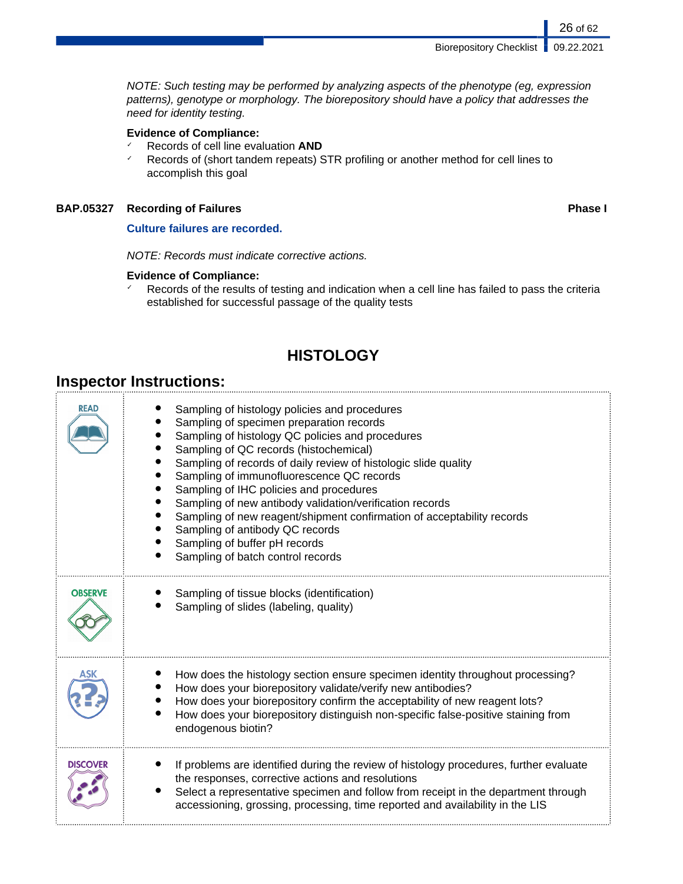*NOTE: Such testing may be performed by analyzing aspects of the phenotype (eg, expression patterns), genotype or morphology. The biorepository should have a policy that addresses the need for identity testing.*

**Evidence of Compliance:**

- ✓ Records of cell line evaluation **AND**
- ✓ Records of (short tandem repeats) STR profiling or another method for cell lines to accomplish this goal

**BAP.05327 Recording of Failures** **Phase I**

**Culture failures are recorded.**

*NOTE: Records must indicate corrective actions.*

**Evidence of Compliance:**

- ✓ Records of the results of testing and indication when a cell line has failed to pass the criteria established for successful passage of the quality tests

# HISTOLOGY

## Inspector Instructions:

| | |
|---|---|
| READ | • Sampling of histology policies and procedures<br>• Sampling of specimen preparation records<br>• Sampling of histology QC policies and procedures<br>• Sampling of QC records (histochemical)<br>• Sampling of records of daily review of histologic slide quality<br>• Sampling of immunofluorescence QC records<br>• Sampling of IHC policies and procedures<br>• Sampling of new antibody validation/verification records<br>• Sampling of new reagent/shipment confirmation of acceptability records<br>• Sampling of antibody QC records<br>• Sampling of buffer pH records<br>• Sampling of batch control records |
| OBSERVE | • Sampling of tissue blocks (identification)<br>• Sampling of slides (labeling, quality) |
| ASK | • How does the histology section ensure specimen identity throughout processing?<br>• How does your biorepository validate/verify new antibodies?<br>• How does your biorepository confirm the acceptability of new reagent lots?<br>• How does your biorepository distinguish non-specific false-positive staining from endogenous biotin? |
| DISCOVER | • If problems are identified during the review of histology procedures, further evaluate the responses, corrective actions and resolutions<br>• Select a representative specimen and follow from receipt in the department through accessioning, grossing, processing, time reported and availability in the LIS |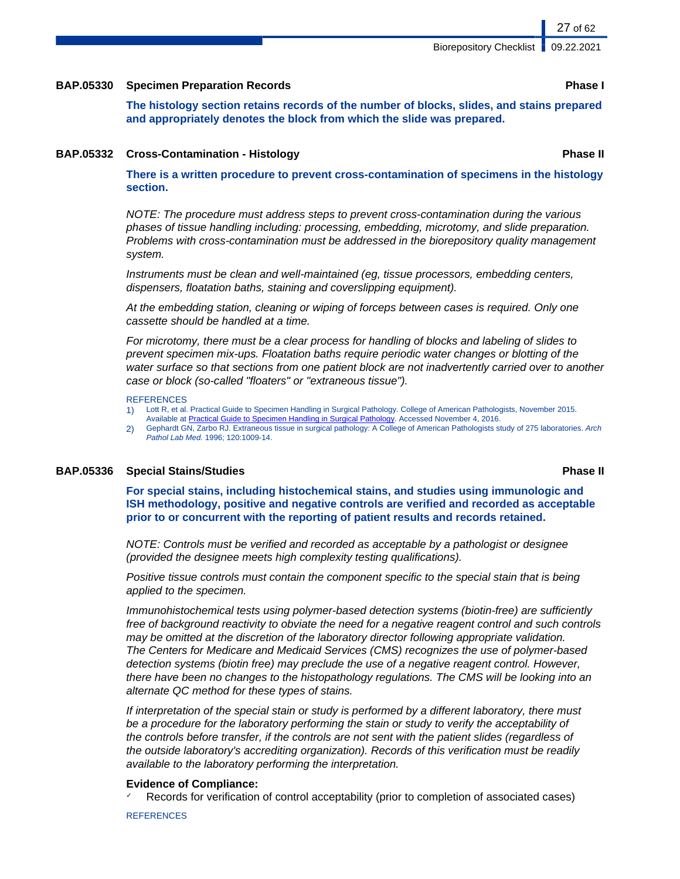### BAP.05330 Specimen Preparation Records — Phase I

**The histology section retains records of the number of blocks, slides, and stains prepared and appropriately denotes the block from which the slide was prepared.**

### BAP.05332 Cross-Contamination - Histology — Phase II

**There is a written procedure to prevent cross-contamination of specimens in the histology section.**

*NOTE: The procedure must address steps to prevent cross-contamination during the various phases of tissue handling including: processing, embedding, microtomy, and slide preparation. Problems with cross-contamination must be addressed in the biorepository quality management system.*

*Instruments must be clean and well-maintained (eg, tissue processors, embedding centers, dispensers, floatation baths, staining and coverslipping equipment).*

*At the embedding station, cleaning or wiping of forceps between cases is required. Only one cassette should be handled at a time.*

*For microtomy, there must be a clear process for handling of blocks and labeling of slides to prevent specimen mix-ups. Floatation baths require periodic water changes or blotting of the water surface so that sections from one patient block are not inadvertently carried over to another case or block (so-called "floaters" or "extraneous tissue").*

REFERENCES

1) Lott R, et al. Practical Guide to Specimen Handling in Surgical Pathology. College of American Pathologists, November 2015. Available at Practical Guide to Specimen Handling in Surgical Pathology. Accessed November 4, 2016.
2) Gephardt GN, Zarbo RJ. Extraneous tissue in surgical pathology: A College of American Pathologists study of 275 laboratories. *Arch Pathol Lab Med.* 1996; 120:1009-14.

### BAP.05336 Special Stains/Studies — Phase II

**For special stains, including histochemical stains, and studies using immunologic and ISH methodology, positive and negative controls are verified and recorded as acceptable prior to or concurrent with the reporting of patient results and records retained.**

*NOTE: Controls must be verified and recorded as acceptable by a pathologist or designee (provided the designee meets high complexity testing qualifications).*

*Positive tissue controls must contain the component specific to the special stain that is being applied to the specimen.*

*Immunohistochemical tests using polymer-based detection systems (biotin-free) are sufficiently free of background reactivity to obviate the need for a negative reagent control and such controls may be omitted at the discretion of the laboratory director following appropriate validation. The Centers for Medicare and Medicaid Services (CMS) recognizes the use of polymer-based detection systems (biotin free) may preclude the use of a negative reagent control. However, there have been no changes to the histopathology regulations. The CMS will be looking into an alternate QC method for these types of stains.*

*If interpretation of the special stain or study is performed by a different laboratory, there must be a procedure for the laboratory performing the stain or study to verify the acceptability of the controls before transfer, if the controls are not sent with the patient slides (regardless of the outside laboratory's accrediting organization). Records of this verification must be readily available to the laboratory performing the interpretation.*

**Evidence of Compliance:**

- ✓ Records for verification of control acceptability (prior to completion of associated cases)

REFERENCES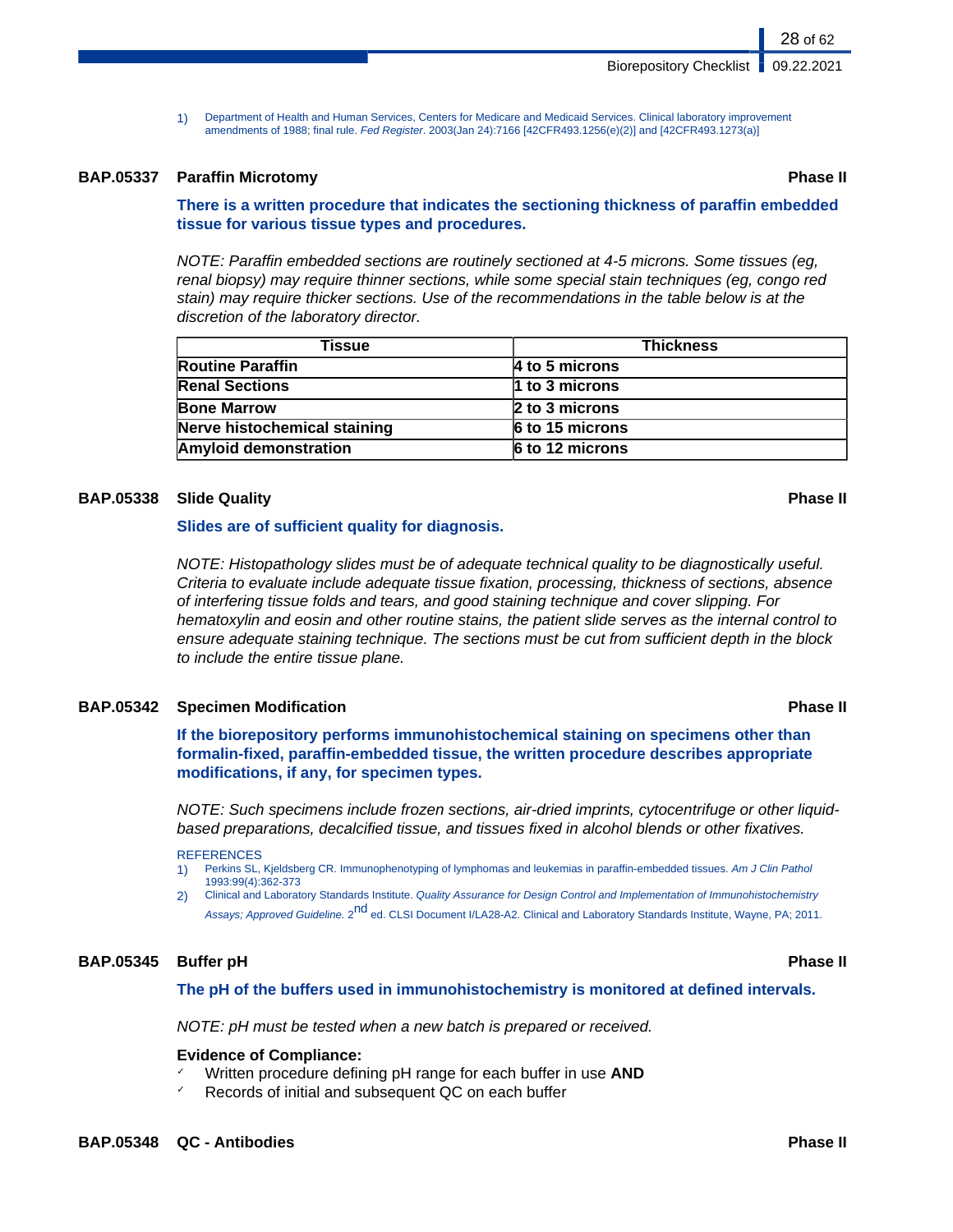1) Department of Health and Human Services, Centers for Medicare and Medicaid Services. Clinical laboratory improvement amendments of 1988; final rule. *Fed Register*. 2003(Jan 24):7166 [42CFR493.1256(e)(2)] and [42CFR493.1273(a)]

### BAP.05337 Paraffin Microtomy — Phase II

**There is a written procedure that indicates the sectioning thickness of paraffin embedded tissue for various tissue types and procedures.**

*NOTE: Paraffin embedded sections are routinely sectioned at 4-5 microns. Some tissues (eg, renal biopsy) may require thinner sections, while some special stain techniques (eg, congo red stain) may require thicker sections. Use of the recommendations in the table below is at the discretion of the laboratory director.*

| Tissue | Thickness |
|---|---|
| **Routine Paraffin** | **4 to 5 microns** |
| **Renal Sections** | **1 to 3 microns** |
| **Bone Marrow** | **2 to 3 microns** |
| **Nerve histochemical staining** | **6 to 15 microns** |
| **Amyloid demonstration** | **6 to 12 microns** |

### BAP.05338 Slide Quality — Phase II

**Slides are of sufficient quality for diagnosis.**

*NOTE: Histopathology slides must be of adequate technical quality to be diagnostically useful. Criteria to evaluate include adequate tissue fixation, processing, thickness of sections, absence of interfering tissue folds and tears, and good staining technique and cover slipping. For hematoxylin and eosin and other routine stains, the patient slide serves as the internal control to ensure adequate staining technique. The sections must be cut from sufficient depth in the block to include the entire tissue plane.*

### BAP.05342 Specimen Modification — Phase II

**If the biorepository performs immunohistochemical staining on specimens other than formalin-fixed, paraffin-embedded tissue, the written procedure describes appropriate modifications, if any, for specimen types.**

*NOTE: Such specimens include frozen sections, air-dried imprints, cytocentrifuge or other liquid-based preparations, decalcified tissue, and tissues fixed in alcohol blends or other fixatives.*

REFERENCES

1) Perkins SL, Kjeldsberg CR. Immunophenotyping of lymphomas and leukemias in paraffin-embedded tissues. *Am J Clin Pathol* 1993:99(4):362-373
2) Clinical and Laboratory Standards Institute. *Quality Assurance for Design Control and Implementation of Immunohistochemistry Assays; Approved Guideline.* 2nd ed. CLSI Document I/LA28-A2. Clinical and Laboratory Standards Institute, Wayne, PA; 2011.

### BAP.05345 Buffer pH — Phase II

**The pH of the buffers used in immunohistochemistry is monitored at defined intervals.**

*NOTE: pH must be tested when a new batch is prepared or received.*

**Evidence of Compliance:**

- ✓ Written procedure defining pH range for each buffer in use **AND**
- ✓ Records of initial and subsequent QC on each buffer

### BAP.05348 QC - Antibodies — Phase II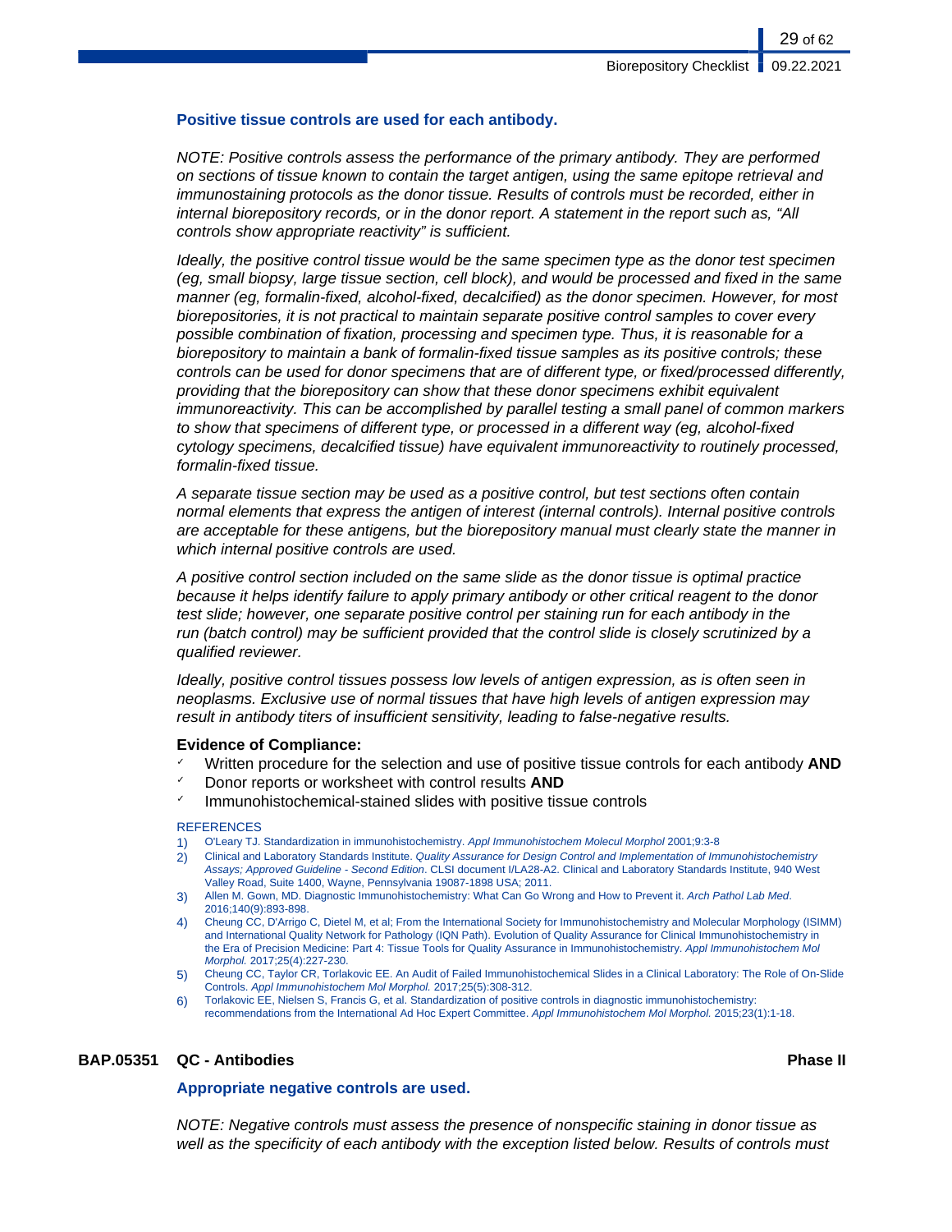**Positive tissue controls are used for each antibody.**

*NOTE: Positive controls assess the performance of the primary antibody. They are performed on sections of tissue known to contain the target antigen, using the same epitope retrieval and immunostaining protocols as the donor tissue. Results of controls must be recorded, either in internal biorepository records, or in the donor report. A statement in the report such as, "All controls show appropriate reactivity" is sufficient.*

*Ideally, the positive control tissue would be the same specimen type as the donor test specimen (eg, small biopsy, large tissue section, cell block), and would be processed and fixed in the same manner (eg, formalin-fixed, alcohol-fixed, decalcified) as the donor specimen. However, for most biorepositories, it is not practical to maintain separate positive control samples to cover every possible combination of fixation, processing and specimen type. Thus, it is reasonable for a biorepository to maintain a bank of formalin-fixed tissue samples as its positive controls; these controls can be used for donor specimens that are of different type, or fixed/processed differently, providing that the biorepository can show that these donor specimens exhibit equivalent immunoreactivity. This can be accomplished by parallel testing a small panel of common markers to show that specimens of different type, or processed in a different way (eg, alcohol-fixed cytology specimens, decalcified tissue) have equivalent immunoreactivity to routinely processed, formalin-fixed tissue.*

*A separate tissue section may be used as a positive control, but test sections often contain normal elements that express the antigen of interest (internal controls). Internal positive controls are acceptable for these antigens, but the biorepository manual must clearly state the manner in which internal positive controls are used.*

*A positive control section included on the same slide as the donor tissue is optimal practice because it helps identify failure to apply primary antibody or other critical reagent to the donor test slide; however, one separate positive control per staining run for each antibody in the run (batch control) may be sufficient provided that the control slide is closely scrutinized by a qualified reviewer.*

*Ideally, positive control tissues possess low levels of antigen expression, as is often seen in neoplasms. Exclusive use of normal tissues that have high levels of antigen expression may result in antibody titers of insufficient sensitivity, leading to false-negative results.*

**Evidence of Compliance:**

- ✓ Written procedure for the selection and use of positive tissue controls for each antibody **AND**
- ✓ Donor reports or worksheet with control results **AND**
- ✓ Immunohistochemical-stained slides with positive tissue controls

REFERENCES

1) O'Leary TJ. Standardization in immunohistochemistry. *Appl Immunohistochem Molecul Morphol* 2001;9:3-8
2) Clinical and Laboratory Standards Institute. *Quality Assurance for Design Control and Implementation of Immunohistochemistry Assays; Approved Guideline - Second Edition*. CLSI document I/LA28-A2. Clinical and Laboratory Standards Institute, 940 West Valley Road, Suite 1400, Wayne, Pennsylvania 19087-1898 USA; 2011.
3) Allen M. Gown, MD. Diagnostic Immunohistochemistry: What Can Go Wrong and How to Prevent it. *Arch Pathol Lab Med*. 2016;140(9):893-898.
4) Cheung CC, D'Arrigo C, Dietel M, et al; From the International Society for Immunohistochemistry and Molecular Morphology (ISIMM) and International Quality Network for Pathology (IQN Path). Evolution of Quality Assurance for Clinical Immunohistochemistry in the Era of Precision Medicine: Part 4: Tissue Tools for Quality Assurance in Immunohistochemistry. *Appl Immunohistochem Mol Morphol.* 2017;25(4):227-230.
5) Cheung CC, Taylor CR, Torlakovic EE. An Audit of Failed Immunohistochemical Slides in a Clinical Laboratory: The Role of On-Slide Controls. *Appl Immunohistochem Mol Morphol.* 2017;25(5):308-312.
6) Torlakovic EE, Nielsen S, Francis G, et al. Standardization of positive controls in diagnostic immunohistochemistry: recommendations from the International Ad Hoc Expert Committee. *Appl Immunohistochem Mol Morphol.* 2015;23(1):1-18.

### BAP.05351 QC - Antibodies — Phase II

**Appropriate negative controls are used.**

*NOTE: Negative controls must assess the presence of nonspecific staining in donor tissue as well as the specificity of each antibody with the exception listed below. Results of controls must*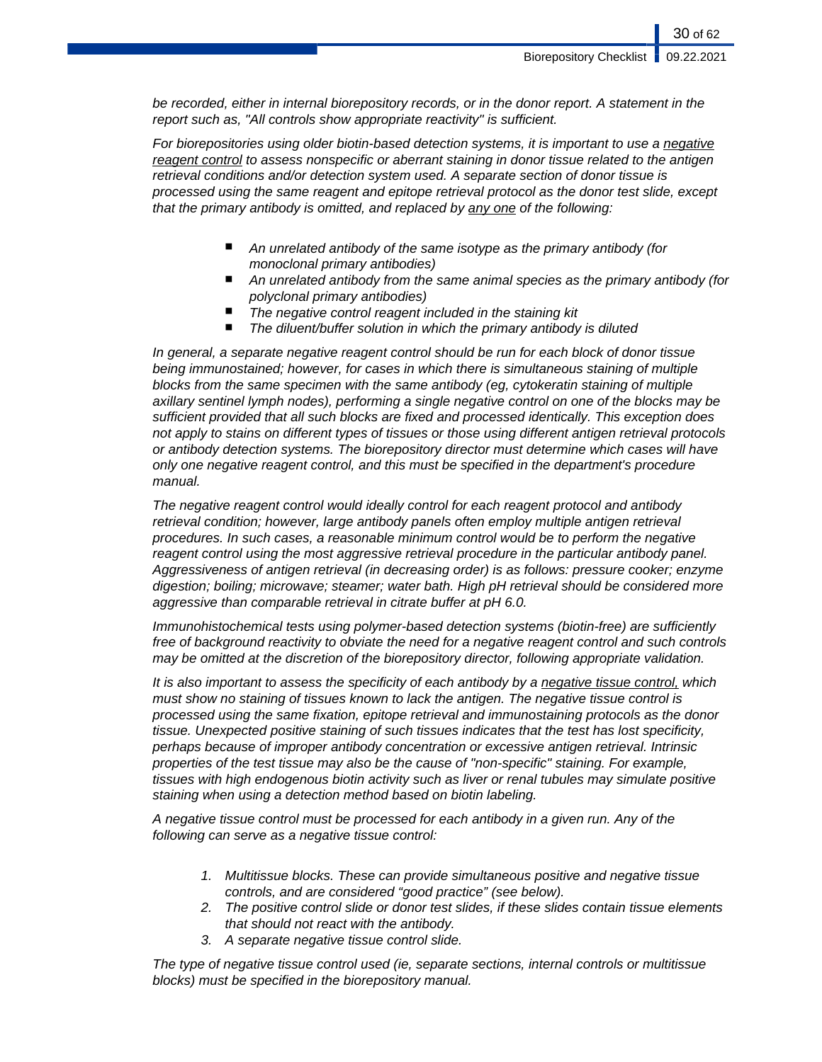*be recorded, either in internal biorepository records, or in the donor report. A statement in the report such as, "All controls show appropriate reactivity" is sufficient.*

*For biorepositories using older biotin-based detection systems, it is important to use a negative reagent control to assess nonspecific or aberrant staining in donor tissue related to the antigen retrieval conditions and/or detection system used. A separate section of donor tissue is processed using the same reagent and epitope retrieval protocol as the donor test slide, except that the primary antibody is omitted, and replaced by any one of the following:*

- *An unrelated antibody of the same isotype as the primary antibody (for monoclonal primary antibodies)*
- *An unrelated antibody from the same animal species as the primary antibody (for polyclonal primary antibodies)*
- *The negative control reagent included in the staining kit*
- *The diluent/buffer solution in which the primary antibody is diluted*

*In general, a separate negative reagent control should be run for each block of donor tissue being immunostained; however, for cases in which there is simultaneous staining of multiple blocks from the same specimen with the same antibody (eg, cytokeratin staining of multiple axillary sentinel lymph nodes), performing a single negative control on one of the blocks may be sufficient provided that all such blocks are fixed and processed identically. This exception does not apply to stains on different types of tissues or those using different antigen retrieval protocols or antibody detection systems. The biorepository director must determine which cases will have only one negative reagent control, and this must be specified in the department's procedure manual.*

*The negative reagent control would ideally control for each reagent protocol and antibody retrieval condition; however, large antibody panels often employ multiple antigen retrieval procedures. In such cases, a reasonable minimum control would be to perform the negative reagent control using the most aggressive retrieval procedure in the particular antibody panel. Aggressiveness of antigen retrieval (in decreasing order) is as follows: pressure cooker; enzyme digestion; boiling; microwave; steamer; water bath. High pH retrieval should be considered more aggressive than comparable retrieval in citrate buffer at pH 6.0.*

*Immunohistochemical tests using polymer-based detection systems (biotin-free) are sufficiently free of background reactivity to obviate the need for a negative reagent control and such controls may be omitted at the discretion of the biorepository director, following appropriate validation.*

*It is also important to assess the specificity of each antibody by a negative tissue control, which must show no staining of tissues known to lack the antigen. The negative tissue control is processed using the same fixation, epitope retrieval and immunostaining protocols as the donor tissue. Unexpected positive staining of such tissues indicates that the test has lost specificity, perhaps because of improper antibody concentration or excessive antigen retrieval. Intrinsic properties of the test tissue may also be the cause of "non-specific" staining. For example, tissues with high endogenous biotin activity such as liver or renal tubules may simulate positive staining when using a detection method based on biotin labeling.*

*A negative tissue control must be processed for each antibody in a given run. Any of the following can serve as a negative tissue control:*

1. *Multitissue blocks. These can provide simultaneous positive and negative tissue controls, and are considered "good practice" (see below).*
2. *The positive control slide or donor test slides, if these slides contain tissue elements that should not react with the antibody.*
3. *A separate negative tissue control slide.*

*The type of negative tissue control used (ie, separate sections, internal controls or multitissue blocks) must be specified in the biorepository manual.*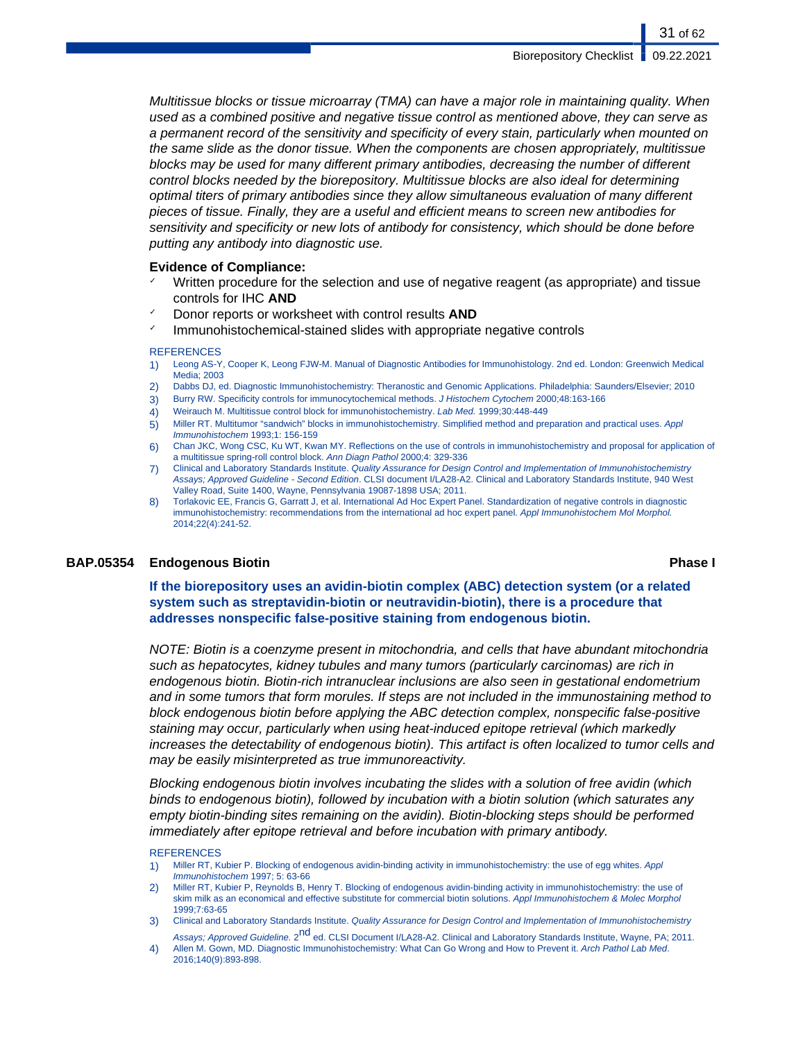*Multitissue blocks or tissue microarray (TMA) can have a major role in maintaining quality. When used as a combined positive and negative tissue control as mentioned above, they can serve as a permanent record of the sensitivity and specificity of every stain, particularly when mounted on the same slide as the donor tissue. When the components are chosen appropriately, multitissue blocks may be used for many different primary antibodies, decreasing the number of different control blocks needed by the biorepository. Multitissue blocks are also ideal for determining optimal titers of primary antibodies since they allow simultaneous evaluation of many different pieces of tissue. Finally, they are a useful and efficient means to screen new antibodies for sensitivity and specificity or new lots of antibody for consistency, which should be done before putting any antibody into diagnostic use.*

**Evidence of Compliance:**

- ✓ Written procedure for the selection and use of negative reagent (as appropriate) and tissue controls for IHC **AND**
- ✓ Donor reports or worksheet with control results **AND**
- ✓ Immunohistochemical-stained slides with appropriate negative controls

REFERENCES

1) Leong AS-Y, Cooper K, Leong FJW-M. Manual of Diagnostic Antibodies for Immunohistology. 2nd ed. London: Greenwich Medical Media; 2003
2) Dabbs DJ, ed. Diagnostic Immunohistochemistry: Theranostic and Genomic Applications. Philadelphia: Saunders/Elsevier; 2010
3) Burry RW. Specificity controls for immunocytochemical methods. *J Histochem Cytochem* 2000;48:163-166
4) Weirauch M. Multitissue control block for immunohistochemistry. *Lab Med.* 1999;30:448-449
5) Miller RT. Multitumor "sandwich" blocks in immunohistochemistry. Simplified method and preparation and practical uses. *Appl Immunohistochem* 1993;1: 156-159
6) Chan JKC, Wong CSC, Ku WT, Kwan MY. Reflections on the use of controls in immunohistochemistry and proposal for application of a multitissue spring-roll control block. *Ann Diagn Pathol* 2000;4: 329-336
7) Clinical and Laboratory Standards Institute. *Quality Assurance for Design Control and Implementation of Immunohistochemistry Assays; Approved Guideline - Second Edition*. CLSI document I/LA28-A2. Clinical and Laboratory Standards Institute, 940 West Valley Road, Suite 1400, Wayne, Pennsylvania 19087-1898 USA; 2011.
8) Torlakovic EE, Francis G, Garratt J, et al. International Ad Hoc Expert Panel. Standardization of negative controls in diagnostic immunohistochemistry: recommendations from the international ad hoc expert panel. *Appl Immunohistochem Mol Morphol.* 2014;22(4):241-52.

### BAP.05354 Endogenous Biotin — Phase I

**If the biorepository uses an avidin-biotin complex (ABC) detection system (or a related system such as streptavidin-biotin or neutravidin-biotin), there is a procedure that addresses nonspecific false-positive staining from endogenous biotin.**

*NOTE: Biotin is a coenzyme present in mitochondria, and cells that have abundant mitochondria such as hepatocytes, kidney tubules and many tumors (particularly carcinomas) are rich in endogenous biotin. Biotin-rich intranuclear inclusions are also seen in gestational endometrium and in some tumors that form morules. If steps are not included in the immunostaining method to block endogenous biotin before applying the ABC detection complex, nonspecific false-positive staining may occur, particularly when using heat-induced epitope retrieval (which markedly increases the detectability of endogenous biotin). This artifact is often localized to tumor cells and may be easily misinterpreted as true immunoreactivity.*

*Blocking endogenous biotin involves incubating the slides with a solution of free avidin (which binds to endogenous biotin), followed by incubation with a biotin solution (which saturates any empty biotin-binding sites remaining on the avidin). Biotin-blocking steps should be performed immediately after epitope retrieval and before incubation with primary antibody.*

REFERENCES

1) Miller RT, Kubier P. Blocking of endogenous avidin-binding activity in immunohistochemistry: the use of egg whites. *Appl Immunohistochem* 1997; 5: 63-66
2) Miller RT, Kubier P, Reynolds B, Henry T. Blocking of endogenous avidin-binding activity in immunohistochemistry: the use of skim milk as an economical and effective substitute for commercial biotin solutions. *Appl Immunohistochem & Molec Morphol* 1999;7:63-65
3) Clinical and Laboratory Standards Institute. *Quality Assurance for Design Control and Implementation of Immunohistochemistry Assays; Approved Guideline.* 2nd ed. CLSI Document I/LA28-A2. Clinical and Laboratory Standards Institute, Wayne, PA; 2011.
4) Allen M. Gown, MD. Diagnostic Immunohistochemistry: What Can Go Wrong and How to Prevent it. *Arch Pathol Lab Med*. 2016;140(9):893-898.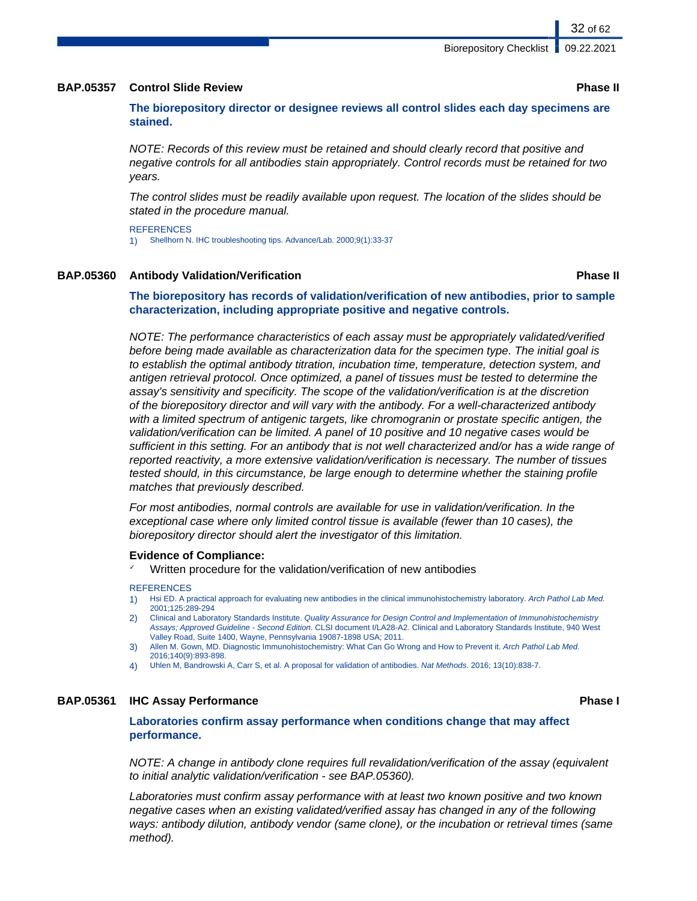### BAP.05357 Control Slide Review — Phase II

**The biorepository director or designee reviews all control slides each day specimens are stained.**

*NOTE: Records of this review must be retained and should clearly record that positive and negative controls for all antibodies stain appropriately. Control records must be retained for two years.*

*The control slides must be readily available upon request. The location of the slides should be stated in the procedure manual.*

REFERENCES

1) Shellhorn N. IHC troubleshooting tips. Advance/Lab. 2000;9(1):33-37

### BAP.05360 Antibody Validation/Verification — Phase II

**The biorepository has records of validation/verification of new antibodies, prior to sample characterization, including appropriate positive and negative controls.**

*NOTE: The performance characteristics of each assay must be appropriately validated/verified before being made available as characterization data for the specimen type. The initial goal is to establish the optimal antibody titration, incubation time, temperature, detection system, and antigen retrieval protocol. Once optimized, a panel of tissues must be tested to determine the assay's sensitivity and specificity. The scope of the validation/verification is at the discretion of the biorepository director and will vary with the antibody. For a well-characterized antibody with a limited spectrum of antigenic targets, like chromogranin or prostate specific antigen, the validation/verification can be limited. A panel of 10 positive and 10 negative cases would be sufficient in this setting. For an antibody that is not well characterized and/or has a wide range of reported reactivity, a more extensive validation/verification is necessary. The number of tissues tested should, in this circumstance, be large enough to determine whether the staining profile matches that previously described.*

*For most antibodies, normal controls are available for use in validation/verification. In the exceptional case where only limited control tissue is available (fewer than 10 cases), the biorepository director should alert the investigator of this limitation.*

**Evidence of Compliance:**

- Written procedure for the validation/verification of new antibodies

REFERENCES

1) Hsi ED. A practical approach for evaluating new antibodies in the clinical immunohistochemistry laboratory. *Arch Pathol Lab Med.* 2001;125:289-294
2) Clinical and Laboratory Standards Institute. *Quality Assurance for Design Control and Implementation of Immunohistochemistry Assays; Approved Guideline - Second Edition*. CLSI document I/LA28-A2. Clinical and Laboratory Standards Institute, 940 West Valley Road, Suite 1400, Wayne, Pennsylvania 19087-1898 USA; 2011.
3) Allen M. Gown, MD. Diagnostic Immunohistochemistry: What Can Go Wrong and How to Prevent it. *Arch Pathol Lab Med*. 2016;140(9):893-898.
4) Uhlen M, Bandrowski A, Carr S, et al. A proposal for validation of antibodies. *Nat Methods*. 2016; 13(10):838-7.

### BAP.05361 IHC Assay Performance — Phase I

**Laboratories confirm assay performance when conditions change that may affect performance.**

*NOTE: A change in antibody clone requires full revalidation/verification of the assay (equivalent to initial analytic validation/verification - see BAP.05360).*

*Laboratories must confirm assay performance with at least two known positive and two known negative cases when an existing validated/verified assay has changed in any of the following ways: antibody dilution, antibody vendor (same clone), or the incubation or retrieval times (same method).*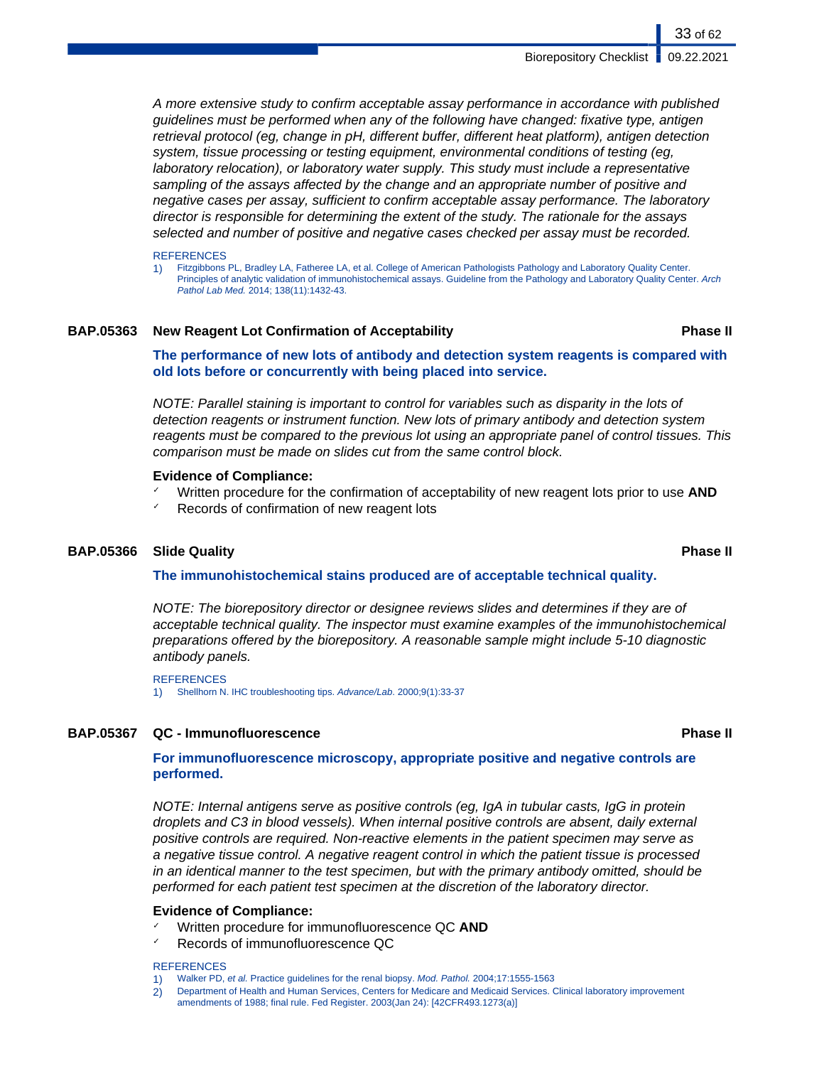*A more extensive study to confirm acceptable assay performance in accordance with published guidelines must be performed when any of the following have changed: fixative type, antigen retrieval protocol (eg, change in pH, different buffer, different heat platform), antigen detection system, tissue processing or testing equipment, environmental conditions of testing (eg, laboratory relocation), or laboratory water supply. This study must include a representative sampling of the assays affected by the change and an appropriate number of positive and negative cases per assay, sufficient to confirm acceptable assay performance. The laboratory director is responsible for determining the extent of the study. The rationale for the assays selected and number of positive and negative cases checked per assay must be recorded.*

REFERENCES

1) Fitzgibbons PL, Bradley LA, Fatheree LA, et al. College of American Pathologists Pathology and Laboratory Quality Center. Principles of analytic validation of immunohistochemical assays. Guideline from the Pathology and Laboratory Quality Center. *Arch Pathol Lab Med.* 2014; 138(11):1432-43.

### BAP.05363 New Reagent Lot Confirmation of Acceptability — Phase II

**The performance of new lots of antibody and detection system reagents is compared with old lots before or concurrently with being placed into service.**

*NOTE: Parallel staining is important to control for variables such as disparity in the lots of detection reagents or instrument function. New lots of primary antibody and detection system reagents must be compared to the previous lot using an appropriate panel of control tissues. This comparison must be made on slides cut from the same control block.*

**Evidence of Compliance:**

- ✓ Written procedure for the confirmation of acceptability of new reagent lots prior to use **AND**
- ✓ Records of confirmation of new reagent lots

### BAP.05366 Slide Quality — Phase II

**The immunohistochemical stains produced are of acceptable technical quality.**

*NOTE: The biorepository director or designee reviews slides and determines if they are of acceptable technical quality. The inspector must examine examples of the immunohistochemical preparations offered by the biorepository. A reasonable sample might include 5-10 diagnostic antibody panels.*

REFERENCES

1) Shellhorn N. IHC troubleshooting tips. *Advance/Lab*. 2000;9(1):33-37

### BAP.05367 QC - Immunofluorescence — Phase II

**For immunofluorescence microscopy, appropriate positive and negative controls are performed.**

*NOTE: Internal antigens serve as positive controls (eg, IgA in tubular casts, IgG in protein droplets and C3 in blood vessels). When internal positive controls are absent, daily external positive controls are required. Non-reactive elements in the patient specimen may serve as a negative tissue control. A negative reagent control in which the patient tissue is processed in an identical manner to the test specimen, but with the primary antibody omitted, should be performed for each patient test specimen at the discretion of the laboratory director.*

**Evidence of Compliance:**

- ✓ Written procedure for immunofluorescence QC **AND**
- ✓ Records of immunofluorescence QC

REFERENCES

1) Walker PD, *et al.* Practice guidelines for the renal biopsy. *Mod. Pathol.* 2004;17:1555-1563
2) Department of Health and Human Services, Centers for Medicare and Medicaid Services. Clinical laboratory improvement amendments of 1988; final rule. Fed Register. 2003(Jan 24): [42CFR493.1273(a)]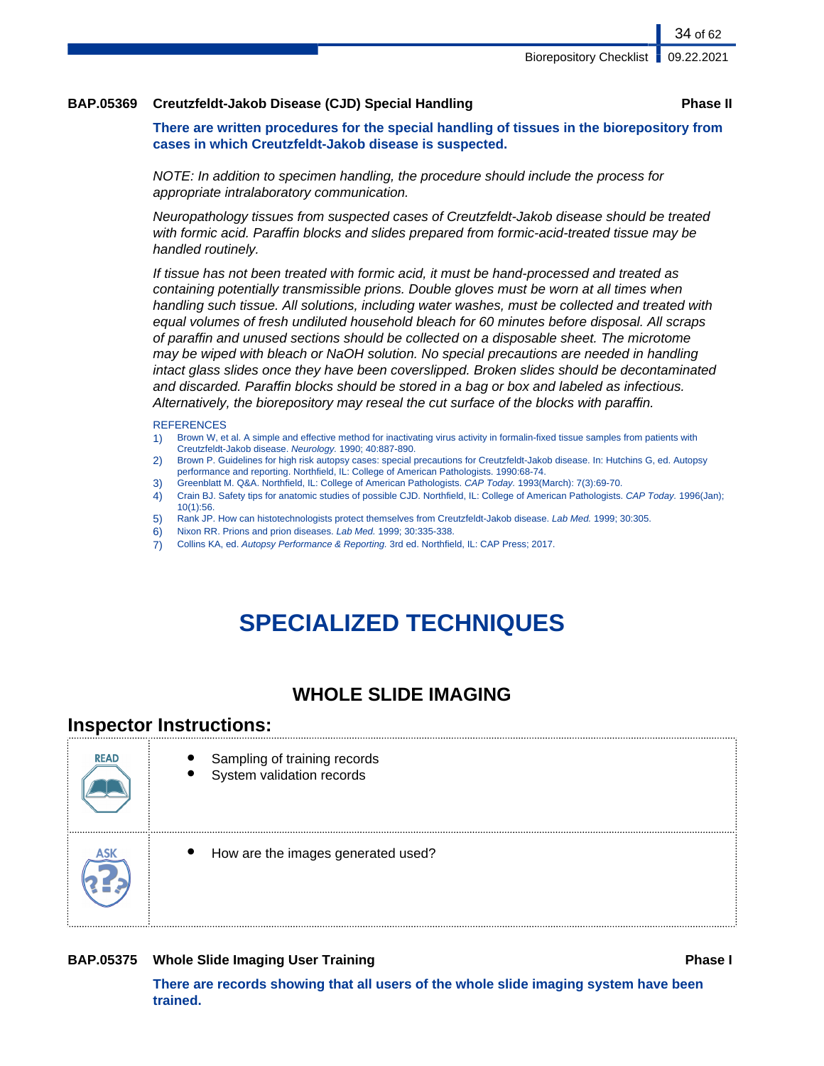**BAP.05369 Creutzfeldt-Jakob Disease (CJD) Special Handling** **Phase II**

**There are written procedures for the special handling of tissues in the biorepository from cases in which Creutzfeldt-Jakob disease is suspected.**

*NOTE: In addition to specimen handling, the procedure should include the process for appropriate intralaboratory communication.*

*Neuropathology tissues from suspected cases of Creutzfeldt-Jakob disease should be treated with formic acid. Paraffin blocks and slides prepared from formic-acid-treated tissue may be handled routinely.*

*If tissue has not been treated with formic acid, it must be hand-processed and treated as containing potentially transmissible prions. Double gloves must be worn at all times when handling such tissue. All solutions, including water washes, must be collected and treated with equal volumes of fresh undiluted household bleach for 60 minutes before disposal. All scraps of paraffin and unused sections should be collected on a disposable sheet. The microtome may be wiped with bleach or NaOH solution. No special precautions are needed in handling intact glass slides once they have been coverslipped. Broken slides should be decontaminated and discarded. Paraffin blocks should be stored in a bag or box and labeled as infectious. Alternatively, the biorepository may reseal the cut surface of the blocks with paraffin.*

REFERENCES

1) Brown W, et al. A simple and effective method for inactivating virus activity in formalin-fixed tissue samples from patients with Creutzfeldt-Jakob disease. *Neurology.* 1990; 40:887-890.
2) Brown P. Guidelines for high risk autopsy cases: special precautions for Creutzfeldt-Jakob disease. In: Hutchins G, ed. Autopsy performance and reporting. Northfield, IL: College of American Pathologists. 1990:68-74.
3) Greenblatt M. Q&A. Northfield, IL: College of American Pathologists. *CAP Today.* 1993(March): 7(3):69-70.
4) Crain BJ. Safety tips for anatomic studies of possible CJD. Northfield, IL: College of American Pathologists. *CAP Today.* 1996(Jan); 10(1):56.
5) Rank JP. How can histotechnologists protect themselves from Creutzfeldt-Jakob disease. *Lab Med.* 1999; 30:305.
6) Nixon RR. Prions and prion diseases. *Lab Med.* 1999; 30:335-338.
7) Collins KA, ed. *Autopsy Performance & Reporting.* 3rd ed. Northfield, IL: CAP Press; 2017.

# SPECIALIZED TECHNIQUES

## WHOLE SLIDE IMAGING

### Inspector Instructions:

| | |
|---|---|
| READ | • Sampling of training records<br>• System validation records |
| ASK | • How are the images generated used? |

**BAP.05375 Whole Slide Imaging User Training** **Phase I**

**There are records showing that all users of the whole slide imaging system have been trained.**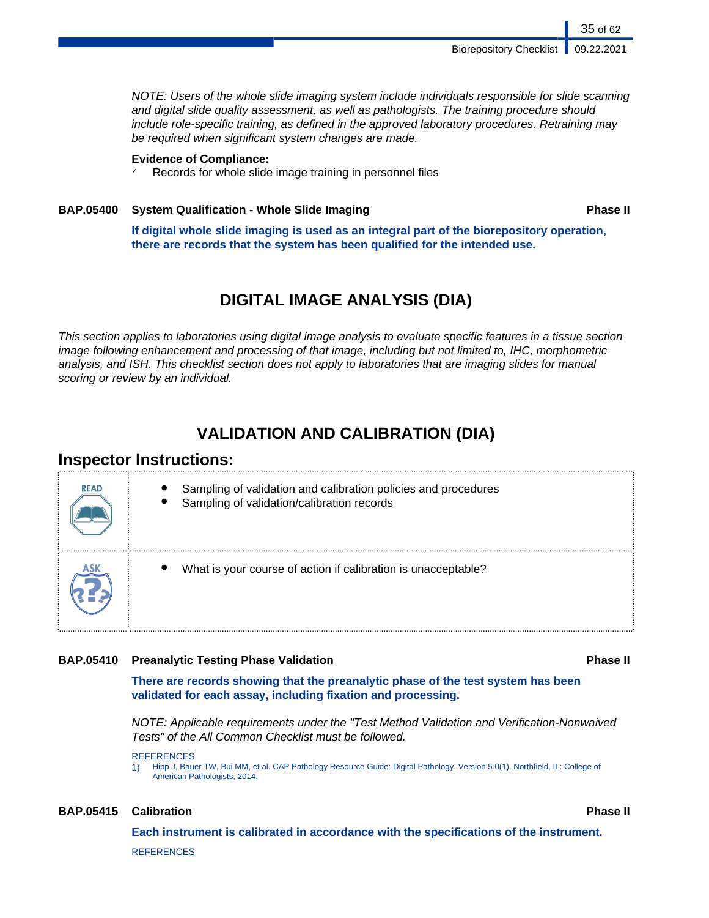*NOTE: Users of the whole slide imaging system include individuals responsible for slide scanning and digital slide quality assessment, as well as pathologists. The training procedure should include role-specific training, as defined in the approved laboratory procedures. Retraining may be required when significant system changes are made.*

**Evidence of Compliance:**

- ✓ Records for whole slide image training in personnel files

**BAP.05400 System Qualification - Whole Slide Imaging** **Phase II**

**If digital whole slide imaging is used as an integral part of the biorepository operation, there are records that the system has been qualified for the intended use.**

# DIGITAL IMAGE ANALYSIS (DIA)

*This section applies to laboratories using digital image analysis to evaluate specific features in a tissue section image following enhancement and processing of that image, including but not limited to, IHC, morphometric analysis, and ISH. This checklist section does not apply to laboratories that are imaging slides for manual scoring or review by an individual.*

# VALIDATION AND CALIBRATION (DIA)

## Inspector Instructions:

| | |
|---|---|
| READ | • Sampling of validation and calibration policies and procedures<br>• Sampling of validation/calibration records |
| ASK | • What is your course of action if calibration is unacceptable? |

**BAP.05410 Preanalytic Testing Phase Validation** **Phase II**

**There are records showing that the preanalytic phase of the test system has been validated for each assay, including fixation and processing.**

*NOTE: Applicable requirements under the "Test Method Validation and Verification-Nonwaived Tests" of the All Common Checklist must be followed.*

REFERENCES

1) Hipp J, Bauer TW, Bui MM, et al. CAP Pathology Resource Guide: Digital Pathology. Version 5.0(1). Northfield, IL: College of American Pathologists; 2014.

**BAP.05415 Calibration** **Phase II**

**Each instrument is calibrated in accordance with the specifications of the instrument.**

REFERENCES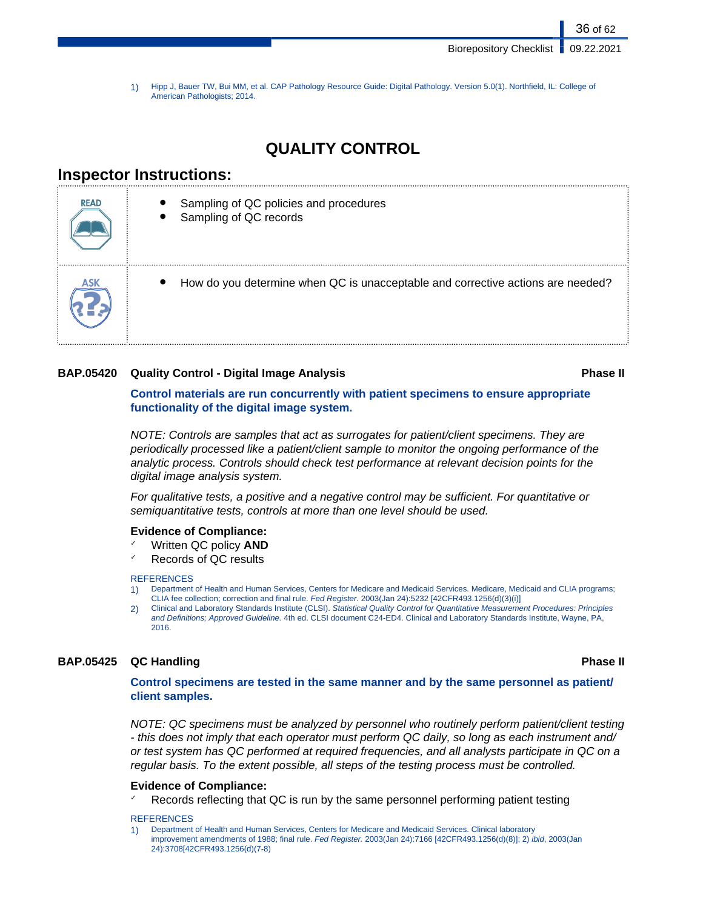1) Hipp J, Bauer TW, Bui MM, et al. CAP Pathology Resource Guide: Digital Pathology. Version 5.0(1). Northfield, IL: College of American Pathologists; 2014.

# QUALITY CONTROL

## Inspector Instructions:

| | |
|---|---|
| READ | • Sampling of QC policies and procedures<br>• Sampling of QC records |
| ASK | • How do you determine when QC is unacceptable and corrective actions are needed? |

### BAP.05420 Quality Control - Digital Image Analysis — Phase II

**Control materials are run concurrently with patient specimens to ensure appropriate functionality of the digital image system.**

*NOTE: Controls are samples that act as surrogates for patient/client specimens. They are periodically processed like a patient/client sample to monitor the ongoing performance of the analytic process. Controls should check test performance at relevant decision points for the digital image analysis system.*

*For qualitative tests, a positive and a negative control may be sufficient. For quantitative or semiquantitative tests, controls at more than one level should be used.*

**Evidence of Compliance:**

- ✓ Written QC policy **AND**
- ✓ Records of QC results

REFERENCES

1) Department of Health and Human Services, Centers for Medicare and Medicaid Services. Medicare, Medicaid and CLIA programs; CLIA fee collection; correction and final rule. *Fed Register.* 2003(Jan 24):5232 [42CFR493.1256(d)(3)(i)]
2) Clinical and Laboratory Standards Institute (CLSI). *Statistical Quality Control for Quantitative Measurement Procedures: Principles and Definitions; Approved Guideline.* 4th ed. CLSI document C24-ED4. Clinical and Laboratory Standards Institute, Wayne, PA, 2016.

### BAP.05425 QC Handling — Phase II

**Control specimens are tested in the same manner and by the same personnel as patient/client samples.**

*NOTE: QC specimens must be analyzed by personnel who routinely perform patient/client testing - this does not imply that each operator must perform QC daily, so long as each instrument and/or test system has QC performed at required frequencies, and all analysts participate in QC on a regular basis. To the extent possible, all steps of the testing process must be controlled.*

**Evidence of Compliance:**

- ✓ Records reflecting that QC is run by the same personnel performing patient testing

REFERENCES

1) Department of Health and Human Services, Centers for Medicare and Medicaid Services. Clinical laboratory improvement amendments of 1988; final rule. *Fed Register.* 2003(Jan 24):7166 [42CFR493.1256(d)(8)]; 2) *ibid*, 2003(Jan 24):3708[42CFR493.1256(d)(7-8)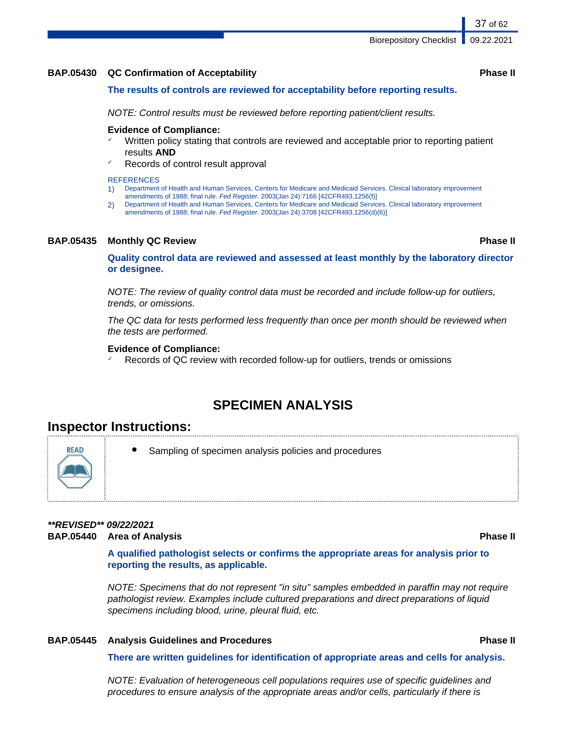### BAP.05430 QC Confirmation of Acceptability — Phase II

**The results of controls are reviewed for acceptability before reporting results.**

*NOTE: Control results must be reviewed before reporting patient/client results.*

**Evidence of Compliance:**
- ✓ Written policy stating that controls are reviewed and acceptable prior to reporting patient results **AND**
- ✓ Records of control result approval

REFERENCES
1) Department of Health and Human Services, Centers for Medicare and Medicaid Services. Clinical laboratory improvement amendments of 1988; final rule. *Fed Register*. 2003(Jan 24):7166 [42CFR493.1256(f)]
2) Department of Health and Human Services, Centers for Medicare and Medicaid Services. Clinical laboratory improvement amendments of 1988; final rule. *Fed Register*. 2003(Jan 24):3708 [42CFR493.1256(d)(6)]

### BAP.05435 Monthly QC Review — Phase II

**Quality control data are reviewed and assessed at least monthly by the laboratory director or designee.**

*NOTE: The review of quality control data must be recorded and include follow-up for outliers, trends, or omissions.*

*The QC data for tests performed less frequently than once per month should be reviewed when the tests are performed.*

**Evidence of Compliance:**
- ✓ Records of QC review with recorded follow-up for outliers, trends or omissions

# SPECIMEN ANALYSIS

## Inspector Instructions:

READ
- Sampling of specimen analysis policies and procedures

***\*\*REVISED\*\* 09/22/2021***

### BAP.05440 Area of Analysis — Phase II

**A qualified pathologist selects or confirms the appropriate areas for analysis prior to reporting the results, as applicable.**

*NOTE: Specimens that do not represent "in situ" samples embedded in paraffin may not require pathologist review. Examples include cultured preparations and direct preparations of liquid specimens including blood, urine, pleural fluid, etc.*

### BAP.05445 Analysis Guidelines and Procedures — Phase II

**There are written guidelines for identification of appropriate areas and cells for analysis.**

*NOTE: Evaluation of heterogeneous cell populations requires use of specific guidelines and procedures to ensure analysis of the appropriate areas and/or cells, particularly if there is*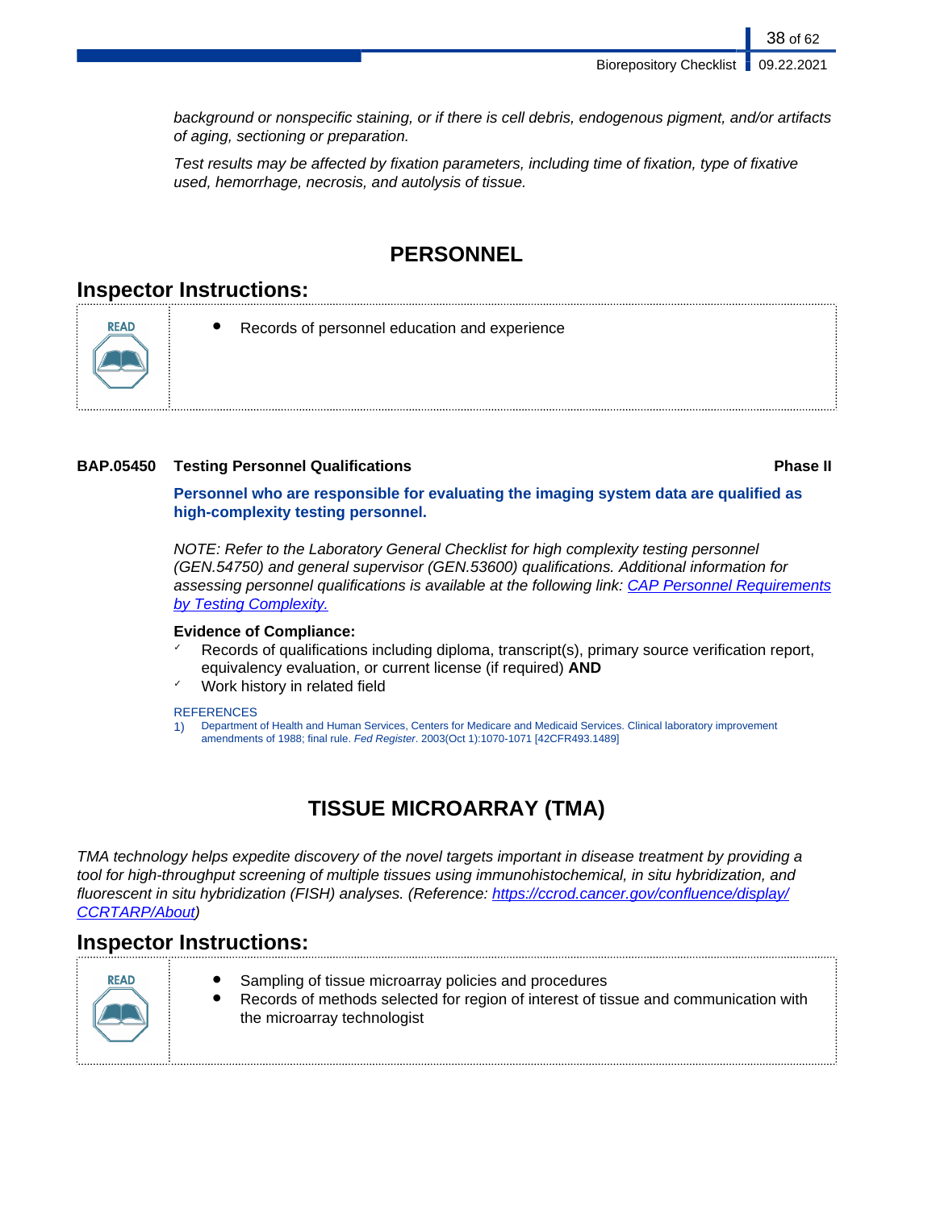*background or nonspecific staining, or if there is cell debris, endogenous pigment, and/or artifacts of aging, sectioning or preparation.*

*Test results may be affected by fixation parameters, including time of fixation, type of fixative used, hemorrhage, necrosis, and autolysis of tissue.*

# PERSONNEL

## Inspector Instructions:

| READ | • Records of personnel education and experience |
|---|---|

### BAP.05450 Testing Personnel Qualifications — Phase II

**Personnel who are responsible for evaluating the imaging system data are qualified as high-complexity testing personnel.**

*NOTE: Refer to the Laboratory General Checklist for high complexity testing personnel (GEN.54750) and general supervisor (GEN.53600) qualifications. Additional information for assessing personnel qualifications is available at the following link: CAP Personnel Requirements by Testing Complexity.*

**Evidence of Compliance:**

- ✓ Records of qualifications including diploma, transcript(s), primary source verification report, equivalency evaluation, or current license (if required) **AND**
- ✓ Work history in related field

REFERENCES

1) Department of Health and Human Services, Centers for Medicare and Medicaid Services. Clinical laboratory improvement amendments of 1988; final rule. *Fed Register*. 2003(Oct 1):1070-1071 [42CFR493.1489]

# TISSUE MICROARRAY (TMA)

*TMA technology helps expedite discovery of the novel targets important in disease treatment by providing a tool for high-throughput screening of multiple tissues using immunohistochemical, in situ hybridization, and fluorescent in situ hybridization (FISH) analyses. (Reference: https://ccrod.cancer.gov/confluence/display/CCRTARP/About)*

## Inspector Instructions:

| READ | • Sampling of tissue microarray policies and procedures<br>• Records of methods selected for region of interest of tissue and communication with the microarray technologist |
|---|---|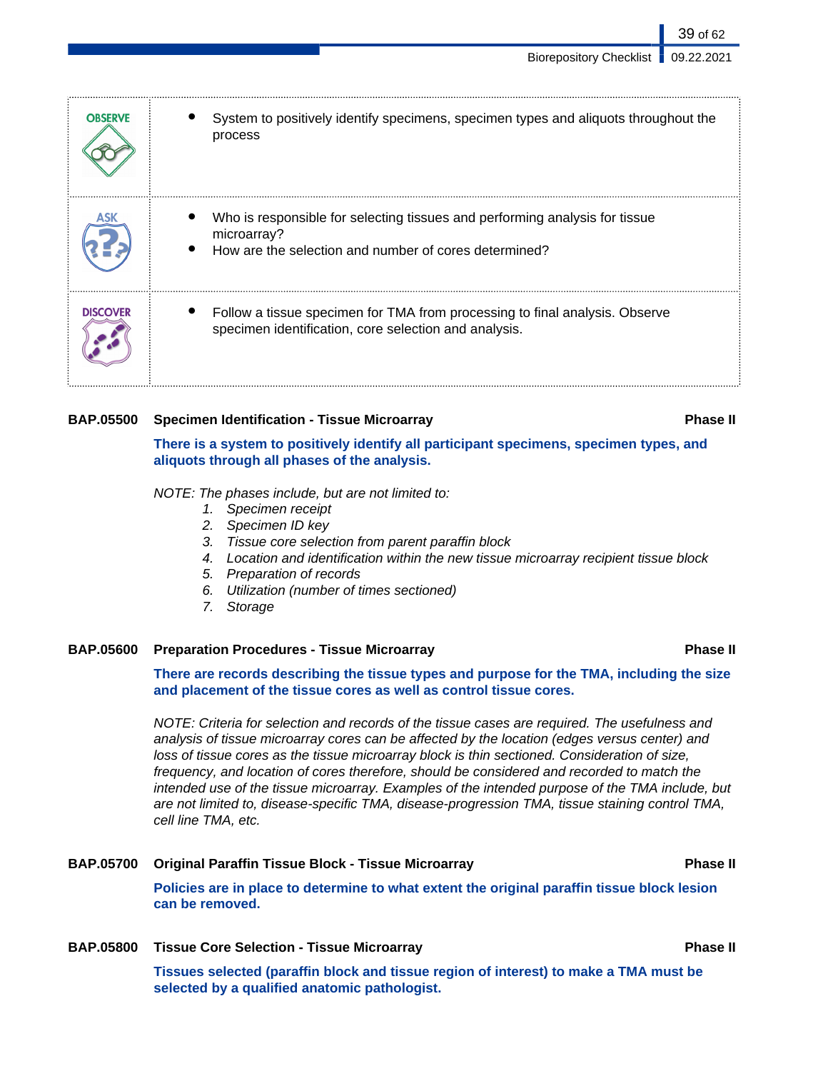| | |
|---|---|
| **OBSERVE** | • System to positively identify specimens, specimen types and aliquots throughout the process |
| **ASK** | • Who is responsible for selecting tissues and performing analysis for tissue microarray?<br>• How are the selection and number of cores determined? |
| **DISCOVER** | • Follow a tissue specimen for TMA from processing to final analysis. Observe specimen identification, core selection and analysis. |

**BAP.05500 Specimen Identification - Tissue Microarray** **Phase II**

**There is a system to positively identify all participant specimens, specimen types, and aliquots through all phases of the analysis.**

*NOTE: The phases include, but are not limited to:*

1. *Specimen receipt*
2. *Specimen ID key*
3. *Tissue core selection from parent paraffin block*
4. *Location and identification within the new tissue microarray recipient tissue block*
5. *Preparation of records*
6. *Utilization (number of times sectioned)*
7. *Storage*

**BAP.05600 Preparation Procedures - Tissue Microarray** **Phase II**

**There are records describing the tissue types and purpose for the TMA, including the size and placement of the tissue cores as well as control tissue cores.**

*NOTE: Criteria for selection and records of the tissue cases are required. The usefulness and analysis of tissue microarray cores can be affected by the location (edges versus center) and loss of tissue cores as the tissue microarray block is thin sectioned. Consideration of size, frequency, and location of cores therefore, should be considered and recorded to match the intended use of the tissue microarray. Examples of the intended purpose of the TMA include, but are not limited to, disease-specific TMA, disease-progression TMA, tissue staining control TMA, cell line TMA, etc.*

**BAP.05700 Original Paraffin Tissue Block - Tissue Microarray** **Phase II**

**Policies are in place to determine to what extent the original paraffin tissue block lesion can be removed.**

**BAP.05800 Tissue Core Selection - Tissue Microarray** **Phase II**

**Tissues selected (paraffin block and tissue region of interest) to make a TMA must be selected by a qualified anatomic pathologist.**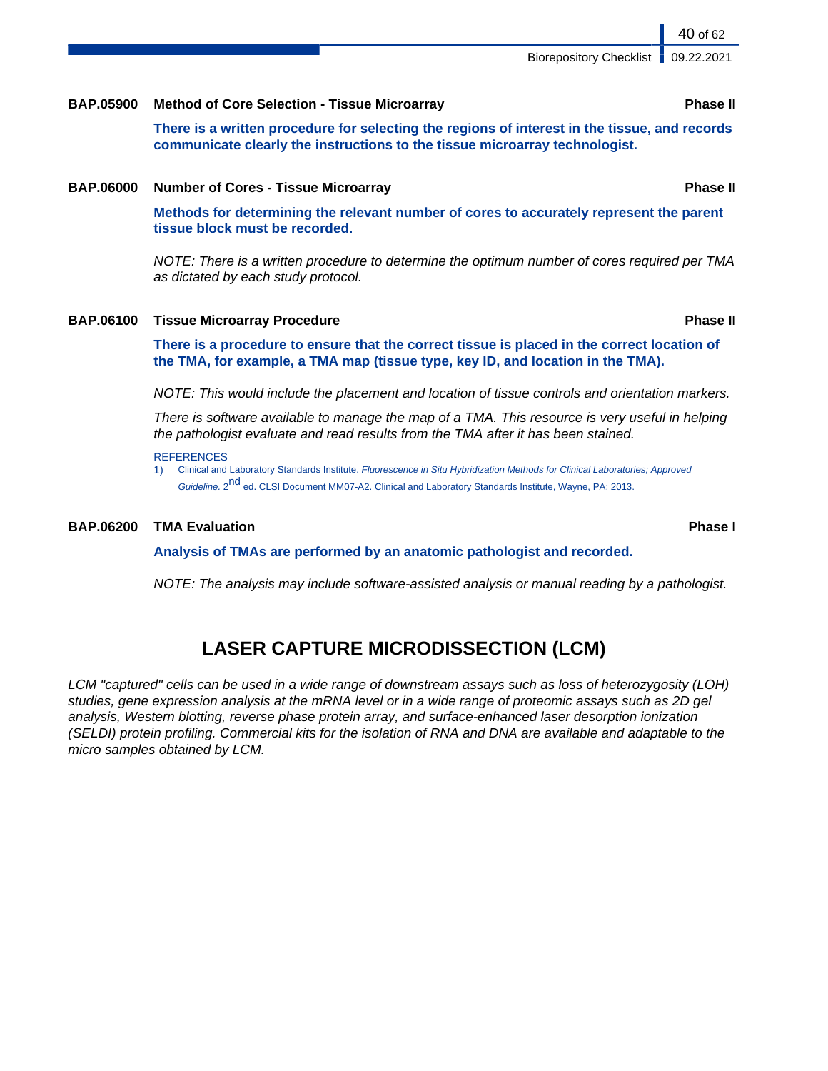**BAP.05900 Method of Core Selection - Tissue Microarray** **Phase II**

**There is a written procedure for selecting the regions of interest in the tissue, and records communicate clearly the instructions to the tissue microarray technologist.**

**BAP.06000 Number of Cores - Tissue Microarray** **Phase II**

**Methods for determining the relevant number of cores to accurately represent the parent tissue block must be recorded.**

*NOTE: There is a written procedure to determine the optimum number of cores required per TMA as dictated by each study protocol.*

**BAP.06100 Tissue Microarray Procedure** **Phase II**

**There is a procedure to ensure that the correct tissue is placed in the correct location of the TMA, for example, a TMA map (tissue type, key ID, and location in the TMA).**

*NOTE: This would include the placement and location of tissue controls and orientation markers.*

*There is software available to manage the map of a TMA. This resource is very useful in helping the pathologist evaluate and read results from the TMA after it has been stained.*

REFERENCES

1) Clinical and Laboratory Standards Institute. *Fluorescence in Situ Hybridization Methods for Clinical Laboratories; Approved Guideline.* 2nd ed. CLSI Document MM07-A2. Clinical and Laboratory Standards Institute, Wayne, PA; 2013.

**BAP.06200 TMA Evaluation** **Phase I**

**Analysis of TMAs are performed by an anatomic pathologist and recorded.**

*NOTE: The analysis may include software-assisted analysis or manual reading by a pathologist.*

# LASER CAPTURE MICRODISSECTION (LCM)

*LCM "captured" cells can be used in a wide range of downstream assays such as loss of heterozygosity (LOH) studies, gene expression analysis at the mRNA level or in a wide range of proteomic assays such as 2D gel analysis, Western blotting, reverse phase protein array, and surface-enhanced laser desorption ionization (SELDI) protein profiling. Commercial kits for the isolation of RNA and DNA are available and adaptable to the micro samples obtained by LCM.*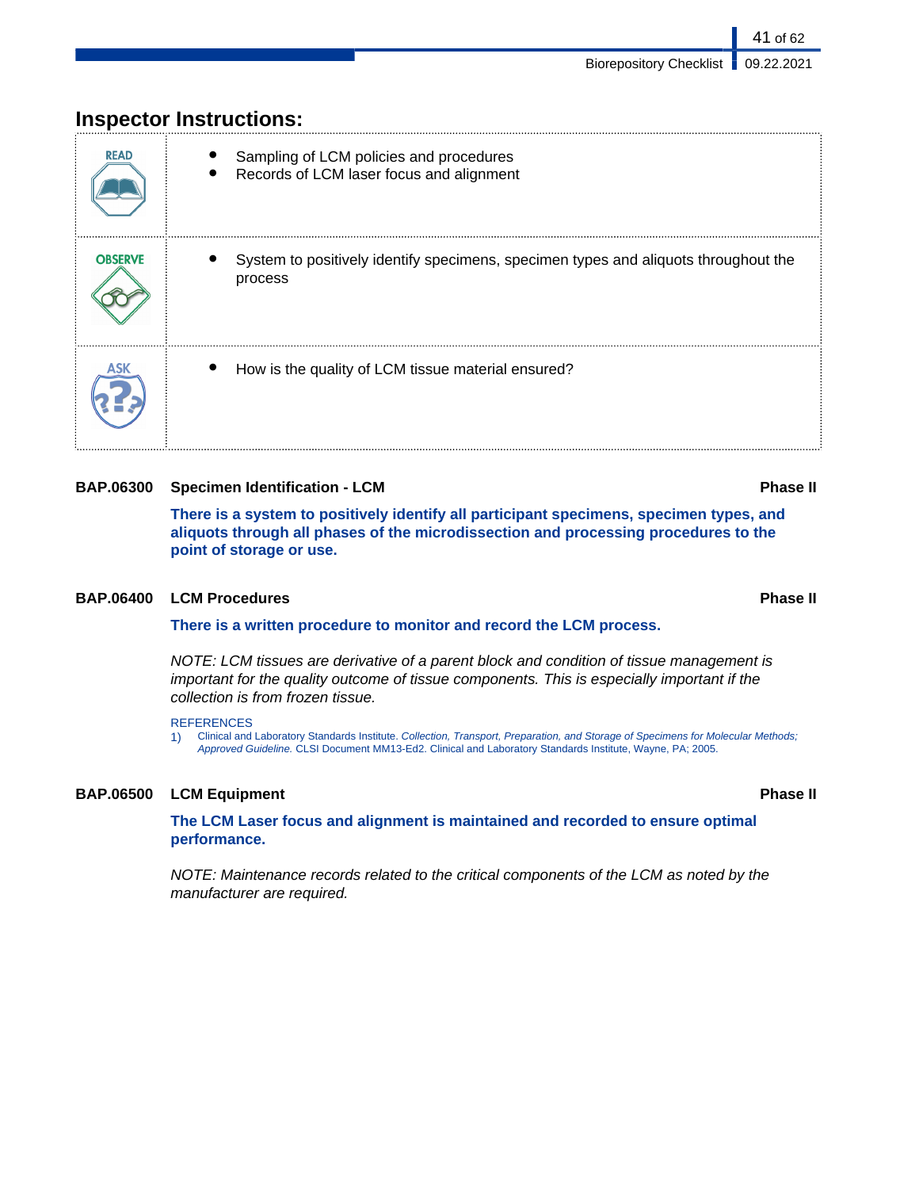## Inspector Instructions:

| | |
|---|---|
| READ | • Sampling of LCM policies and procedures<br>• Records of LCM laser focus and alignment |
| OBSERVE | • System to positively identify specimens, specimen types and aliquots throughout the process |
| ASK | • How is the quality of LCM tissue material ensured? |

### BAP.06300 Specimen Identification - LCM — Phase II

**There is a system to positively identify all participant specimens, specimen types, and aliquots through all phases of the microdissection and processing procedures to the point of storage or use.**

### BAP.06400 LCM Procedures — Phase II

**There is a written procedure to monitor and record the LCM process.**

*NOTE: LCM tissues are derivative of a parent block and condition of tissue management is important for the quality outcome of tissue components. This is especially important if the collection is from frozen tissue.*

REFERENCES

1) Clinical and Laboratory Standards Institute. *Collection, Transport, Preparation, and Storage of Specimens for Molecular Methods; Approved Guideline.* CLSI Document MM13-Ed2. Clinical and Laboratory Standards Institute, Wayne, PA; 2005.

### BAP.06500 LCM Equipment — Phase II

**The LCM Laser focus and alignment is maintained and recorded to ensure optimal performance.**

*NOTE: Maintenance records related to the critical components of the LCM as noted by the manufacturer are required.*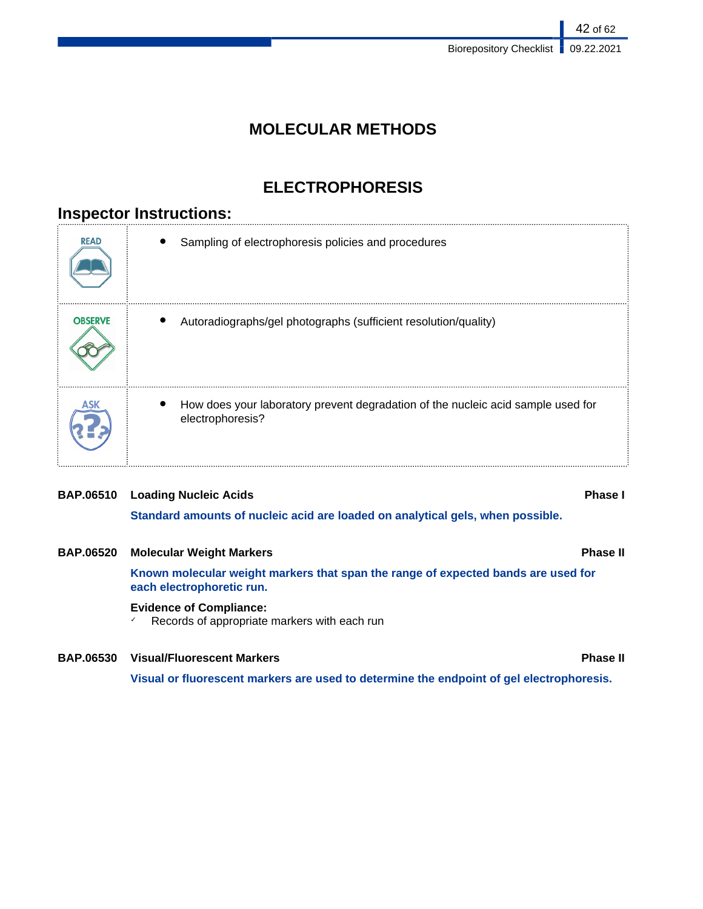# MOLECULAR METHODS

## ELECTROPHORESIS

### Inspector Instructions:

| | |
|---|---|
| READ | • Sampling of electrophoresis policies and procedures |
| OBSERVE | • Autoradiographs/gel photographs (sufficient resolution/quality) |
| ASK | • How does your laboratory prevent degradation of the nucleic acid sample used for electrophoresis? |

**BAP.06510 Loading Nucleic Acids** **Phase I**

**Standard amounts of nucleic acid are loaded on analytical gels, when possible.**

**BAP.06520 Molecular Weight Markers** **Phase II**

**Known molecular weight markers that span the range of expected bands are used for each electrophoretic run.**

**Evidence of Compliance:**

- ✓ Records of appropriate markers with each run

**BAP.06530 Visual/Fluorescent Markers** **Phase II**

**Visual or fluorescent markers are used to determine the endpoint of gel electrophoresis.**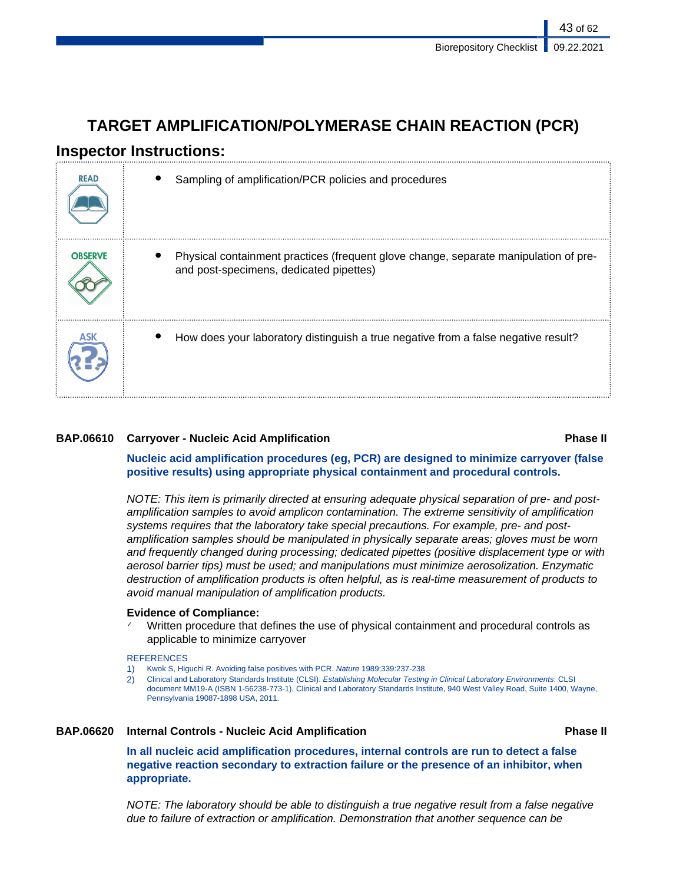# TARGET AMPLIFICATION/POLYMERASE CHAIN REACTION (PCR)

## Inspector Instructions:

| | |
|---|---|
| **READ** | • Sampling of amplification/PCR policies and procedures |
| **OBSERVE** | • Physical containment practices (frequent glove change, separate manipulation of pre- and post-specimens, dedicated pipettes) |
| **ASK** | • How does your laboratory distinguish a true negative from a false negative result? |

### BAP.06610 Carryover - Nucleic Acid Amplification — Phase II

**Nucleic acid amplification procedures (eg, PCR) are designed to minimize carryover (false positive results) using appropriate physical containment and procedural controls.**

*NOTE: This item is primarily directed at ensuring adequate physical separation of pre- and post-amplification samples to avoid amplicon contamination. The extreme sensitivity of amplification systems requires that the laboratory take special precautions. For example, pre- and post-amplification samples should be manipulated in physically separate areas; gloves must be worn and frequently changed during processing; dedicated pipettes (positive displacement type or with aerosol barrier tips) must be used; and manipulations must minimize aerosolization. Enzymatic destruction of amplification products is often helpful, as is real-time measurement of products to avoid manual manipulation of amplification products.*

**Evidence of Compliance:**

- ✓ Written procedure that defines the use of physical containment and procedural controls as applicable to minimize carryover

REFERENCES

1) Kwok S, Higuchi R. Avoiding false positives with PCR. *Nature* 1989;339:237-238
2) Clinical and Laboratory Standards Institute (CLSI). *Establishing Molecular Testing in Clinical Laboratory Environments*: CLSI document MM19-A (ISBN 1-56238-773-1). Clinical and Laboratory Standards Institute, 940 West Valley Road, Suite 1400, Wayne, Pennsylvania 19087-1898 USA, 2011.

### BAP.06620 Internal Controls - Nucleic Acid Amplification — Phase II

**In all nucleic acid amplification procedures, internal controls are run to detect a false negative reaction secondary to extraction failure or the presence of an inhibitor, when appropriate.**

*NOTE: The laboratory should be able to distinguish a true negative result from a false negative due to failure of extraction or amplification. Demonstration that another sequence can be*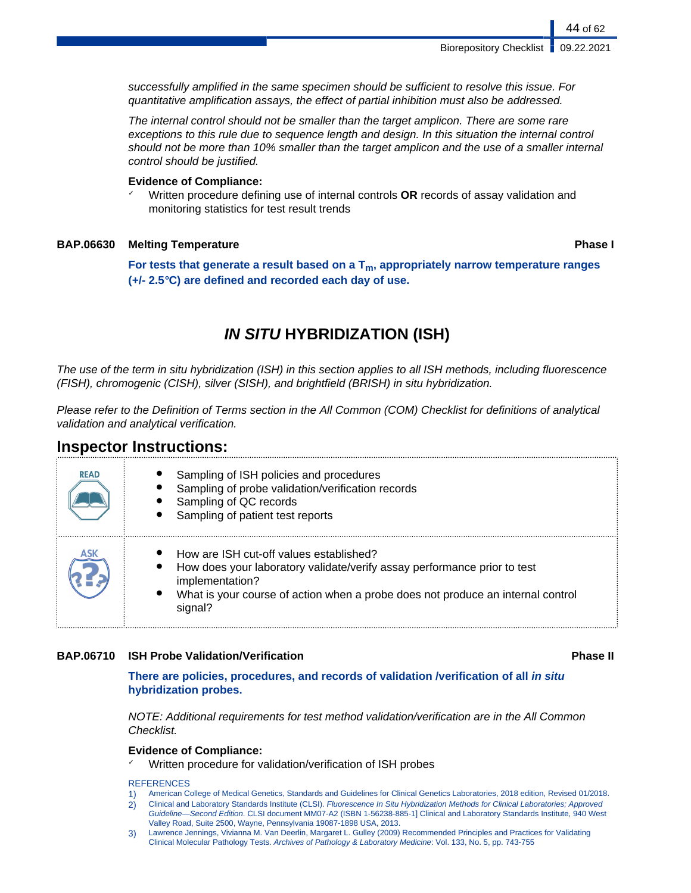*successfully amplified in the same specimen should be sufficient to resolve this issue. For quantitative amplification assays, the effect of partial inhibition must also be addressed.*

*The internal control should not be smaller than the target amplicon. There are some rare exceptions to this rule due to sequence length and design. In this situation the internal control should not be more than 10% smaller than the target amplicon and the use of a smaller internal control should be justified.*

**Evidence of Compliance:**

- ✓ Written procedure defining use of internal controls **OR** records of assay validation and monitoring statistics for test result trends

**BAP.06630 Melting Temperature** **Phase I**

**For tests that generate a result based on a $T_m$, appropriately narrow temperature ranges (+/- 2.5°C) are defined and recorded each day of use.**

## *IN SITU* HYBRIDIZATION (ISH)

*The use of the term in situ hybridization (ISH) in this section applies to all ISH methods, including fluorescence (FISH), chromogenic (CISH), silver (SISH), and brightfield (BRISH) in situ hybridization.*

*Please refer to the Definition of Terms section in the All Common (COM) Checklist for definitions of analytical validation and analytical verification.*

### Inspector Instructions:

| | |
|---|---|
| READ | • Sampling of ISH policies and procedures<br>• Sampling of probe validation/verification records<br>• Sampling of QC records<br>• Sampling of patient test reports |
| ASK | • How are ISH cut-off values established?<br>• How does your laboratory validate/verify assay performance prior to test implementation?<br>• What is your course of action when a probe does not produce an internal control signal? |

**BAP.06710 ISH Probe Validation/Verification** **Phase II**

**There are policies, procedures, and records of validation /verification of all *in situ* hybridization probes.**

*NOTE: Additional requirements for test method validation/verification are in the All Common Checklist.*

**Evidence of Compliance:**

- ✓ Written procedure for validation/verification of ISH probes

REFERENCES

1) American College of Medical Genetics, Standards and Guidelines for Clinical Genetics Laboratories, 2018 edition, Revised 01/2018.
2) Clinical and Laboratory Standards Institute (CLSI). *Fluorescence In Situ Hybridization Methods for Clinical Laboratories; Approved Guideline—Second Edition*. CLSI document MM07-A2 (ISBN 1-56238-885-1] Clinical and Laboratory Standards Institute, 940 West Valley Road, Suite 2500, Wayne, Pennsylvania 19087-1898 USA, 2013.
3) Lawrence Jennings, Vivianna M. Van Deerlin, Margaret L. Gulley (2009) Recommended Principles and Practices for Validating Clinical Molecular Pathology Tests. *Archives of Pathology & Laboratory Medicine*: Vol. 133, No. 5, pp. 743-755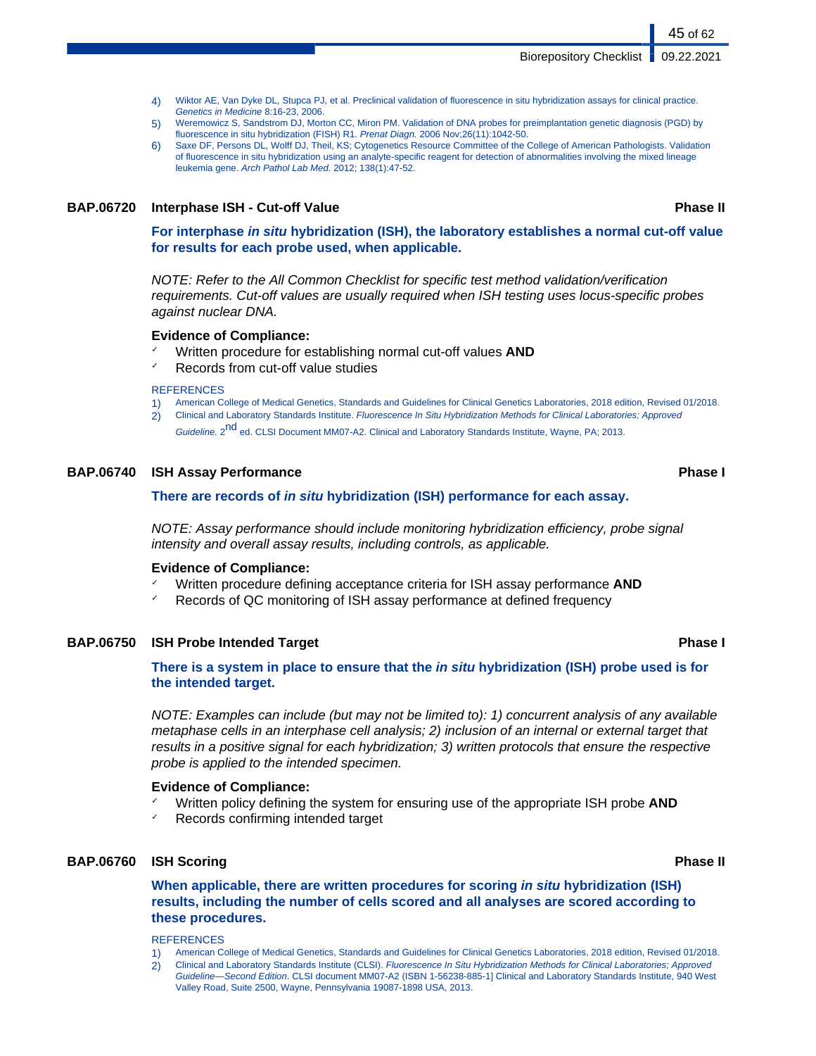4) Wiktor AE, Van Dyke DL, Stupca PJ, et al. Preclinical validation of fluorescence in situ hybridization assays for clinical practice. *Genetics in Medicine* 8:16-23, 2006.
5) Weremowicz S, Sandstrom DJ, Morton CC, Miron PM. Validation of DNA probes for preimplantation genetic diagnosis (PGD) by fluorescence in situ hybridization (FISH) R1. *Prenat Diagn.* 2006 Nov;26(11):1042-50.
6) Saxe DF, Persons DL, Wolff DJ, Theil, KS; Cytogenetics Resource Committee of the College of American Pathologists. Validation of fluorescence in situ hybridization using an analyte-specific reagent for detection of abnormalities involving the mixed lineage leukemia gene. *Arch Pathol Lab Med.* 2012; 138(1):47-52.

### BAP.06720 Interphase ISH - Cut-off Value — Phase II

**For interphase *in situ* hybridization (ISH), the laboratory establishes a normal cut-off value for results for each probe used, when applicable.**

*NOTE: Refer to the All Common Checklist for specific test method validation/verification requirements. Cut-off values are usually required when ISH testing uses locus-specific probes against nuclear DNA.*

**Evidence of Compliance:**
- Written procedure for establishing normal cut-off values **AND**
- Records from cut-off value studies

REFERENCES
1) American College of Medical Genetics, Standards and Guidelines for Clinical Genetics Laboratories, 2018 edition, Revised 01/2018.
2) Clinical and Laboratory Standards Institute. *Fluorescence In Situ Hybridization Methods for Clinical Laboratories; Approved Guideline.* 2nd ed. CLSI Document MM07-A2. Clinical and Laboratory Standards Institute, Wayne, PA; 2013.

### BAP.06740 ISH Assay Performance — Phase I

**There are records of *in situ* hybridization (ISH) performance for each assay.**

*NOTE: Assay performance should include monitoring hybridization efficiency, probe signal intensity and overall assay results, including controls, as applicable.*

**Evidence of Compliance:**
- Written procedure defining acceptance criteria for ISH assay performance **AND**
- Records of QC monitoring of ISH assay performance at defined frequency

### BAP.06750 ISH Probe Intended Target — Phase I

**There is a system in place to ensure that the *in situ* hybridization (ISH) probe used is for the intended target.**

*NOTE: Examples can include (but may not be limited to): 1) concurrent analysis of any available metaphase cells in an interphase cell analysis; 2) inclusion of an internal or external target that results in a positive signal for each hybridization; 3) written protocols that ensure the respective probe is applied to the intended specimen.*

**Evidence of Compliance:**
- Written policy defining the system for ensuring use of the appropriate ISH probe **AND**
- Records confirming intended target

### BAP.06760 ISH Scoring — Phase II

**When applicable, there are written procedures for scoring *in situ* hybridization (ISH) results, including the number of cells scored and all analyses are scored according to these procedures.**

REFERENCES
1) American College of Medical Genetics, Standards and Guidelines for Clinical Genetics Laboratories, 2018 edition, Revised 01/2018.
2) Clinical and Laboratory Standards Institute (CLSI). *Fluorescence In Situ Hybridization Methods for Clinical Laboratories; Approved Guideline—Second Edition.* CLSI document MM07-A2 (ISBN 1-56238-885-1] Clinical and Laboratory Standards Institute, 940 West Valley Road, Suite 2500, Wayne, Pennsylvania 19087-1898 USA, 2013.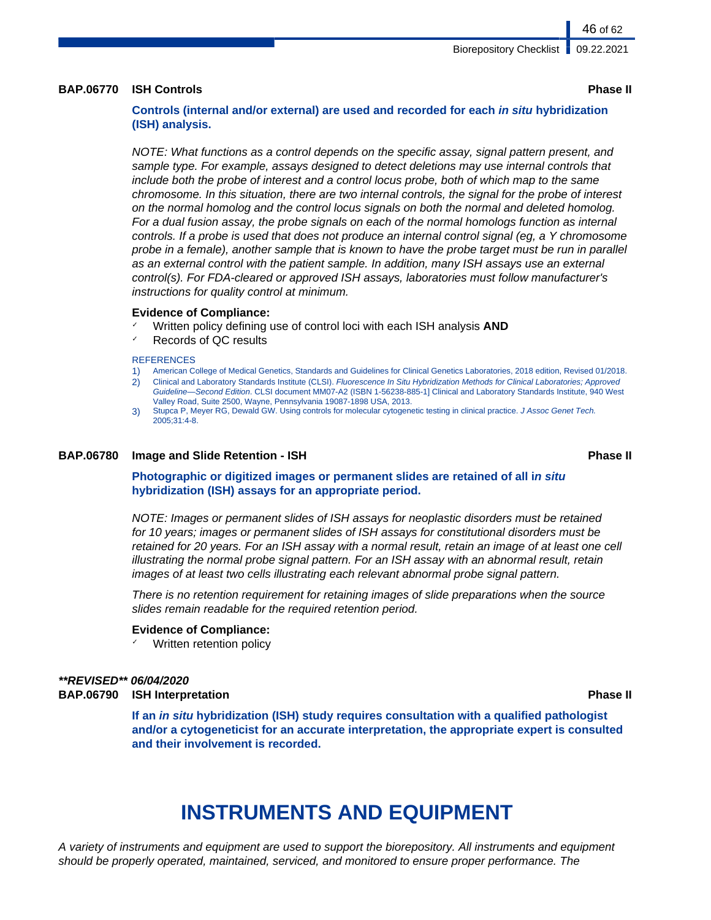### BAP.06770 ISH Controls — Phase II

**Controls (internal and/or external) are used and recorded for each *in situ* hybridization (ISH) analysis.**

*NOTE: What functions as a control depends on the specific assay, signal pattern present, and sample type. For example, assays designed to detect deletions may use internal controls that include both the probe of interest and a control locus probe, both of which map to the same chromosome. In this situation, there are two internal controls, the signal for the probe of interest on the normal homolog and the control locus signals on both the normal and deleted homolog. For a dual fusion assay, the probe signals on each of the normal homologs function as internal controls. If a probe is used that does not produce an internal control signal (eg, a Y chromosome probe in a female), another sample that is known to have the probe target must be run in parallel as an external control with the patient sample. In addition, many ISH assays use an external control(s). For FDA-cleared or approved ISH assays, laboratories must follow manufacturer's instructions for quality control at minimum.*

**Evidence of Compliance:**
- ✓ Written policy defining use of control loci with each ISH analysis **AND**
- ✓ Records of QC results

REFERENCES
1) American College of Medical Genetics, Standards and Guidelines for Clinical Genetics Laboratories, 2018 edition, Revised 01/2018.
2) Clinical and Laboratory Standards Institute (CLSI). *Fluorescence In Situ Hybridization Methods for Clinical Laboratories; Approved Guideline—Second Edition*. CLSI document MM07-A2 (ISBN 1-56238-885-1] Clinical and Laboratory Standards Institute, 940 West Valley Road, Suite 2500, Wayne, Pennsylvania 19087-1898 USA, 2013.
3) Stupca P, Meyer RG, Dewald GW. Using controls for molecular cytogenetic testing in clinical practice. *J Assoc Genet Tech.* 2005;31:4-8.

### BAP.06780 Image and Slide Retention - ISH — Phase II

**Photographic or digitized images or permanent slides are retained of all i*n situ* hybridization (ISH) assays for an appropriate period.**

*NOTE: Images or permanent slides of ISH assays for neoplastic disorders must be retained for 10 years; images or permanent slides of ISH assays for constitutional disorders must be retained for 20 years. For an ISH assay with a normal result, retain an image of at least one cell illustrating the normal probe signal pattern. For an ISH assay with an abnormal result, retain images of at least two cells illustrating each relevant abnormal probe signal pattern.*

*There is no retention requirement for retaining images of slide preparations when the source slides remain readable for the required retention period.*

**Evidence of Compliance:**
- ✓ Written retention policy

***\*\*REVISED\*\* 06/04/2020***

### BAP.06790 ISH Interpretation — Phase II

**If an *in situ* hybridization (ISH) study requires consultation with a qualified pathologist and/or a cytogeneticist for an accurate interpretation, the appropriate expert is consulted and their involvement is recorded.**

# INSTRUMENTS AND EQUIPMENT

*A variety of instruments and equipment are used to support the biorepository. All instruments and equipment should be properly operated, maintained, serviced, and monitored to ensure proper performance. The*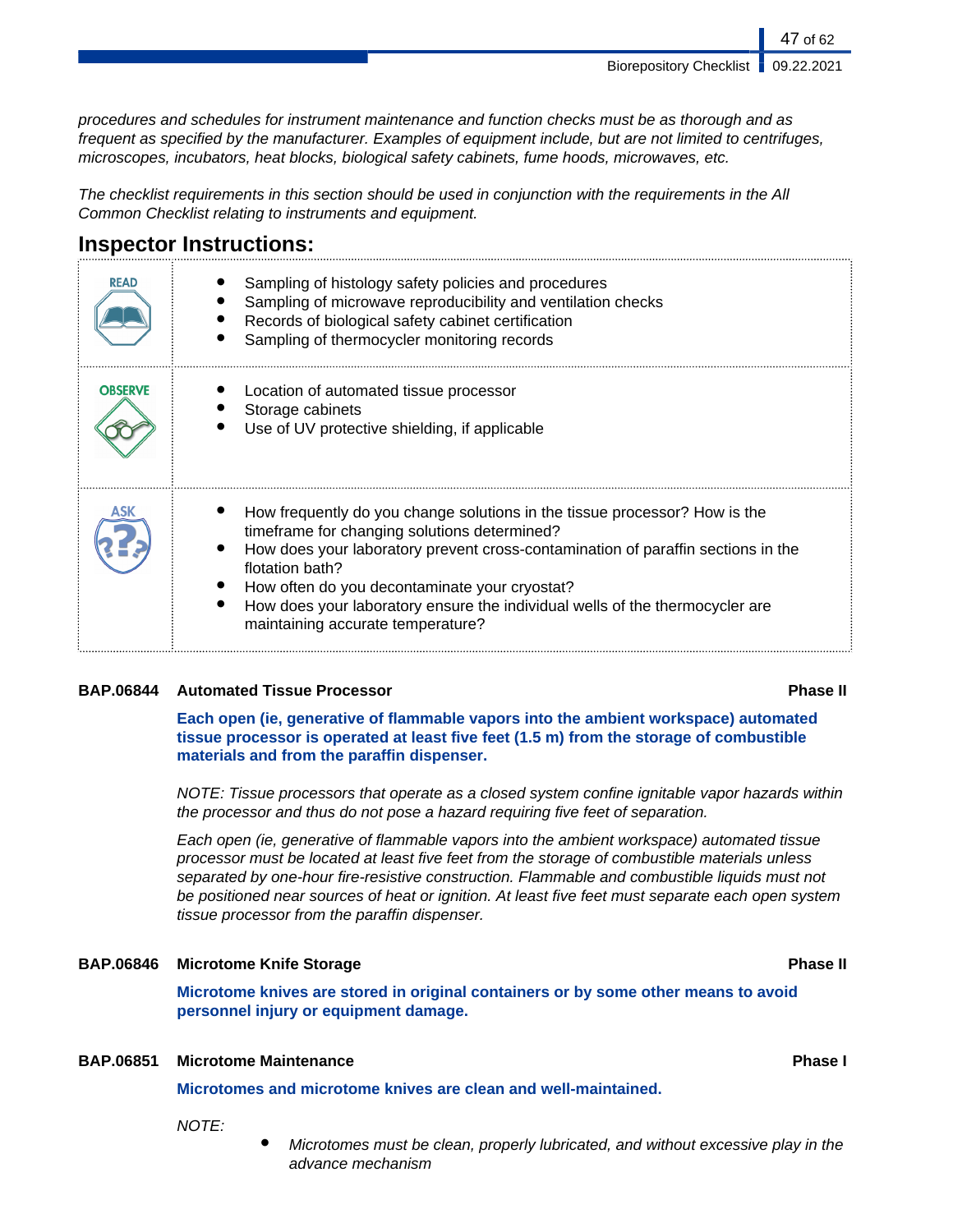*procedures and schedules for instrument maintenance and function checks must be as thorough and as frequent as specified by the manufacturer. Examples of equipment include, but are not limited to centrifuges, microscopes, incubators, heat blocks, biological safety cabinets, fume hoods, microwaves, etc.*

*The checklist requirements in this section should be used in conjunction with the requirements in the All Common Checklist relating to instruments and equipment.*

## Inspector Instructions:

| | |
|---|---|
| READ | • Sampling of histology safety policies and procedures<br>• Sampling of microwave reproducibility and ventilation checks<br>• Records of biological safety cabinet certification<br>• Sampling of thermocycler monitoring records |
| OBSERVE | • Location of automated tissue processor<br>• Storage cabinets<br>• Use of UV protective shielding, if applicable |
| ASK | • How frequently do you change solutions in the tissue processor? How is the timeframe for changing solutions determined?<br>• How does your laboratory prevent cross-contamination of paraffin sections in the flotation bath?<br>• How often do you decontaminate your cryostat?<br>• How does your laboratory ensure the individual wells of the thermocycler are maintaining accurate temperature? |

**BAP.06844 Automated Tissue Processor** **Phase II**

**Each open (ie, generative of flammable vapors into the ambient workspace) automated tissue processor is operated at least five feet (1.5 m) from the storage of combustible materials and from the paraffin dispenser.**

*NOTE: Tissue processors that operate as a closed system confine ignitable vapor hazards within the processor and thus do not pose a hazard requiring five feet of separation.*

*Each open (ie, generative of flammable vapors into the ambient workspace) automated tissue processor must be located at least five feet from the storage of combustible materials unless separated by one-hour fire-resistive construction. Flammable and combustible liquids must not be positioned near sources of heat or ignition. At least five feet must separate each open system tissue processor from the paraffin dispenser.*

**BAP.06846 Microtome Knife Storage** **Phase II**

**Microtome knives are stored in original containers or by some other means to avoid personnel injury or equipment damage.**

**BAP.06851 Microtome Maintenance** **Phase I**

**Microtomes and microtome knives are clean and well-maintained.**

*NOTE:*

- *Microtomes must be clean, properly lubricated, and without excessive play in the advance mechanism*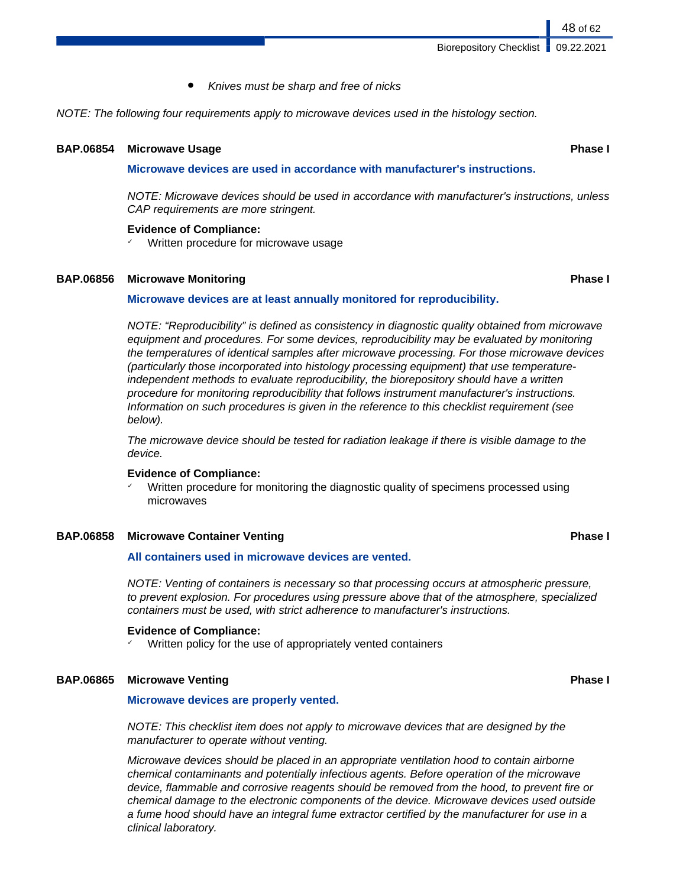- *Knives must be sharp and free of nicks*

*NOTE: The following four requirements apply to microwave devices used in the histology section.*

### BAP.06854 Microwave Usage — Phase I

**Microwave devices are used in accordance with manufacturer's instructions.**

*NOTE: Microwave devices should be used in accordance with manufacturer's instructions, unless CAP requirements are more stringent.*

**Evidence of Compliance:**

- ✓ Written procedure for microwave usage

### BAP.06856 Microwave Monitoring — Phase I

**Microwave devices are at least annually monitored for reproducibility.**

*NOTE: "Reproducibility" is defined as consistency in diagnostic quality obtained from microwave equipment and procedures. For some devices, reproducibility may be evaluated by monitoring the temperatures of identical samples after microwave processing. For those microwave devices (particularly those incorporated into histology processing equipment) that use temperature-independent methods to evaluate reproducibility, the biorepository should have a written procedure for monitoring reproducibility that follows instrument manufacturer's instructions. Information on such procedures is given in the reference to this checklist requirement (see below).*

*The microwave device should be tested for radiation leakage if there is visible damage to the device.*

**Evidence of Compliance:**

- ✓ Written procedure for monitoring the diagnostic quality of specimens processed using microwaves

### BAP.06858 Microwave Container Venting — Phase I

**All containers used in microwave devices are vented.**

*NOTE: Venting of containers is necessary so that processing occurs at atmospheric pressure, to prevent explosion. For procedures using pressure above that of the atmosphere, specialized containers must be used, with strict adherence to manufacturer's instructions.*

**Evidence of Compliance:**

- ✓ Written policy for the use of appropriately vented containers

### BAP.06865 Microwave Venting — Phase I

**Microwave devices are properly vented.**

*NOTE: This checklist item does not apply to microwave devices that are designed by the manufacturer to operate without venting.*

*Microwave devices should be placed in an appropriate ventilation hood to contain airborne chemical contaminants and potentially infectious agents. Before operation of the microwave device, flammable and corrosive reagents should be removed from the hood, to prevent fire or chemical damage to the electronic components of the device. Microwave devices used outside a fume hood should have an integral fume extractor certified by the manufacturer for use in a clinical laboratory.*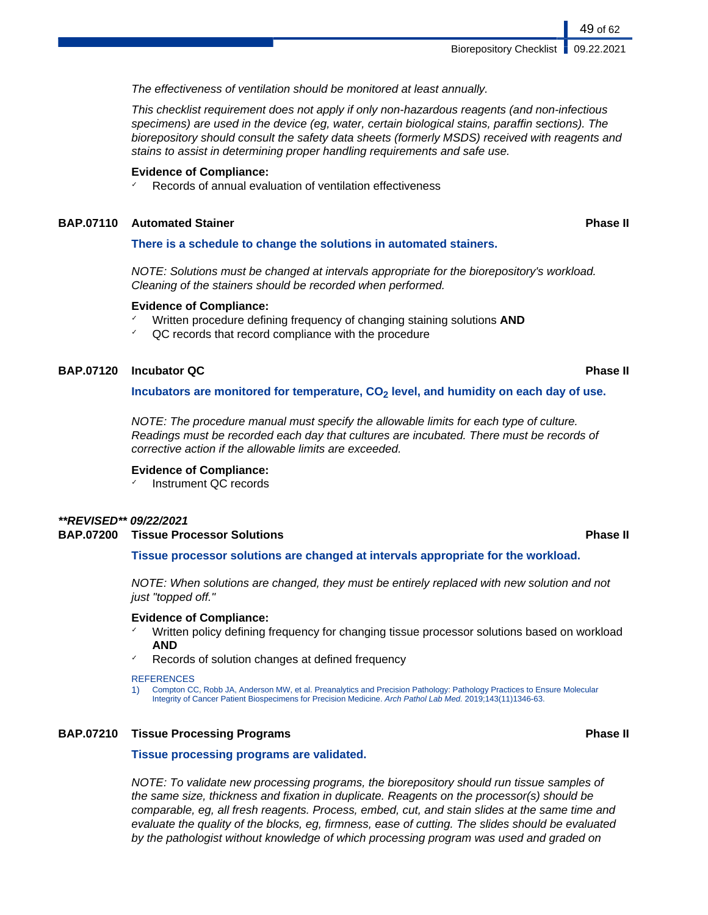*The effectiveness of ventilation should be monitored at least annually.*

*This checklist requirement does not apply if only non-hazardous reagents (and non-infectious specimens) are used in the device (eg, water, certain biological stains, paraffin sections). The biorepository should consult the safety data sheets (formerly MSDS) received with reagents and stains to assist in determining proper handling requirements and safe use.*

**Evidence of Compliance:**
- ✓ Records of annual evaluation of ventilation effectiveness

### BAP.07110 Automated Stainer — Phase II

**There is a schedule to change the solutions in automated stainers.**

*NOTE: Solutions must be changed at intervals appropriate for the biorepository's workload. Cleaning of the stainers should be recorded when performed.*

**Evidence of Compliance:**
- ✓ Written procedure defining frequency of changing staining solutions **AND**
- ✓ QC records that record compliance with the procedure

### BAP.07120 Incubator QC — Phase II

**Incubators are monitored for temperature, $CO_2$ level, and humidity on each day of use.**

*NOTE: The procedure manual must specify the allowable limits for each type of culture. Readings must be recorded each day that cultures are incubated. There must be records of corrective action if the allowable limits are exceeded.*

**Evidence of Compliance:**
- ✓ Instrument QC records

***\*\*REVISED\*\* 09/22/2021***

### BAP.07200 Tissue Processor Solutions — Phase II

**Tissue processor solutions are changed at intervals appropriate for the workload.**

*NOTE: When solutions are changed, they must be entirely replaced with new solution and not just "topped off."*

**Evidence of Compliance:**
- ✓ Written policy defining frequency for changing tissue processor solutions based on workload **AND**
- ✓ Records of solution changes at defined frequency

REFERENCES

1) Compton CC, Robb JA, Anderson MW, et al. Preanalytics and Precision Pathology: Pathology Practices to Ensure Molecular Integrity of Cancer Patient Biospecimens for Precision Medicine. *Arch Pathol Lab Med.* 2019;143(11)1346-63.

### BAP.07210 Tissue Processing Programs — Phase II

**Tissue processing programs are validated.**

*NOTE: To validate new processing programs, the biorepository should run tissue samples of the same size, thickness and fixation in duplicate. Reagents on the processor(s) should be comparable, eg, all fresh reagents. Process, embed, cut, and stain slides at the same time and evaluate the quality of the blocks, eg, firmness, ease of cutting. The slides should be evaluated by the pathologist without knowledge of which processing program was used and graded on*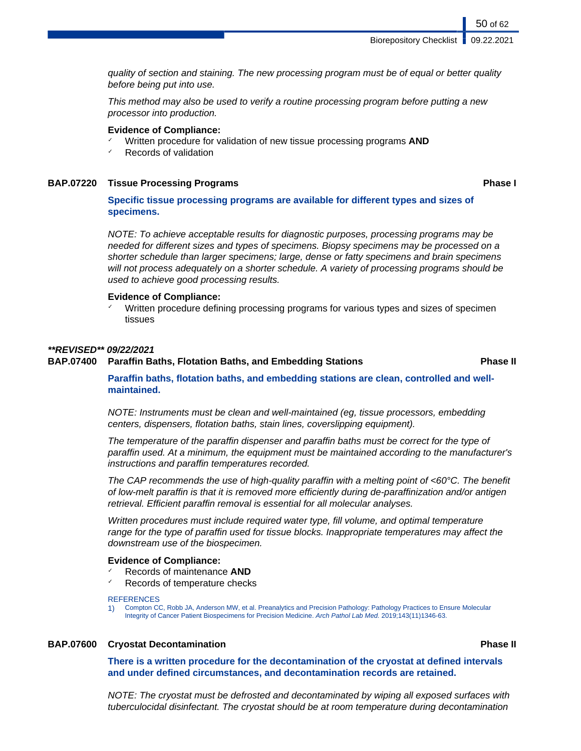*quality of section and staining. The new processing program must be of equal or better quality before being put into use.*

*This method may also be used to verify a routine processing program before putting a new processor into production.*

**Evidence of Compliance:**
- ✓ Written procedure for validation of new tissue processing programs **AND**
- ✓ Records of validation

### BAP.07220 Tissue Processing Programs — Phase I

**Specific tissue processing programs are available for different types and sizes of specimens.**

*NOTE: To achieve acceptable results for diagnostic purposes, processing programs may be needed for different sizes and types of specimens. Biopsy specimens may be processed on a shorter schedule than larger specimens; large, dense or fatty specimens and brain specimens will not process adequately on a shorter schedule. A variety of processing programs should be used to achieve good processing results.*

**Evidence of Compliance:**
- ✓ Written procedure defining processing programs for various types and sizes of specimen tissues

***\*\*REVISED\*\* 09/22/2021***

### BAP.07400 Paraffin Baths, Flotation Baths, and Embedding Stations — Phase II

**Paraffin baths, flotation baths, and embedding stations are clean, controlled and well-maintained.**

*NOTE: Instruments must be clean and well-maintained (eg, tissue processors, embedding centers, dispensers, flotation baths, stain lines, coverslipping equipment).*

*The temperature of the paraffin dispenser and paraffin baths must be correct for the type of paraffin used. At a minimum, the equipment must be maintained according to the manufacturer's instructions and paraffin temperatures recorded.*

*The CAP recommends the use of high-quality paraffin with a melting point of <60°C. The benefit of low-melt paraffin is that it is removed more efficiently during de-paraffinization and/or antigen retrieval. Efficient paraffin removal is essential for all molecular analyses.*

*Written procedures must include required water type, fill volume, and optimal temperature range for the type of paraffin used for tissue blocks. Inappropriate temperatures may affect the downstream use of the biospecimen.*

**Evidence of Compliance:**
- ✓ Records of maintenance **AND**
- ✓ Records of temperature checks

REFERENCES
1) Compton CC, Robb JA, Anderson MW, et al. Preanalytics and Precision Pathology: Pathology Practices to Ensure Molecular Integrity of Cancer Patient Biospecimens for Precision Medicine. *Arch Pathol Lab Med.* 2019;143(11)1346-63.

### BAP.07600 Cryostat Decontamination — Phase II

**There is a written procedure for the decontamination of the cryostat at defined intervals and under defined circumstances, and decontamination records are retained.**

*NOTE: The cryostat must be defrosted and decontaminated by wiping all exposed surfaces with tuberculocidal disinfectant. The cryostat should be at room temperature during decontamination*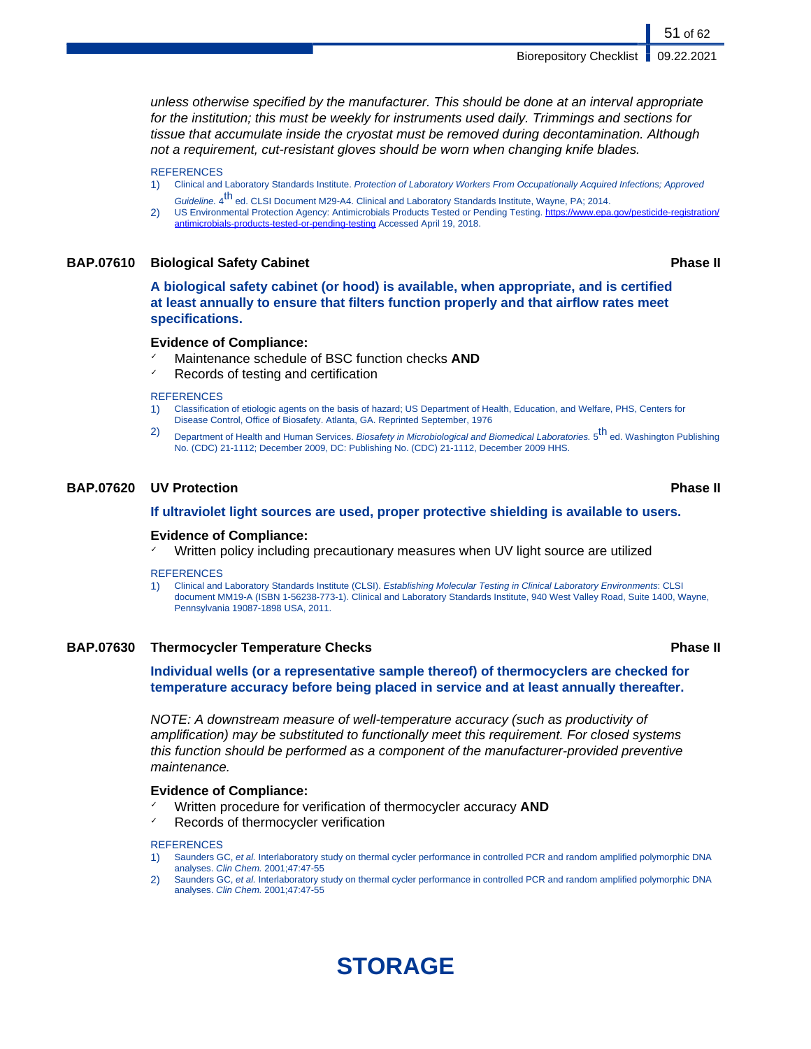*unless otherwise specified by the manufacturer. This should be done at an interval appropriate for the institution; this must be weekly for instruments used daily. Trimmings and sections for tissue that accumulate inside the cryostat must be removed during decontamination. Although not a requirement, cut-resistant gloves should be worn when changing knife blades.*

REFERENCES

1) Clinical and Laboratory Standards Institute. *Protection of Laboratory Workers From Occupationally Acquired Infections; Approved Guideline.* 4th ed. CLSI Document M29-A4. Clinical and Laboratory Standards Institute, Wayne, PA; 2014.
2) US Environmental Protection Agency: Antimicrobials Products Tested or Pending Testing. https://www.epa.gov/pesticide-registration/antimicrobials-products-tested-or-pending-testing Accessed April 19, 2018.

### BAP.07610 Biological Safety Cabinet — Phase II

**A biological safety cabinet (or hood) is available, when appropriate, and is certified at least annually to ensure that filters function properly and that airflow rates meet specifications.**

**Evidence of Compliance:**

- ✓ Maintenance schedule of BSC function checks **AND**
- ✓ Records of testing and certification

REFERENCES

1) Classification of etiologic agents on the basis of hazard; US Department of Health, Education, and Welfare, PHS, Centers for Disease Control, Office of Biosafety. Atlanta, GA. Reprinted September, 1976
2) Department of Health and Human Services. *Biosafety in Microbiological and Biomedical Laboratories.* 5th ed. Washington Publishing No. (CDC) 21-1112; December 2009, DC: Publishing No. (CDC) 21-1112, December 2009 HHS.

### BAP.07620 UV Protection — Phase II

**If ultraviolet light sources are used, proper protective shielding is available to users.**

**Evidence of Compliance:**

- ✓ Written policy including precautionary measures when UV light source are utilized

REFERENCES

1) Clinical and Laboratory Standards Institute (CLSI). *Establishing Molecular Testing in Clinical Laboratory Environments*: CLSI document MM19-A (ISBN 1-56238-773-1). Clinical and Laboratory Standards Institute, 940 West Valley Road, Suite 1400, Wayne, Pennsylvania 19087-1898 USA, 2011.

### BAP.07630 Thermocycler Temperature Checks — Phase II

**Individual wells (or a representative sample thereof) of thermocyclers are checked for temperature accuracy before being placed in service and at least annually thereafter.**

*NOTE: A downstream measure of well-temperature accuracy (such as productivity of amplification) may be substituted to functionally meet this requirement. For closed systems this function should be performed as a component of the manufacturer-provided preventive maintenance.*

**Evidence of Compliance:**

- ✓ Written procedure for verification of thermocycler accuracy **AND**
- ✓ Records of thermocycler verification

REFERENCES

1) Saunders GC, *et al.* Interlaboratory study on thermal cycler performance in controlled PCR and random amplified polymorphic DNA analyses. *Clin Chem.* 2001;47:47-55
2) Saunders GC, *et al.* Interlaboratory study on thermal cycler performance in controlled PCR and random amplified polymorphic DNA analyses. *Clin Chem.* 2001;47:47-55

# STORAGE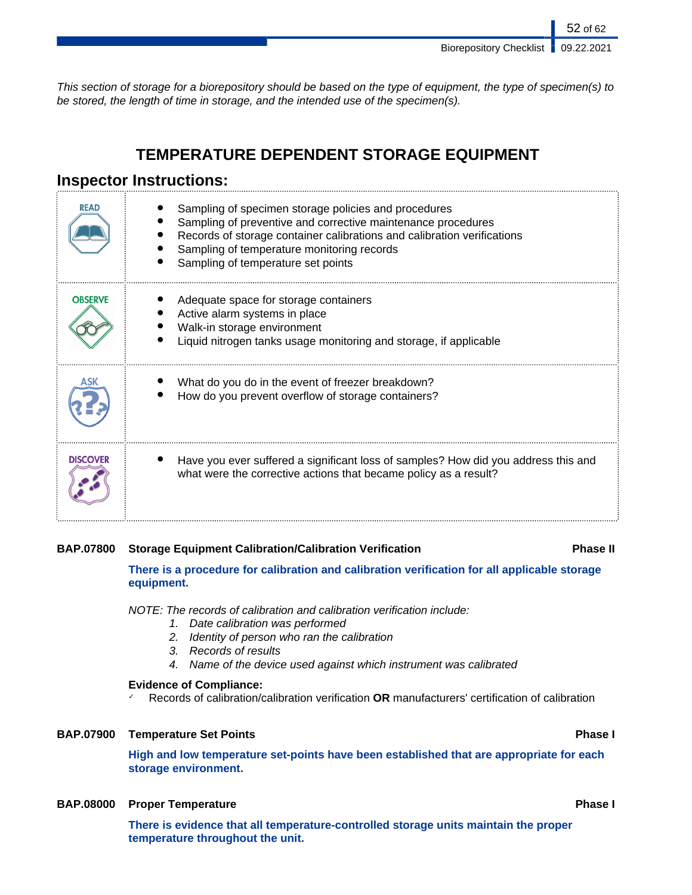*This section of storage for a biorepository should be based on the type of equipment, the type of specimen(s) to be stored, the length of time in storage, and the intended use of the specimen(s).*

## TEMPERATURE DEPENDENT STORAGE EQUIPMENT

### Inspector Instructions:

| | |
|---|---|
| READ | • Sampling of specimen storage policies and procedures<br>• Sampling of preventive and corrective maintenance procedures<br>• Records of storage container calibrations and calibration verifications<br>• Sampling of temperature monitoring records<br>• Sampling of temperature set points |
| OBSERVE | • Adequate space for storage containers<br>• Active alarm systems in place<br>• Walk-in storage environment<br>• Liquid nitrogen tanks usage monitoring and storage, if applicable |
| ASK | • What do you do in the event of freezer breakdown?<br>• How do you prevent overflow of storage containers? |
| DISCOVER | • Have you ever suffered a significant loss of samples? How did you address this and what were the corrective actions that became policy as a result? |

**BAP.07800 Storage Equipment Calibration/Calibration Verification** **Phase II**

**There is a procedure for calibration and calibration verification for all applicable storage equipment.**

*NOTE: The records of calibration and calibration verification include:*

1. *Date calibration was performed*
2. *Identity of person who ran the calibration*
3. *Records of results*
4. *Name of the device used against which instrument was calibrated*

**Evidence of Compliance:**

- ✓ Records of calibration/calibration verification **OR** manufacturers' certification of calibration

**BAP.07900 Temperature Set Points** **Phase I**

**High and low temperature set-points have been established that are appropriate for each storage environment.**

**BAP.08000 Proper Temperature** **Phase I**

**There is evidence that all temperature-controlled storage units maintain the proper temperature throughout the unit.**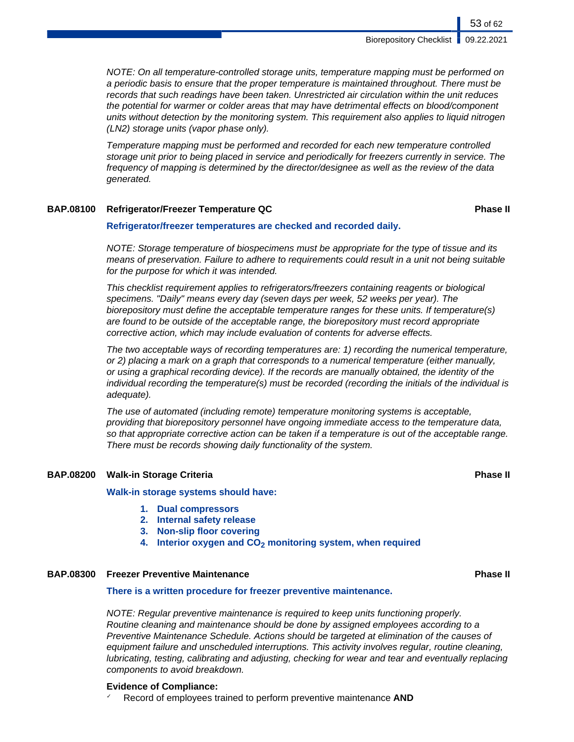*NOTE: On all temperature-controlled storage units, temperature mapping must be performed on a periodic basis to ensure that the proper temperature is maintained throughout. There must be records that such readings have been taken. Unrestricted air circulation within the unit reduces the potential for warmer or colder areas that may have detrimental effects on blood/component units without detection by the monitoring system. This requirement also applies to liquid nitrogen (LN2) storage units (vapor phase only).*

*Temperature mapping must be performed and recorded for each new temperature controlled storage unit prior to being placed in service and periodically for freezers currently in service. The frequency of mapping is determined by the director/designee as well as the review of the data generated.*

### BAP.08100 Refrigerator/Freezer Temperature QC — Phase II

**Refrigerator/freezer temperatures are checked and recorded daily.**

*NOTE: Storage temperature of biospecimens must be appropriate for the type of tissue and its means of preservation. Failure to adhere to requirements could result in a unit not being suitable for the purpose for which it was intended.*

*This checklist requirement applies to refrigerators/freezers containing reagents or biological specimens. "Daily" means every day (seven days per week, 52 weeks per year). The biorepository must define the acceptable temperature ranges for these units. If temperature(s) are found to be outside of the acceptable range, the biorepository must record appropriate corrective action, which may include evaluation of contents for adverse effects.*

*The two acceptable ways of recording temperatures are: 1) recording the numerical temperature, or 2) placing a mark on a graph that corresponds to a numerical temperature (either manually, or using a graphical recording device). If the records are manually obtained, the identity of the individual recording the temperature(s) must be recorded (recording the initials of the individual is adequate).*

*The use of automated (including remote) temperature monitoring systems is acceptable, providing that biorepository personnel have ongoing immediate access to the temperature data, so that appropriate corrective action can be taken if a temperature is out of the acceptable range. There must be records showing daily functionality of the system.*

### BAP.08200 Walk-in Storage Criteria — Phase II

**Walk-in storage systems should have:**

1. **Dual compressors**
2. **Internal safety release**
3. **Non-slip floor covering**
4. **Interior oxygen and $CO_2$ monitoring system, when required**

### BAP.08300 Freezer Preventive Maintenance — Phase II

**There is a written procedure for freezer preventive maintenance.**

*NOTE: Regular preventive maintenance is required to keep units functioning properly. Routine cleaning and maintenance should be done by assigned employees according to a Preventive Maintenance Schedule. Actions should be targeted at elimination of the causes of equipment failure and unscheduled interruptions. This activity involves regular, routine cleaning, lubricating, testing, calibrating and adjusting, checking for wear and tear and eventually replacing components to avoid breakdown.*

**Evidence of Compliance:**

- ✓ Record of employees trained to perform preventive maintenance **AND**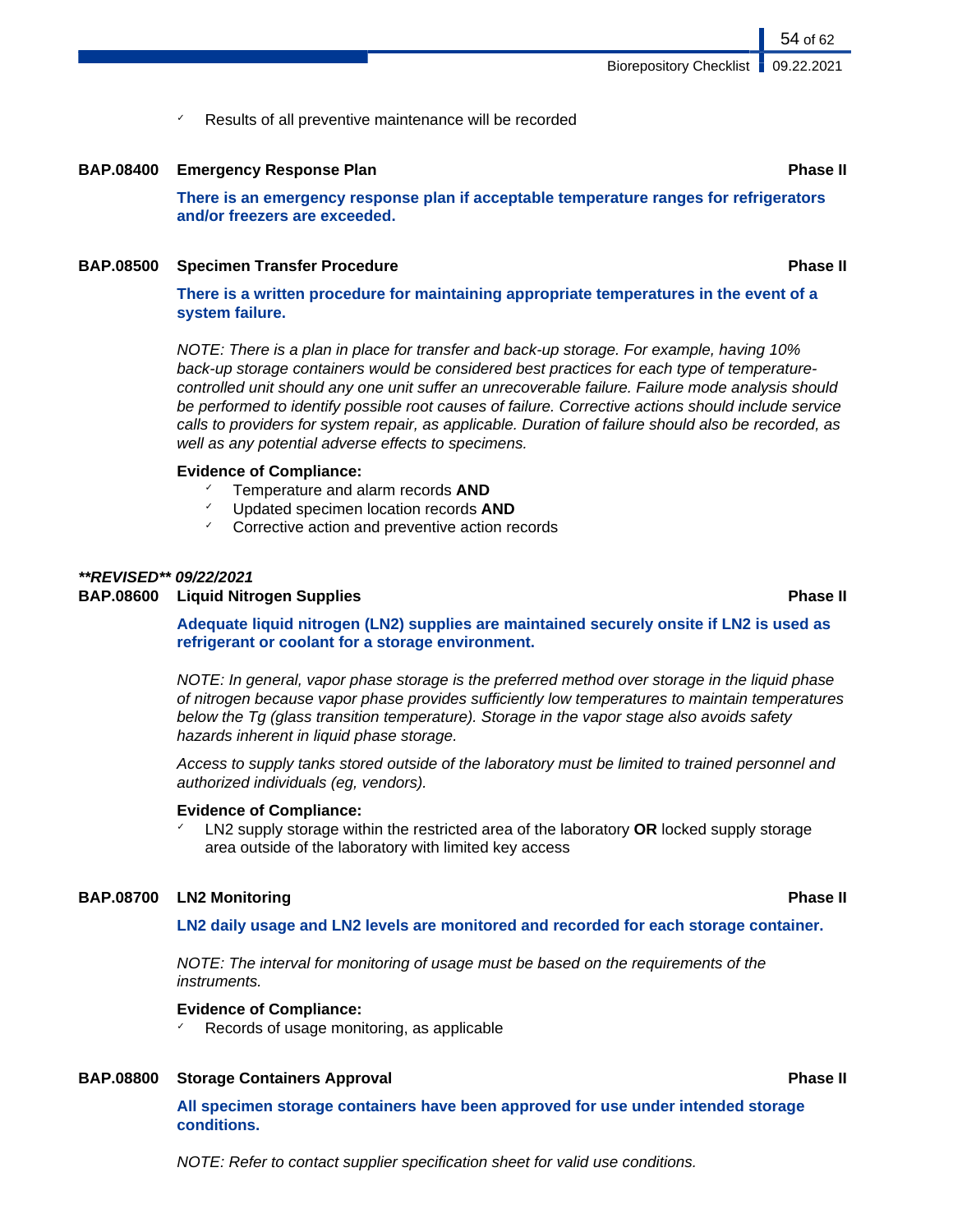- ✓ Results of all preventive maintenance will be recorded

### BAP.08400 Emergency Response Plan — Phase II

**There is an emergency response plan if acceptable temperature ranges for refrigerators and/or freezers are exceeded.**

### BAP.08500 Specimen Transfer Procedure — Phase II

**There is a written procedure for maintaining appropriate temperatures in the event of a system failure.**

*NOTE: There is a plan in place for transfer and back-up storage. For example, having 10% back-up storage containers would be considered best practices for each type of temperature-controlled unit should any one unit suffer an unrecoverable failure. Failure mode analysis should be performed to identify possible root causes of failure. Corrective actions should include service calls to providers for system repair, as applicable. Duration of failure should also be recorded, as well as any potential adverse effects to specimens.*

**Evidence of Compliance:**

- ✓ Temperature and alarm records **AND**
- ✓ Updated specimen location records **AND**
- ✓ Corrective action and preventive action records

***\*\*REVISED\*\* 09/22/2021***

### BAP.08600 Liquid Nitrogen Supplies — Phase II

**Adequate liquid nitrogen (LN2) supplies are maintained securely onsite if LN2 is used as refrigerant or coolant for a storage environment.**

*NOTE: In general, vapor phase storage is the preferred method over storage in the liquid phase of nitrogen because vapor phase provides sufficiently low temperatures to maintain temperatures below the Tg (glass transition temperature). Storage in the vapor stage also avoids safety hazards inherent in liquid phase storage.*

*Access to supply tanks stored outside of the laboratory must be limited to trained personnel and authorized individuals (eg, vendors).*

**Evidence of Compliance:**

- ✓ LN2 supply storage within the restricted area of the laboratory **OR** locked supply storage area outside of the laboratory with limited key access

### BAP.08700 LN2 Monitoring — Phase II

**LN2 daily usage and LN2 levels are monitored and recorded for each storage container.**

*NOTE: The interval for monitoring of usage must be based on the requirements of the instruments.*

**Evidence of Compliance:**

- ✓ Records of usage monitoring, as applicable

### BAP.08800 Storage Containers Approval — Phase II

**All specimen storage containers have been approved for use under intended storage conditions.**

*NOTE: Refer to contact supplier specification sheet for valid use conditions.*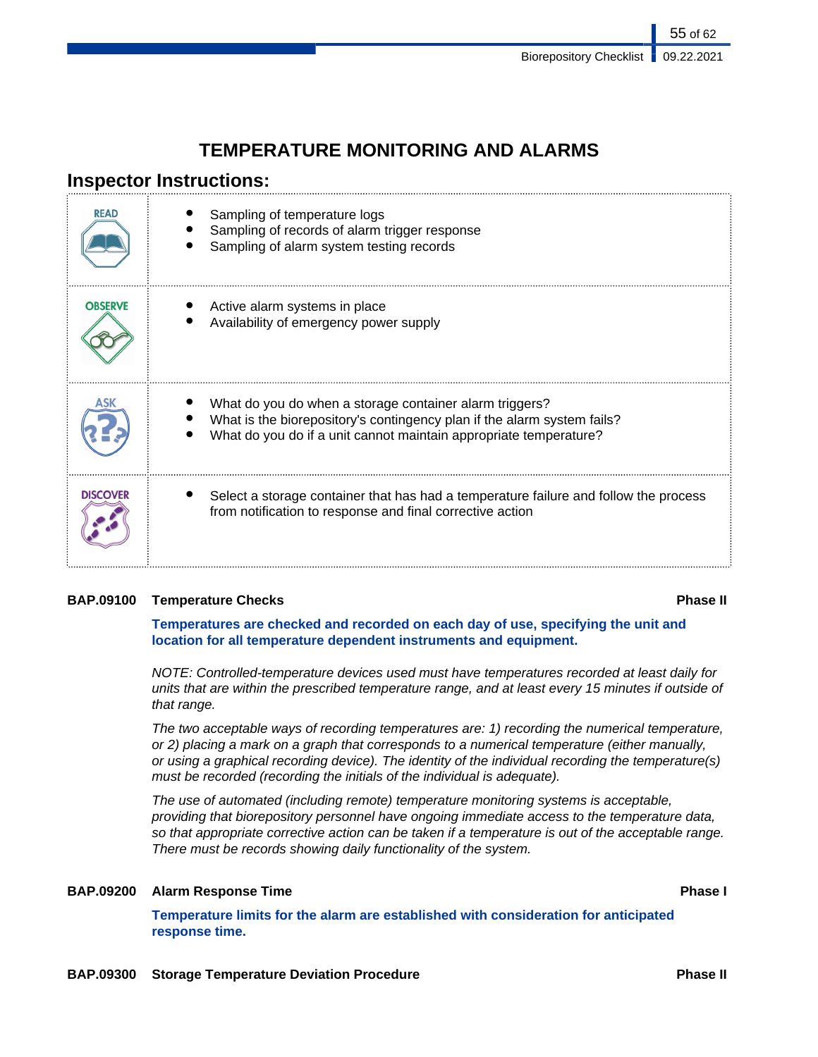# TEMPERATURE MONITORING AND ALARMS

## Inspector Instructions:

| | |
|---|---|
| READ | • Sampling of temperature logs<br>• Sampling of records of alarm trigger response<br>• Sampling of alarm system testing records |
| OBSERVE | • Active alarm systems in place<br>• Availability of emergency power supply |
| ASK | • What do you do when a storage container alarm triggers?<br>• What is the biorepository's contingency plan if the alarm system fails?<br>• What do you do if a unit cannot maintain appropriate temperature? |
| DISCOVER | • Select a storage container that has had a temperature failure and follow the process from notification to response and final corrective action |

**BAP.09100 Temperature Checks** **Phase II**

**Temperatures are checked and recorded on each day of use, specifying the unit and location for all temperature dependent instruments and equipment.**

*NOTE: Controlled-temperature devices used must have temperatures recorded at least daily for units that are within the prescribed temperature range, and at least every 15 minutes if outside of that range.*

*The two acceptable ways of recording temperatures are: 1) recording the numerical temperature, or 2) placing a mark on a graph that corresponds to a numerical temperature (either manually, or using a graphical recording device). The identity of the individual recording the temperature(s) must be recorded (recording the initials of the individual is adequate).*

*The use of automated (including remote) temperature monitoring systems is acceptable, providing that biorepository personnel have ongoing immediate access to the temperature data, so that appropriate corrective action can be taken if a temperature is out of the acceptable range. There must be records showing daily functionality of the system.*

**BAP.09200 Alarm Response Time** **Phase I**

**Temperature limits for the alarm are established with consideration for anticipated response time.**

**BAP.09300 Storage Temperature Deviation Procedure** **Phase II**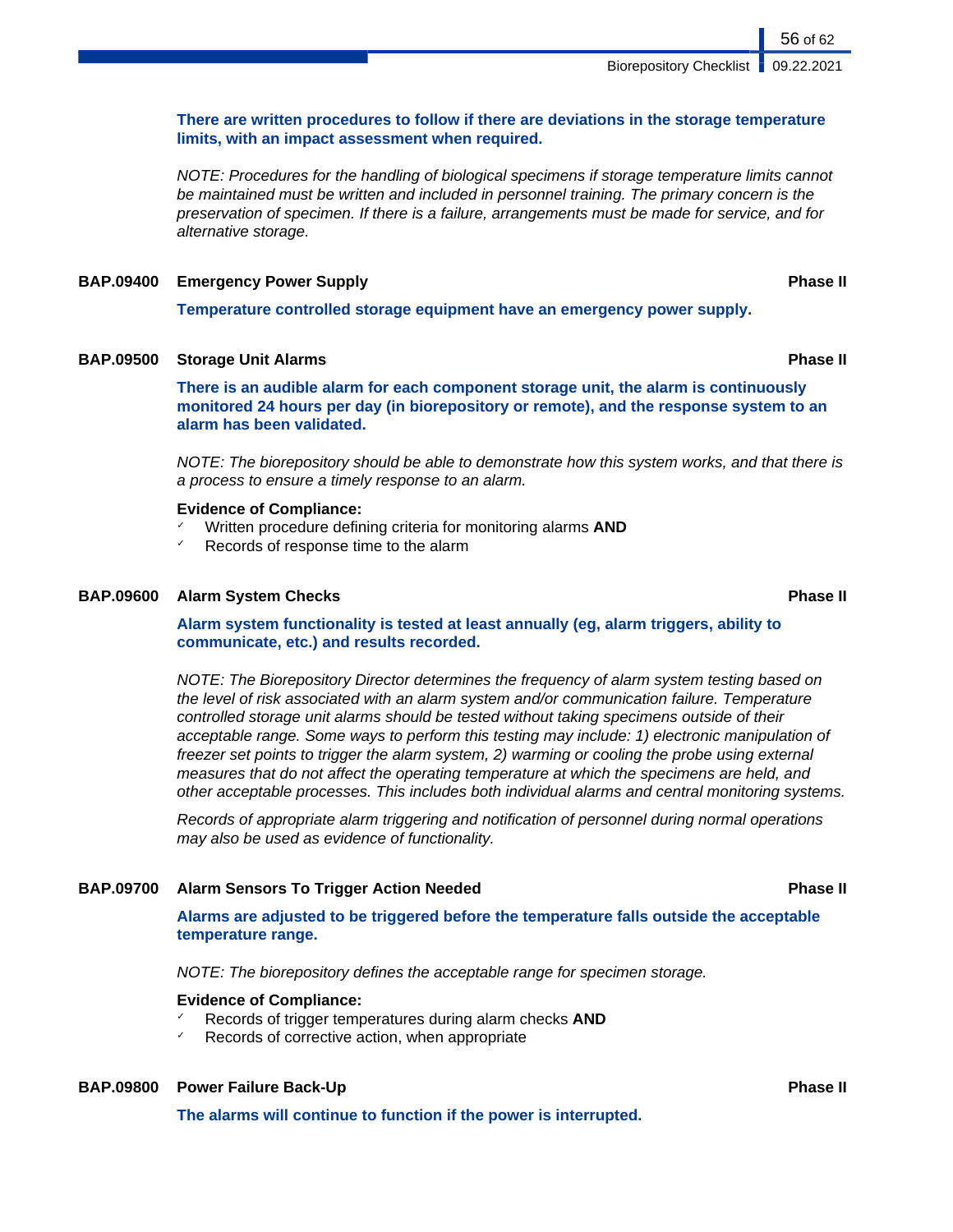**There are written procedures to follow if there are deviations in the storage temperature limits, with an impact assessment when required.**

*NOTE: Procedures for the handling of biological specimens if storage temperature limits cannot be maintained must be written and included in personnel training. The primary concern is the preservation of specimen. If there is a failure, arrangements must be made for service, and for alternative storage.*

### BAP.09400 Emergency Power Supply — Phase II

**Temperature controlled storage equipment have an emergency power supply.**

### BAP.09500 Storage Unit Alarms — Phase II

**There is an audible alarm for each component storage unit, the alarm is continuously monitored 24 hours per day (in biorepository or remote), and the response system to an alarm has been validated.**

*NOTE: The biorepository should be able to demonstrate how this system works, and that there is a process to ensure a timely response to an alarm.*

**Evidence of Compliance:**

- ✓ Written procedure defining criteria for monitoring alarms **AND**
- ✓ Records of response time to the alarm

### BAP.09600 Alarm System Checks — Phase II

**Alarm system functionality is tested at least annually (eg, alarm triggers, ability to communicate, etc.) and results recorded.**

*NOTE: The Biorepository Director determines the frequency of alarm system testing based on the level of risk associated with an alarm system and/or communication failure. Temperature controlled storage unit alarms should be tested without taking specimens outside of their acceptable range. Some ways to perform this testing may include: 1) electronic manipulation of freezer set points to trigger the alarm system, 2) warming or cooling the probe using external measures that do not affect the operating temperature at which the specimens are held, and other acceptable processes. This includes both individual alarms and central monitoring systems.*

*Records of appropriate alarm triggering and notification of personnel during normal operations may also be used as evidence of functionality.*

### BAP.09700 Alarm Sensors To Trigger Action Needed — Phase II

**Alarms are adjusted to be triggered before the temperature falls outside the acceptable temperature range.**

*NOTE: The biorepository defines the acceptable range for specimen storage.*

**Evidence of Compliance:**

- ✓ Records of trigger temperatures during alarm checks **AND**
- ✓ Records of corrective action, when appropriate

### BAP.09800 Power Failure Back-Up — Phase II

**The alarms will continue to function if the power is interrupted.**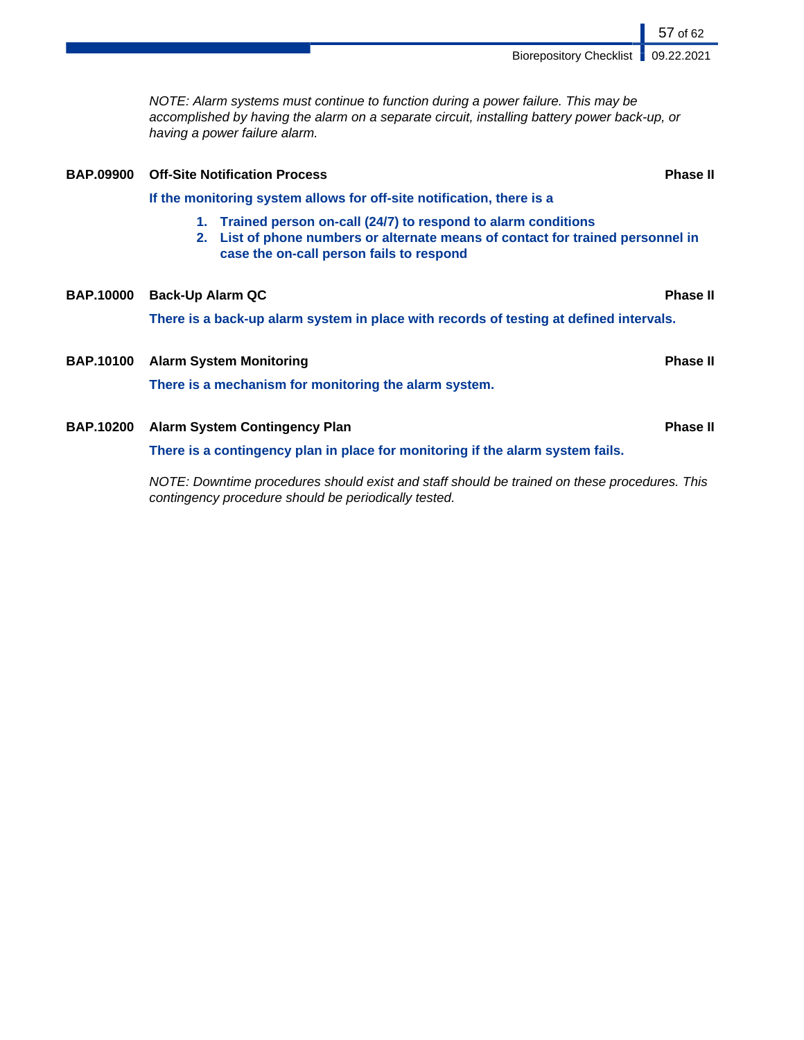*NOTE: Alarm systems must continue to function during a power failure. This may be accomplished by having the alarm on a separate circuit, installing battery power back-up, or having a power failure alarm.*

### BAP.09900 Off-Site Notification Process — Phase II

**If the monitoring system allows for off-site notification, there is a**

1. **Trained person on-call (24/7) to respond to alarm conditions**
2. **List of phone numbers or alternate means of contact for trained personnel in case the on-call person fails to respond**

### BAP.10000 Back-Up Alarm QC — Phase II

**There is a back-up alarm system in place with records of testing at defined intervals.**

### BAP.10100 Alarm System Monitoring — Phase II

**There is a mechanism for monitoring the alarm system.**

### BAP.10200 Alarm System Contingency Plan — Phase II

**There is a contingency plan in place for monitoring if the alarm system fails.**

*NOTE: Downtime procedures should exist and staff should be trained on these procedures. This contingency procedure should be periodically tested.*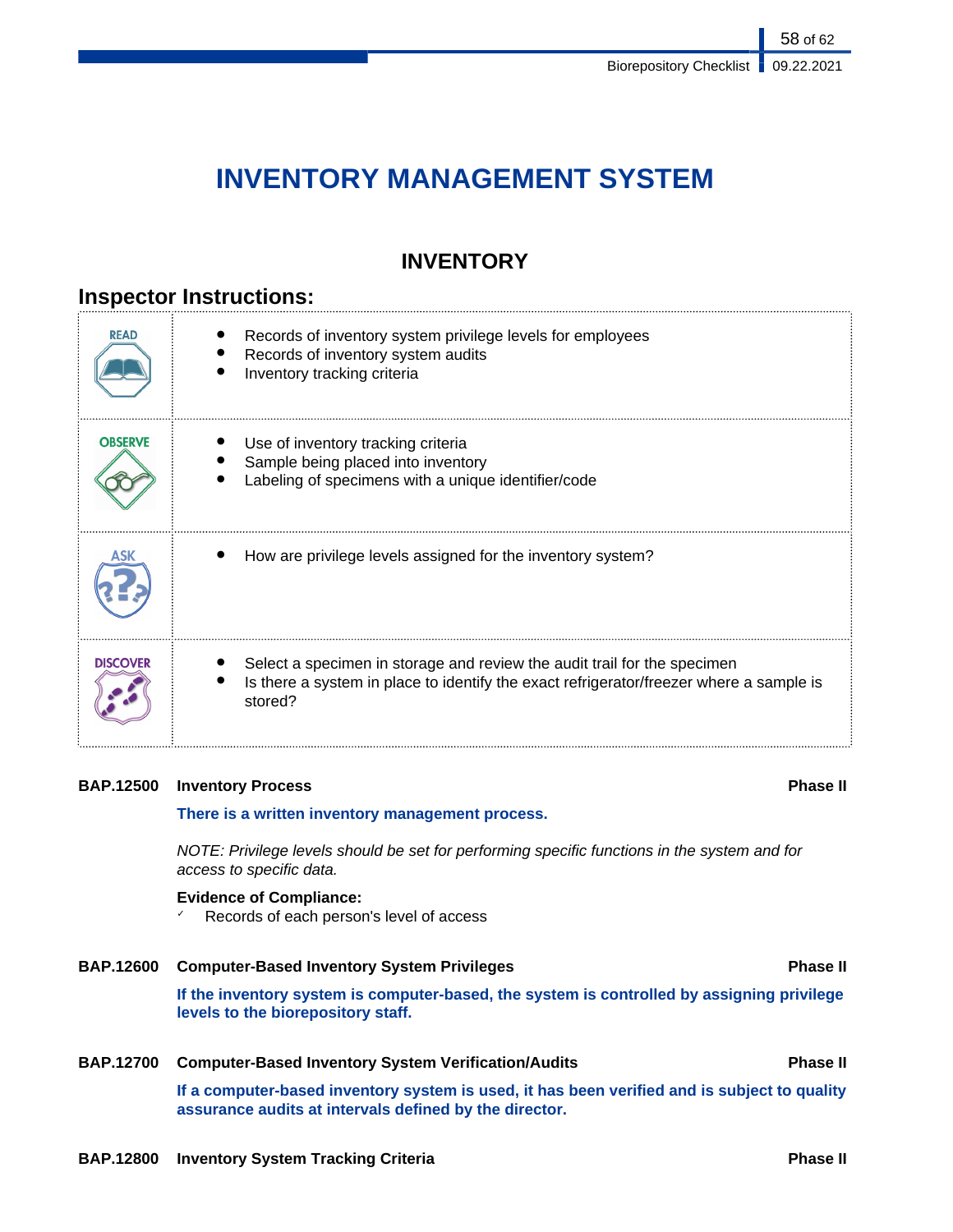# INVENTORY MANAGEMENT SYSTEM

## INVENTORY

### Inspector Instructions:

| | |
|---|---|
| READ | • Records of inventory system privilege levels for employees<br>• Records of inventory system audits<br>• Inventory tracking criteria |
| OBSERVE | • Use of inventory tracking criteria<br>• Sample being placed into inventory<br>• Labeling of specimens with a unique identifier/code |
| ASK | • How are privilege levels assigned for the inventory system? |
| DISCOVER | • Select a specimen in storage and review the audit trail for the specimen<br>• Is there a system in place to identify the exact refrigerator/freezer where a sample is stored? |

**BAP.12500 Inventory Process** **Phase II**

**There is a written inventory management process.**

*NOTE: Privilege levels should be set for performing specific functions in the system and for access to specific data.*

**Evidence of Compliance:**
✓ Records of each person's level of access

**BAP.12600 Computer-Based Inventory System Privileges** **Phase II**

**If the inventory system is computer-based, the system is controlled by assigning privilege levels to the biorepository staff.**

**BAP.12700 Computer-Based Inventory System Verification/Audits** **Phase II**

**If a computer-based inventory system is used, it has been verified and is subject to quality assurance audits at intervals defined by the director.**

**BAP.12800 Inventory System Tracking Criteria** **Phase II**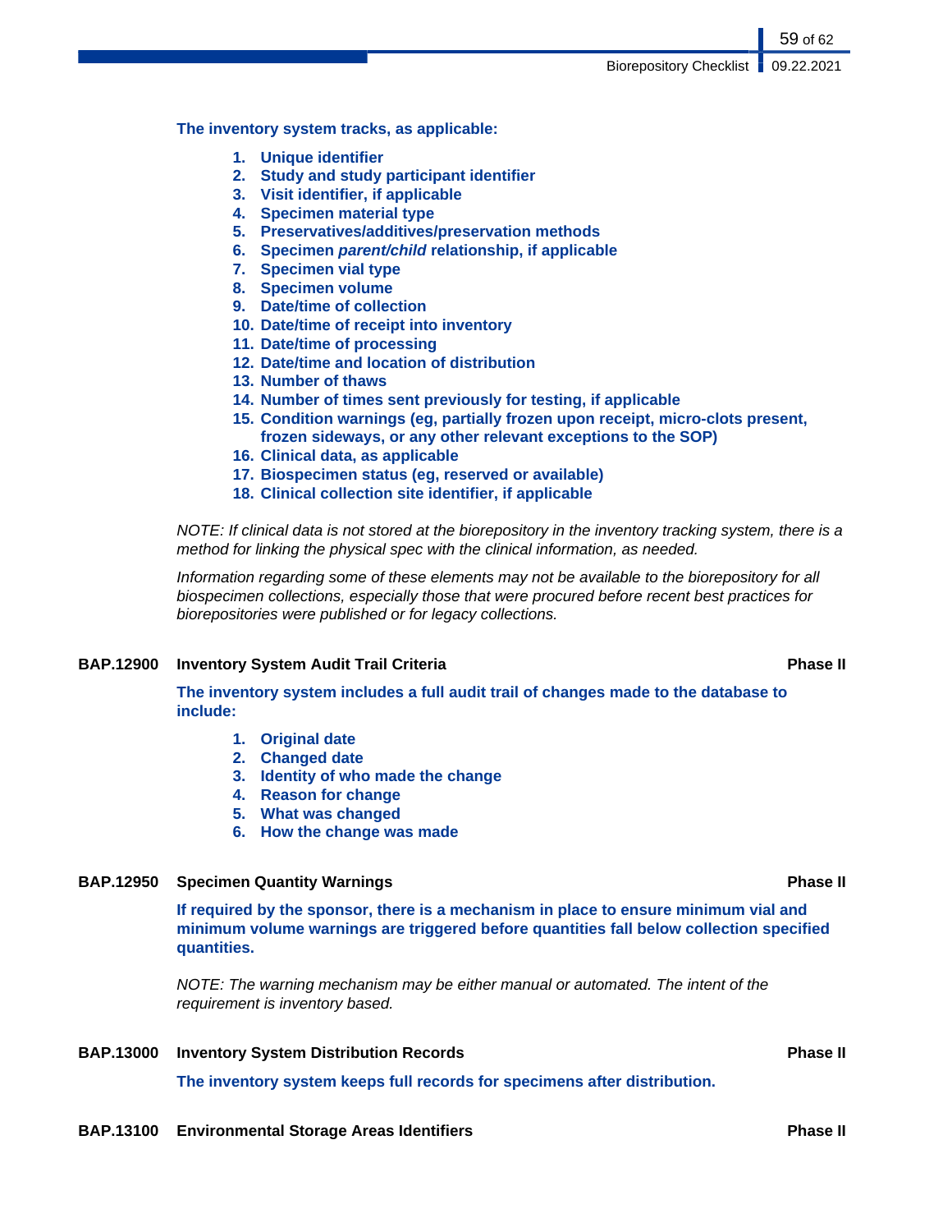**The inventory system tracks, as applicable:**

1. **Unique identifier**
2. **Study and study participant identifier**
3. **Visit identifier, if applicable**
4. **Specimen material type**
5. **Preservatives/additives/preservation methods**
6. **Specimen *parent/child* relationship, if applicable**
7. **Specimen vial type**
8. **Specimen volume**
9. **Date/time of collection**
10. **Date/time of receipt into inventory**
11. **Date/time of processing**
12. **Date/time and location of distribution**
13. **Number of thaws**
14. **Number of times sent previously for testing, if applicable**
15. **Condition warnings (eg, partially frozen upon receipt, micro-clots present, frozen sideways, or any other relevant exceptions to the SOP)**
16. **Clinical data, as applicable**
17. **Biospecimen status (eg, reserved or available)**
18. **Clinical collection site identifier, if applicable**

*NOTE: If clinical data is not stored at the biorepository in the inventory tracking system, there is a method for linking the physical spec with the clinical information, as needed.*

*Information regarding some of these elements may not be available to the biorepository for all biospecimen collections, especially those that were procured before recent best practices for biorepositories were published or for legacy collections.*

### BAP.12900 Inventory System Audit Trail Criteria — Phase II

**The inventory system includes a full audit trail of changes made to the database to include:**

1. **Original date**
2. **Changed date**
3. **Identity of who made the change**
4. **Reason for change**
5. **What was changed**
6. **How the change was made**

### BAP.12950 Specimen Quantity Warnings — Phase II

**If required by the sponsor, there is a mechanism in place to ensure minimum vial and minimum volume warnings are triggered before quantities fall below collection specified quantities.**

*NOTE: The warning mechanism may be either manual or automated. The intent of the requirement is inventory based.*

### BAP.13000 Inventory System Distribution Records — Phase II

**The inventory system keeps full records for specimens after distribution.**

### BAP.13100 Environmental Storage Areas Identifiers — Phase II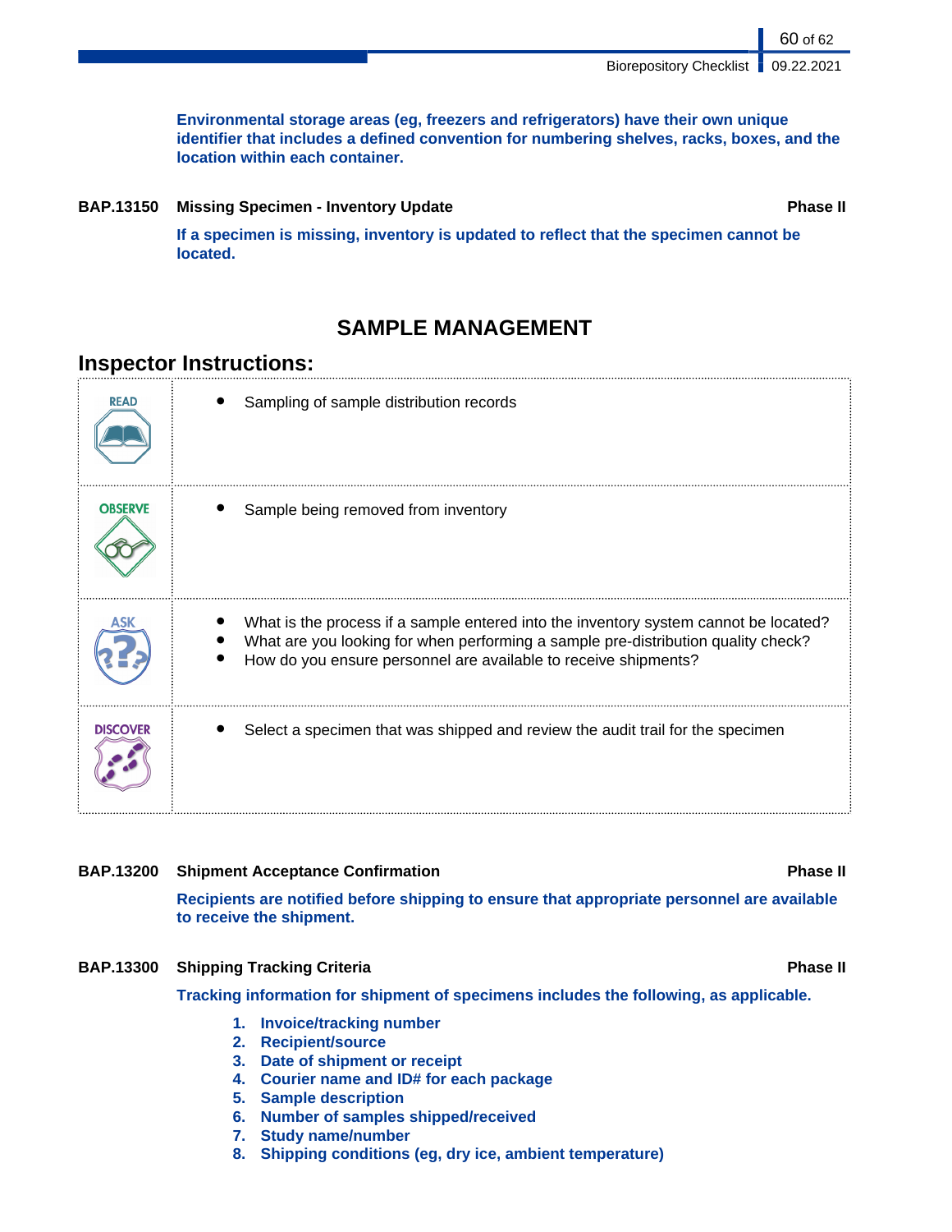**Environmental storage areas (eg, freezers and refrigerators) have their own unique identifier that includes a defined convention for numbering shelves, racks, boxes, and the location within each container.**

**BAP.13150 Missing Specimen - Inventory Update** **Phase II**

**If a specimen is missing, inventory is updated to reflect that the specimen cannot be located.**

## SAMPLE MANAGEMENT

### Inspector Instructions:

| | |
|---|---|
| READ | • Sampling of sample distribution records |
| OBSERVE | • Sample being removed from inventory |
| ASK | • What is the process if a sample entered into the inventory system cannot be located?<br>• What are you looking for when performing a sample pre-distribution quality check?<br>• How do you ensure personnel are available to receive shipments? |
| DISCOVER | • Select a specimen that was shipped and review the audit trail for the specimen |

**BAP.13200 Shipment Acceptance Confirmation** **Phase II**

**Recipients are notified before shipping to ensure that appropriate personnel are available to receive the shipment.**

**BAP.13300 Shipping Tracking Criteria** **Phase II**

**Tracking information for shipment of specimens includes the following, as applicable.**

1. **Invoice/tracking number**
2. **Recipient/source**
3. **Date of shipment or receipt**
4. **Courier name and ID# for each package**
5. **Sample description**
6. **Number of samples shipped/received**
7. **Study name/number**
8. **Shipping conditions (eg, dry ice, ambient temperature)**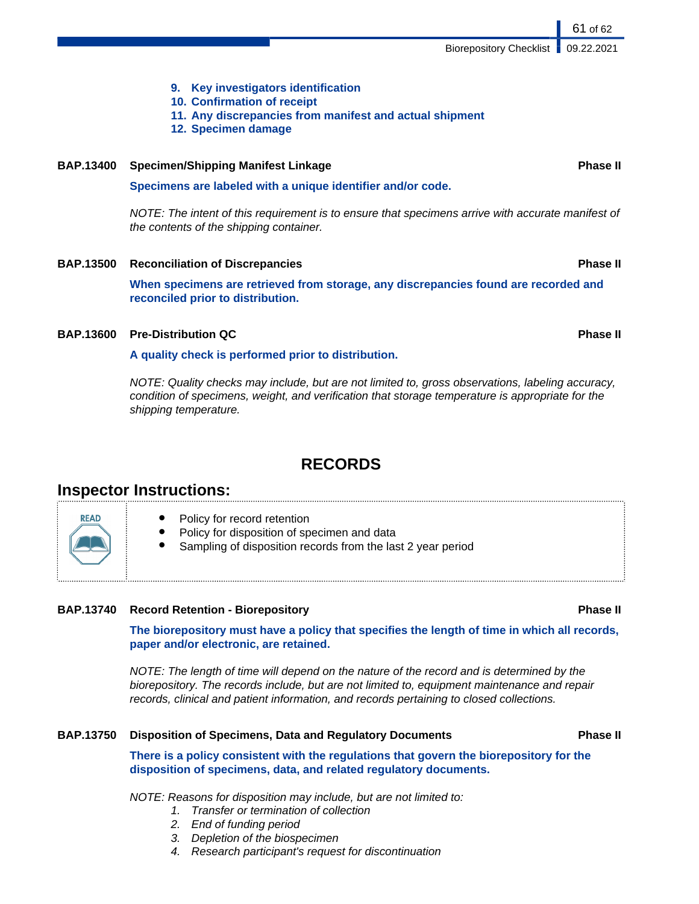9. **Key investigators identification**
10. **Confirmation of receipt**
11. **Any discrepancies from manifest and actual shipment**
12. **Specimen damage**

**BAP.13400 Specimen/Shipping Manifest Linkage** **Phase II**

**Specimens are labeled with a unique identifier and/or code.**

*NOTE: The intent of this requirement is to ensure that specimens arrive with accurate manifest of the contents of the shipping container.*

**BAP.13500 Reconciliation of Discrepancies** **Phase II**

**When specimens are retrieved from storage, any discrepancies found are recorded and reconciled prior to distribution.**

**BAP.13600 Pre-Distribution QC** **Phase II**

**A quality check is performed prior to distribution.**

*NOTE: Quality checks may include, but are not limited to, gross observations, labeling accuracy, condition of specimens, weight, and verification that storage temperature is appropriate for the shipping temperature.*

# RECORDS

## Inspector Instructions:

**READ**

- Policy for record retention
- Policy for disposition of specimen and data
- Sampling of disposition records from the last 2 year period

**BAP.13740 Record Retention - Biorepository** **Phase II**

**The biorepository must have a policy that specifies the length of time in which all records, paper and/or electronic, are retained.**

*NOTE: The length of time will depend on the nature of the record and is determined by the biorepository. The records include, but are not limited to, equipment maintenance and repair records, clinical and patient information, and records pertaining to closed collections.*

**BAP.13750 Disposition of Specimens, Data and Regulatory Documents** **Phase II**

**There is a policy consistent with the regulations that govern the biorepository for the disposition of specimens, data, and related regulatory documents.**

*NOTE: Reasons for disposition may include, but are not limited to:*

1. *Transfer or termination of collection*
2. *End of funding period*
3. *Depletion of the biospecimen*
4. *Research participant's request for discontinuation*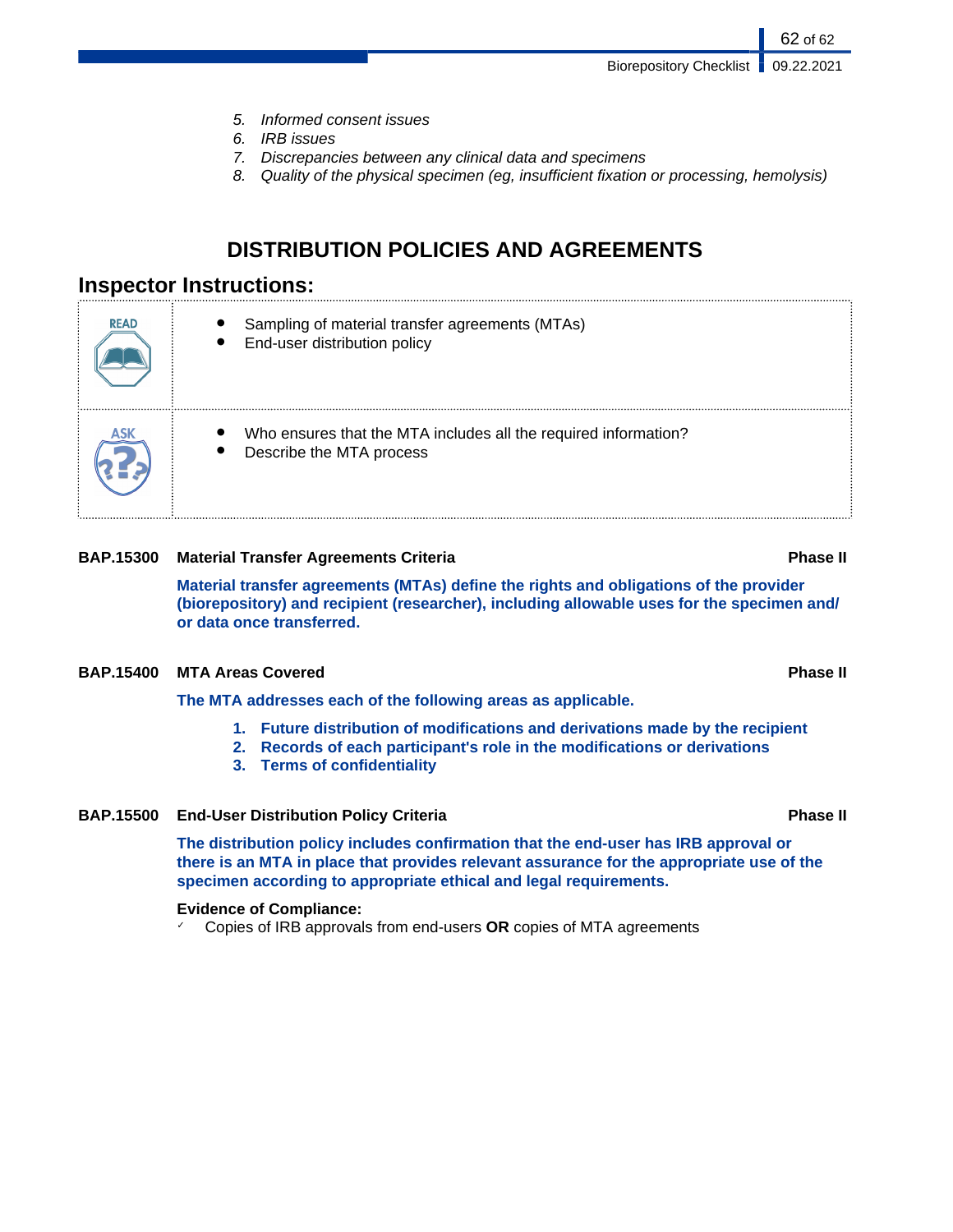5. *Informed consent issues*
6. *IRB issues*
7. *Discrepancies between any clinical data and specimens*
8. *Quality of the physical specimen (eg, insufficient fixation or processing, hemolysis)*

## DISTRIBUTION POLICIES AND AGREEMENTS

### Inspector Instructions:

| | |
|---|---|
| READ | • Sampling of material transfer agreements (MTAs)<br>• End-user distribution policy |
| ASK | • Who ensures that the MTA includes all the required information?<br>• Describe the MTA process |

**BAP.15300 Material Transfer Agreements Criteria** — **Phase II**

**Material transfer agreements (MTAs) define the rights and obligations of the provider (biorepository) and recipient (researcher), including allowable uses for the specimen and/or data once transferred.**

**BAP.15400 MTA Areas Covered** — **Phase II**

**The MTA addresses each of the following areas as applicable.**

1. **Future distribution of modifications and derivations made by the recipient**
2. **Records of each participant's role in the modifications or derivations**
3. **Terms of confidentiality**

**BAP.15500 End-User Distribution Policy Criteria** — **Phase II**

**The distribution policy includes confirmation that the end-user has IRB approval or there is an MTA in place that provides relevant assurance for the appropriate use of the specimen according to appropriate ethical and legal requirements.**

**Evidence of Compliance:**

- ✓ Copies of IRB approvals from end-users **OR** copies of MTA agreements